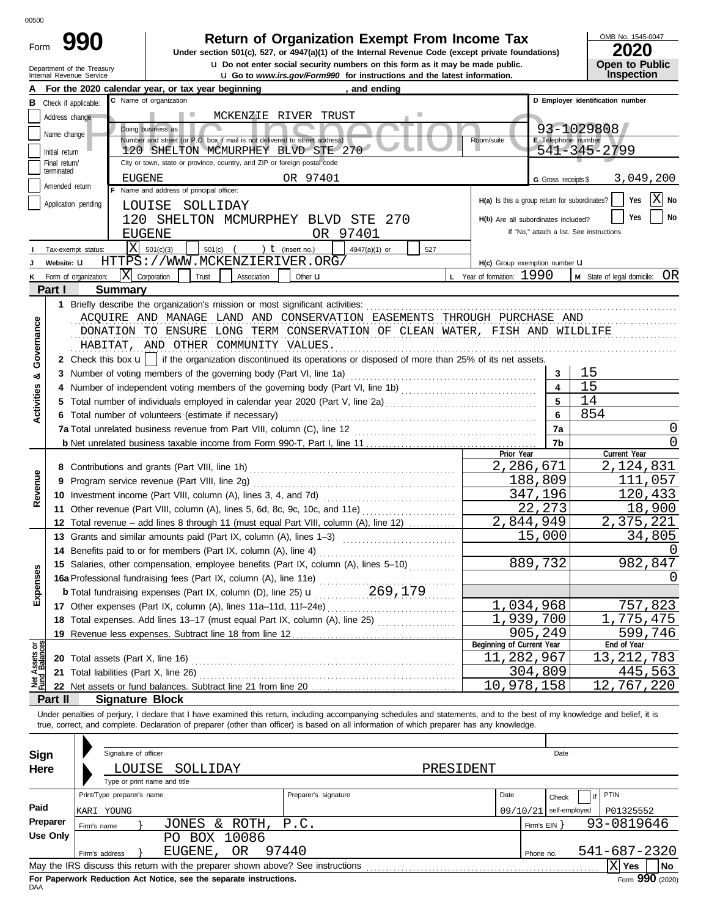00500

# Form 990 — Return of Organization Exempt From Income Tax

**Under section 501(c), 527, or 4947(a)(1) of the Internal Revenue Code (except private foundations)**

u Do not enter social security numbers on this form as it may be made public.

u Go to *www.irs.gov/Form990* for instructions and the latest information.

Department of the Treasury
Internal Revenue Service

OMB No. 1545-0047

**2020**

**Open to Public Inspection**

Public Inspection Copy

**A** For the 2020 calendar year, or tax year beginning , and ending

**B** Check if applicable: Address change / Name change / Initial return / Final return/terminated / Amended return / Application pending

**C** Name of organization: MCKENZIE RIVER TRUST

Doing business as

Number and street (or P.O. box if mail is not delivered to street address): 120 SHELTON MCMURPHEY BLVD STE 270 — Room/suite

City or town, state or province, country, and ZIP or foreign postal code: EUGENE OR 97401

**D** Employer identification number: 93-1029808

**E** Telephone number: 541-345-2799

**G** Gross receipts $ 3,049,200

**F** Name and address of principal officer:
LOUISE SOLLIDAY
120 SHELTON MCMURPHEY BLVD STE 270
EUGENE OR 97401

**H(a)** Is this a group return for subordinates? Yes [ ] No [X]

**H(b)** Are all subordinates included? Yes [ ] No [ ]
If "No," attach a list. See instructions

**I** Tax-exempt status: [X] 501(c)(3) [ ] 501(c) ( ) t (insert no.) [ ] 4947(a)(1) or [ ] 527

**J** Website: u HTTPS://WWW.MCKENZIERIVER.ORG/

**H(c)** Group exemption number u

**K** Form of organization: [X] Corporation [ ] Trust [ ] Association [ ] Other u

**L** Year of formation: 1990

**M** State of legal domicile: OR

## Part I Summary

### Activities & Governance

1 Briefly describe the organization's mission or most significant activities:
ACQUIRE AND MANAGE LAND AND CONSERVATION EASEMENTS THROUGH PURCHASE AND DONATION TO ENSURE LONG TERM CONSERVATION OF CLEAN WATER, FISH AND WILDLIFE HABITAT, AND OTHER COMMUNITY VALUES.

2 Check this box u [ ] if the organization discontinued its operations or disposed of more than 25% of its net assets.

| Line | Description | No. | Value |
|---|---|---|---|
| 3 | Number of voting members of the governing body (Part VI, line 1a) | 3 | 15 |
| 4 | Number of independent voting members of the governing body (Part VI, line 1b) | 4 | 15 |
| 5 | Total number of individuals employed in calendar year 2020 (Part V, line 2a) | 5 | 14 |
| 6 | Total number of volunteers (estimate if necessary) | 6 | 854 |
| 7a | Total unrelated business revenue from Part VIII, column (C), line 12 | 7a | 0 |
| b | Net unrelated business taxable income from Form 990-T, Part I, line 11 | 7b | 0 |

### Revenue, Expenses, and Net Assets

| Line | Description | Prior Year | Current Year |
|---|---|---|---|
| 8 | Contributions and grants (Part VIII, line 1h) | 2,286,671 | 2,124,831 |
| 9 | Program service revenue (Part VIII, line 2g) | 188,809 | 111,057 |
| 10 | Investment income (Part VIII, column (A), lines 3, 4, and 7d) | 347,196 | 120,433 |
| 11 | Other revenue (Part VIII, column (A), lines 5, 6d, 8c, 9c, 10c, and 11e) | 22,273 | 18,900 |
| 12 | Total revenue – add lines 8 through 11 (must equal Part VIII, column (A), line 12) | 2,844,949 | 2,375,221 |
| 13 | Grants and similar amounts paid (Part IX, column (A), lines 1–3) | 15,000 | 34,805 |
| 14 | Benefits paid to or for members (Part IX, column (A), line 4) | | 0 |
| 15 | Salaries, other compensation, employee benefits (Part IX, column (A), lines 5–10) | 889,732 | 982,847 |
| 16a | Professional fundraising fees (Part IX, column (A), line 11e) | | 0 |
| b | Total fundraising expenses (Part IX, column (D), line 25) u 269,179 | | |
| 17 | Other expenses (Part IX, column (A), lines 11a–11d, 11f–24e) | 1,034,968 | 757,823 |
| 18 | Total expenses. Add lines 13–17 (must equal Part IX, column (A), line 25) | 1,939,700 | 1,775,475 |
| 19 | Revenue less expenses. Subtract line 18 from line 12 | 905,249 | 599,746 |
| | | **Beginning of Current Year** | **End of Year** |
| 20 | Total assets (Part X, line 16) | 11,282,967 | 13,212,783 |
| 21 | Total liabilities (Part X, line 26) | 304,809 | 445,563 |
| 22 | Net assets or fund balances. Subtract line 21 from line 20 | 10,978,158 | 12,767,220 |

## Part II Signature Block

Under penalties of perjury, I declare that I have examined this return, including accompanying schedules and statements, and to the best of my knowledge and belief, it is true, correct, and complete. Declaration of preparer (other than officer) is based on all information of which preparer has any knowledge.

**Sign Here**

Signature of officer — Date

LOUISE SOLLIDAY PRESIDENT
Type or print name and title

**Paid Preparer Use Only**

| Print/Type preparer's name | Preparer's signature | Date | Check if self-employed | PTIN |
|---|---|---|---|---|
| KARI YOUNG | | 09/10/21 | | P01325552 |

Firm's name } JONES & ROTH, P.C. — Firm's EIN } 93-0819646

Firm's address } PO BOX 10086, EUGENE, OR 97440 — Phone no. 541-687-2320

May the IRS discuss this return with the preparer shown above? See instructions [X] Yes [ ] No

**For Paperwork Reduction Act Notice, see the separate instructions.**

DAA

Form **990** (2020)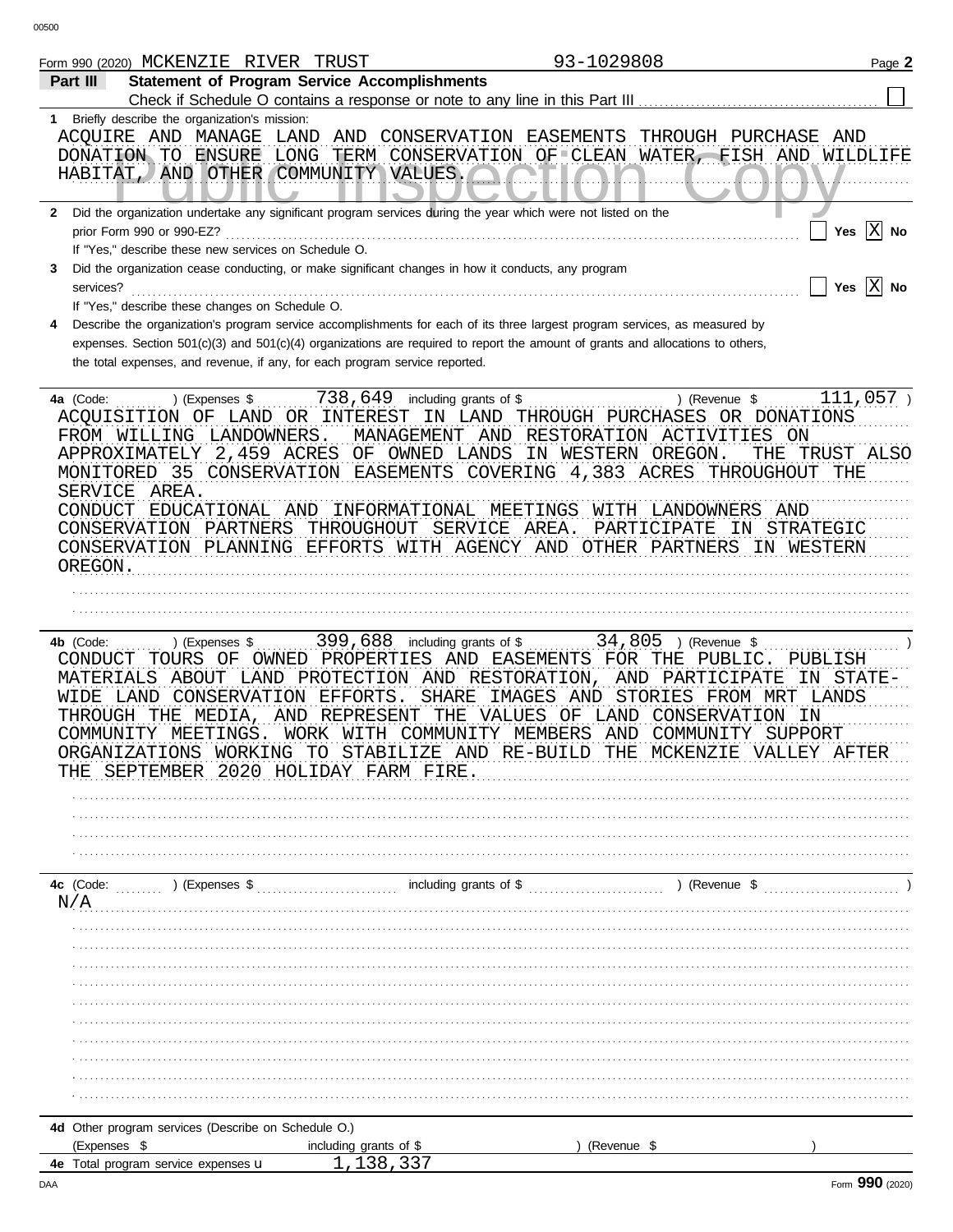Form 990 (2020) MCKENZIE RIVER TRUST 93-1029808

## Part III Statement of Program Service Accomplishments

Check if Schedule O contains a response or note to any line in this Part III [ ]

**1** Briefly describe the organization's mission:

ACQUIRE AND MANAGE LAND AND CONSERVATION EASEMENTS THROUGH PURCHASE AND DONATION TO ENSURE LONG TERM CONSERVATION OF CLEAN WATER, FISH AND WILDLIFE HABITAT, AND OTHER COMMUNITY VALUES.

**2** Did the organization undertake any significant program services during the year which were not listed on the prior Form 990 or 990-EZ? [ ] Yes [X] No

If "Yes," describe these new services on Schedule O.

**3** Did the organization cease conducting, or make significant changes in how it conducts, any program services? [ ] Yes [X] No

If "Yes," describe these changes on Schedule O.

**4** Describe the organization's program service accomplishments for each of its three largest program services, as measured by expenses. Section 501(c)(3) and 501(c)(4) organizations are required to report the amount of grants and allocations to others, the total expenses, and revenue, if any, for each program service reported.

**4a** (Code: ) (Expenses $ 738,649 including grants of $ ) (Revenue $ 111,057 )

ACQUISITION OF LAND OR INTEREST IN LAND THROUGH PURCHASES OR DONATIONS FROM WILLING LANDOWNERS. MANAGEMENT AND RESTORATION ACTIVITIES ON APPROXIMATELY 2,459 ACRES OF OWNED LANDS IN WESTERN OREGON. THE TRUST ALSO MONITORED 35 CONSERVATION EASEMENTS COVERING 4,383 ACRES THROUGHOUT THE SERVICE AREA.

CONDUCT EDUCATIONAL AND INFORMATIONAL MEETINGS WITH LANDOWNERS AND CONSERVATION PARTNERS THROUGHOUT SERVICE AREA. PARTICIPATE IN STRATEGIC CONSERVATION PLANNING EFFORTS WITH AGENCY AND OTHER PARTNERS IN WESTERN OREGON.

**4b** (Code: ) (Expenses $ 399,688 including grants of $ 34,805 ) (Revenue $ )

CONDUCT TOURS OF OWNED PROPERTIES AND EASEMENTS FOR THE PUBLIC. PUBLISH MATERIALS ABOUT LAND PROTECTION AND RESTORATION, AND PARTICIPATE IN STATE-WIDE LAND CONSERVATION EFFORTS. SHARE IMAGES AND STORIES FROM MRT LANDS THROUGH THE MEDIA, AND REPRESENT THE VALUES OF LAND CONSERVATION IN COMMUNITY MEETINGS. WORK WITH COMMUNITY MEMBERS AND COMMUNITY SUPPORT ORGANIZATIONS WORKING TO STABILIZE AND RE-BUILD THE MCKENZIE VALLEY AFTER THE SEPTEMBER 2020 HOLIDAY FARM FIRE.

**4c** (Code: ) (Expenses $ including grants of $ ) (Revenue $ )

N/A

**4d** Other program services (Describe on Schedule O.)

(Expenses $ including grants of $ ) (Revenue $ )

**4e** Total program service expenses 1,138,337

Form **990** (2020)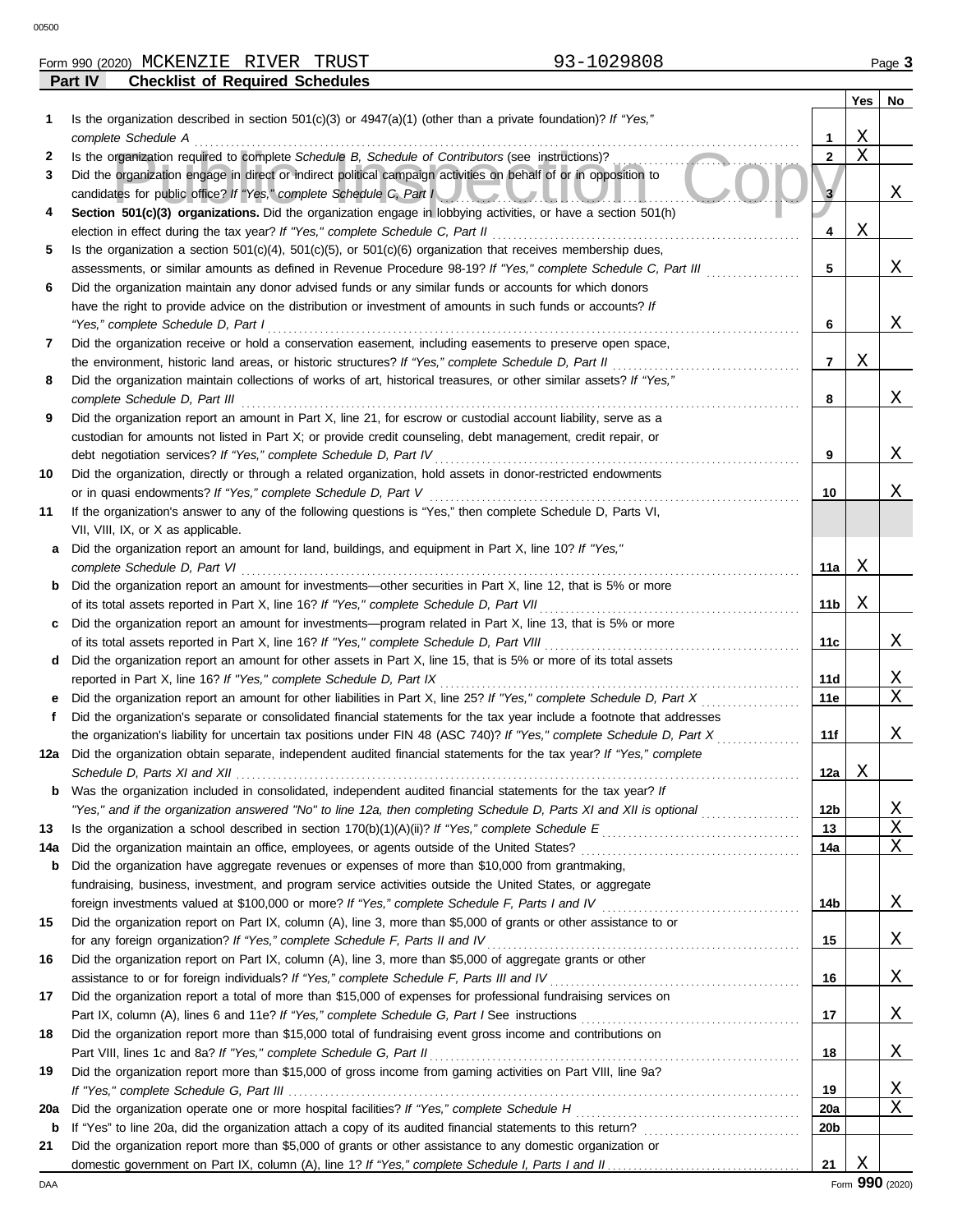Form 990 (2020) MCKENZIE RIVER TRUST 93-1029808

**Part IV Checklist of Required Schedules**

| | | | Yes | No |
|---|---|---|---|---|
| 1 | Is the organization described in section 501(c)(3) or 4947(a)(1) (other than a private foundation)? *If "Yes," complete Schedule A* | 1 | X | |
| 2 | Is the organization required to complete *Schedule B, Schedule of Contributors* (see instructions)? | 2 | X | |
| 3 | Did the organization engage in direct or indirect political campaign activities on behalf of or in opposition to candidates for public office? *If "Yes," complete Schedule C, Part I* | 3 | | X |
| 4 | **Section 501(c)(3) organizations.** Did the organization engage in lobbying activities, or have a section 501(h) election in effect during the tax year? *If "Yes," complete Schedule C, Part II* | 4 | X | |
| 5 | Is the organization a section 501(c)(4), 501(c)(5), or 501(c)(6) organization that receives membership dues, assessments, or similar amounts as defined in Revenue Procedure 98-19? *If "Yes," complete Schedule C, Part III* | 5 | | X |
| 6 | Did the organization maintain any donor advised funds or any similar funds or accounts for which donors have the right to provide advice on the distribution or investment of amounts in such funds or accounts? *If "Yes," complete Schedule D, Part I* | 6 | | X |
| 7 | Did the organization receive or hold a conservation easement, including easements to preserve open space, the environment, historic land areas, or historic structures? *If "Yes," complete Schedule D, Part II* | 7 | X | |
| 8 | Did the organization maintain collections of works of art, historical treasures, or other similar assets? *If "Yes," complete Schedule D, Part III* | 8 | | X |
| 9 | Did the organization report an amount in Part X, line 21, for escrow or custodial account liability, serve as a custodian for amounts not listed in Part X; or provide credit counseling, debt management, credit repair, or debt negotiation services? *If "Yes," complete Schedule D, Part IV* | 9 | | X |
| 10 | Did the organization, directly or through a related organization, hold assets in donor-restricted endowments or in quasi endowments? *If "Yes," complete Schedule D, Part V* | 10 | | X |
| 11 | If the organization's answer to any of the following questions is "Yes," then complete Schedule D, Parts VI, VII, VIII, IX, or X as applicable. | | | |
| a | Did the organization report an amount for land, buildings, and equipment in Part X, line 10? *If "Yes," complete Schedule D, Part VI* | 11a | X | |
| b | Did the organization report an amount for investments—other securities in Part X, line 12, that is 5% or more of its total assets reported in Part X, line 16? *If "Yes," complete Schedule D, Part VII* | 11b | X | |
| c | Did the organization report an amount for investments—program related in Part X, line 13, that is 5% or more of its total assets reported in Part X, line 16? *If "Yes," complete Schedule D, Part VIII* | 11c | | X |
| d | Did the organization report an amount for other assets in Part X, line 15, that is 5% or more of its total assets reported in Part X, line 16? *If "Yes," complete Schedule D, Part IX* | 11d | | X |
| e | Did the organization report an amount for other liabilities in Part X, line 25? *If "Yes," complete Schedule D, Part X* | 11e | | X |
| f | Did the organization's separate or consolidated financial statements for the tax year include a footnote that addresses the organization's liability for uncertain tax positions under FIN 48 (ASC 740)? *If "Yes," complete Schedule D, Part X* | 11f | | X |
| 12a | Did the organization obtain separate, independent audited financial statements for the tax year? *If "Yes," complete Schedule D, Parts XI and XII* | 12a | X | |
| b | Was the organization included in consolidated, independent audited financial statements for the tax year? *If "Yes," and if the organization answered "No" to line 12a, then completing Schedule D, Parts XI and XII is optional* | 12b | | X |
| 13 | Is the organization a school described in section 170(b)(1)(A)(ii)? *If "Yes," complete Schedule E* | 13 | | X |
| 14a | Did the organization maintain an office, employees, or agents outside of the United States? | 14a | | X |
| b | Did the organization have aggregate revenues or expenses of more than $10,000 from grantmaking, fundraising, business, investment, and program service activities outside the United States, or aggregate foreign investments valued at $100,000 or more? *If "Yes," complete Schedule F, Parts I and IV* | 14b | | X |
| 15 | Did the organization report on Part IX, column (A), line 3, more than $5,000 of grants or other assistance to or for any foreign organization? *If "Yes," complete Schedule F, Parts II and IV* | 15 | | X |
| 16 | Did the organization report on Part IX, column (A), line 3, more than $5,000 of aggregate grants or other assistance to or for foreign individuals? *If "Yes," complete Schedule F, Parts III and IV* | 16 | | X |
| 17 | Did the organization report a total of more than $15,000 of expenses for professional fundraising services on Part IX, column (A), lines 6 and 11e? *If "Yes," complete Schedule G, Part I* See instructions | 17 | | X |
| 18 | Did the organization report more than $15,000 total of fundraising event gross income and contributions on Part VIII, lines 1c and 8a? *If "Yes," complete Schedule G, Part II* | 18 | | X |
| 19 | Did the organization report more than $15,000 of gross income from gaming activities on Part VIII, line 9a? *If "Yes," complete Schedule G, Part III* | 19 | | X |
| 20a | Did the organization operate one or more hospital facilities? *If "Yes," complete Schedule H* | 20a | | X |
| b | If "Yes" to line 20a, did the organization attach a copy of its audited financial statements to this return? | 20b | | |
| 21 | Did the organization report more than $5,000 of grants or other assistance to any domestic organization or domestic government on Part IX, column (A), line 1? *If "Yes," complete Schedule I, Parts I and II* | 21 | X | |

Form **990** (2020)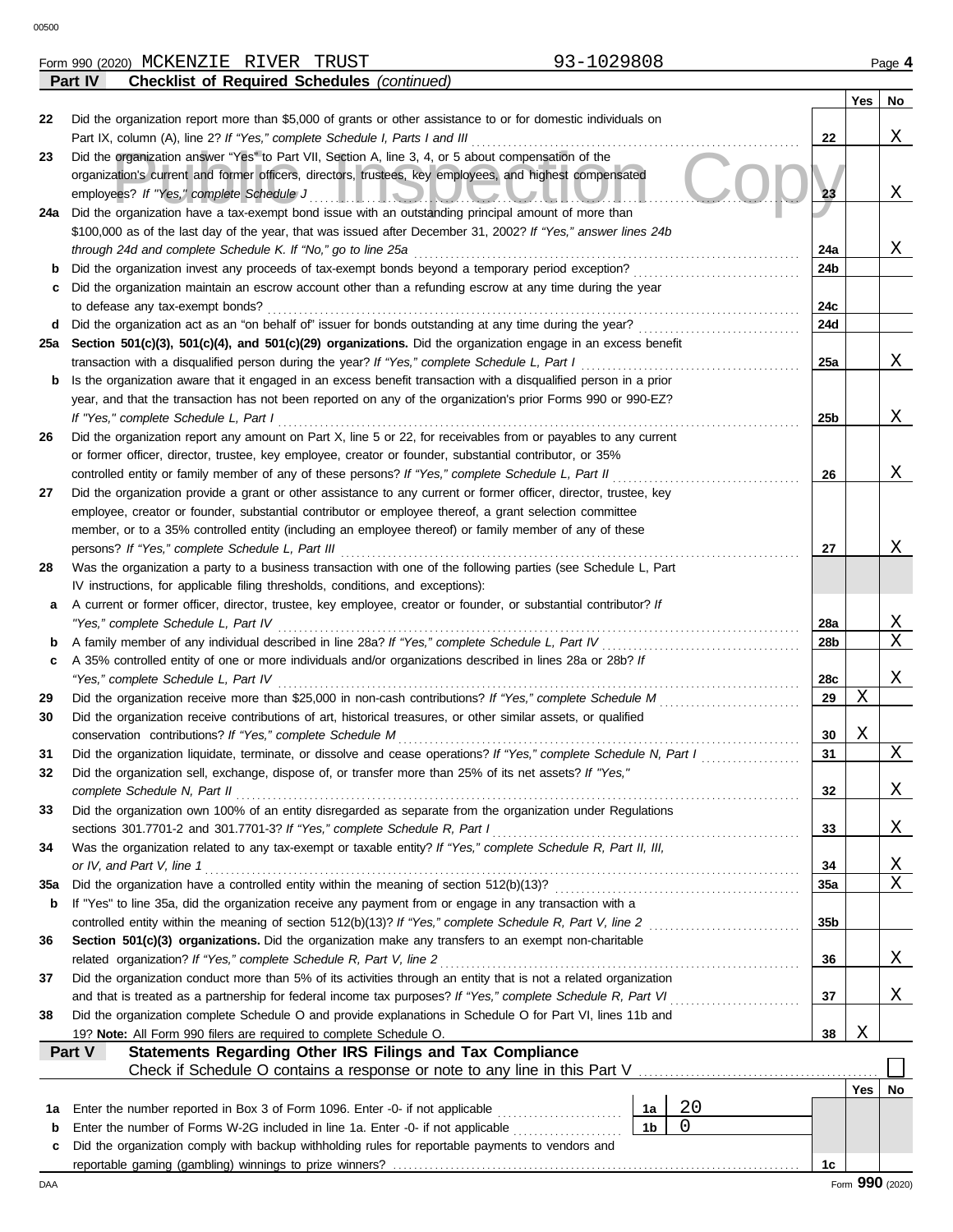Form 990 (2020) MCKENZIE RIVER TRUST 93-1029808 Page **4**

**Part IV Checklist of Required Schedules** *(continued)*

| | | | Yes | No |
|---|---|---|---|---|
| **22** | Did the organization report more than $5,000 of grants or other assistance to or for domestic individuals on Part IX, column (A), line 2? *If "Yes," complete Schedule I, Parts I and III* | **22** | | X |
| **23** | Did the organization answer "Yes" to Part VII, Section A, line 3, 4, or 5 about compensation of the organization's current and former officers, directors, trustees, key employees, and highest compensated employees? *If "Yes," complete Schedule J* | **23** | | X |
| **24a** | Did the organization have a tax-exempt bond issue with an outstanding principal amount of more than $100,000 as of the last day of the year, that was issued after December 31, 2002? *If "Yes," answer lines 24b through 24d and complete Schedule K. If "No," go to line 25a* | **24a** | | X |
| **b** | Did the organization invest any proceeds of tax-exempt bonds beyond a temporary period exception? | **24b** | | |
| **c** | Did the organization maintain an escrow account other than a refunding escrow at any time during the year to defease any tax-exempt bonds? | **24c** | | |
| **d** | Did the organization act as an "on behalf of" issuer for bonds outstanding at any time during the year? | **24d** | | |
| **25a** | **Section 501(c)(3), 501(c)(4), and 501(c)(29) organizations.** Did the organization engage in an excess benefit transaction with a disqualified person during the year? *If "Yes," complete Schedule L, Part I* | **25a** | | X |
| **b** | Is the organization aware that it engaged in an excess benefit transaction with a disqualified person in a prior year, and that the transaction has not been reported on any of the organization's prior Forms 990 or 990-EZ? *If "Yes," complete Schedule L, Part I* | **25b** | | X |
| **26** | Did the organization report any amount on Part X, line 5 or 22, for receivables from or payables to any current or former officer, director, trustee, key employee, creator or founder, substantial contributor, or 35% controlled entity or family member of any of these persons? *If "Yes," complete Schedule L, Part II* | **26** | | X |
| **27** | Did the organization provide a grant or other assistance to any current or former officer, director, trustee, key employee, creator or founder, substantial contributor or employee thereof, a grant selection committee member, or to a 35% controlled entity (including an employee thereof) or family member of any of these persons? *If "Yes," complete Schedule L, Part III* | **27** | | X |
| **28** | Was the organization a party to a business transaction with one of the following parties (see Schedule L, Part IV instructions, for applicable filing thresholds, conditions, and exceptions): | | | |
| **a** | A current or former officer, director, trustee, key employee, creator or founder, or substantial contributor? *If "Yes," complete Schedule L, Part IV* | **28a** | | X |
| **b** | A family member of any individual described in line 28a? *If "Yes," complete Schedule L, Part IV* | **28b** | | X |
| **c** | A 35% controlled entity of one or more individuals and/or organizations described in lines 28a or 28b? *If "Yes," complete Schedule L, Part IV* | **28c** | | X |
| **29** | Did the organization receive more than $25,000 in non-cash contributions? *If "Yes," complete Schedule M* | **29** | X | |
| **30** | Did the organization receive contributions of art, historical treasures, or other similar assets, or qualified conservation contributions? *If "Yes," complete Schedule M* | **30** | X | |
| **31** | Did the organization liquidate, terminate, or dissolve and cease operations? *If "Yes," complete Schedule N, Part I* | **31** | | X |
| **32** | Did the organization sell, exchange, dispose of, or transfer more than 25% of its net assets? *If "Yes," complete Schedule N, Part II* | **32** | | X |
| **33** | Did the organization own 100% of an entity disregarded as separate from the organization under Regulations sections 301.7701-2 and 301.7701-3? *If "Yes," complete Schedule R, Part I* | **33** | | X |
| **34** | Was the organization related to any tax-exempt or taxable entity? *If "Yes," complete Schedule R, Part II, III, or IV, and Part V, line 1* | **34** | | X |
| **35a** | Did the organization have a controlled entity within the meaning of section 512(b)(13)? | **35a** | | X |
| **b** | If "Yes" to line 35a, did the organization receive any payment from or engage in any transaction with a controlled entity within the meaning of section 512(b)(13)? *If "Yes," complete Schedule R, Part V, line 2* | **35b** | | |
| **36** | **Section 501(c)(3) organizations.** Did the organization make any transfers to an exempt non-charitable related organization? *If "Yes," complete Schedule R, Part V, line 2* | **36** | | X |
| **37** | Did the organization conduct more than 5% of its activities through an entity that is not a related organization and that is treated as a partnership for federal income tax purposes? *If "Yes," complete Schedule R, Part VI* | **37** | | X |
| **38** | Did the organization complete Schedule O and provide explanations in Schedule O for Part VI, lines 11b and 19? **Note:** All Form 990 filers are required to complete Schedule O. | **38** | X | |

**Part V Statements Regarding Other IRS Filings and Tax Compliance**

Check if Schedule O contains a response or note to any line in this Part V ☐

| | | | | | Yes | No |
|---|---|---|---|---|---|---|
| **1a** | Enter the number reported in Box 3 of Form 1096. Enter -0- if not applicable | **1a** | 20 | | | |
| **b** | Enter the number of Forms W-2G included in line 1a. Enter -0- if not applicable | **1b** | 0 | | | |
| **c** | Did the organization comply with backup withholding rules for reportable payments to vendors and reportable gaming (gambling) winnings to prize winners? | | | **1c** | | |

DAA Form **990** (2020)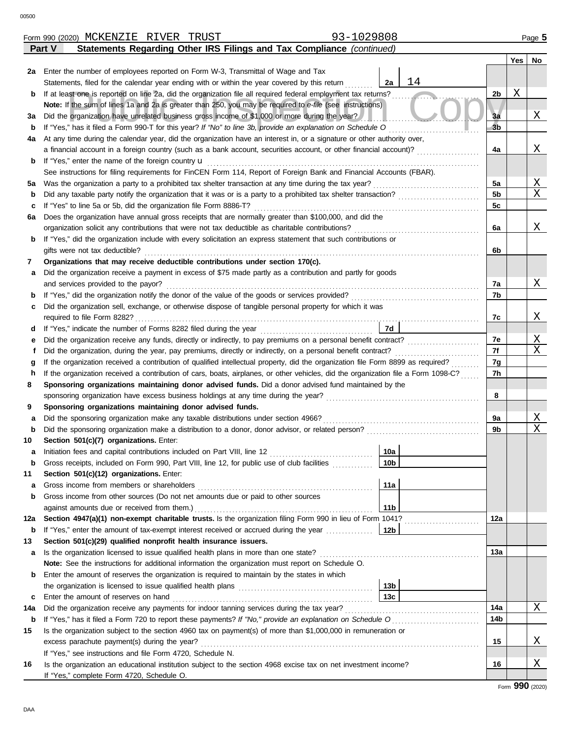Form 990 (2020) MCKENZIE RIVER TRUST 93-1029808

**Part V Statements Regarding Other IRS Filings and Tax Compliance** *(continued)*

| | | | | Yes | No |
|---|---|---|---|---|---|
| 2a | Enter the number of employees reported on Form W-3, Transmittal of Wage and Tax Statements, filed for the calendar year ending with or within the year covered by this return | 2a: 14 | | | |
| b | If at least one is reported on line 2a, did the organization file all required federal employment tax returns? | | 2b | X | |
| | **Note:** If the sum of lines 1a and 2a is greater than 250, you may be required to *e-file* (see instructions) | | | | |
| 3a | Did the organization have unrelated business gross income of $1,000 or more during the year? | | 3a | | X |
| b | If "Yes," has it filed a Form 990-T for this year? *If "No" to line 3b, provide an explanation on Schedule O* | | 3b | | |
| 4a | At any time during the calendar year, did the organization have an interest in, or a signature or other authority over, a financial account in a foreign country (such as a bank account, securities account, or other financial account)? | | 4a | | X |
| b | If "Yes," enter the name of the foreign country u | | | | |
| | See instructions for filing requirements for FinCEN Form 114, Report of Foreign Bank and Financial Accounts (FBAR). | | | | |
| 5a | Was the organization a party to a prohibited tax shelter transaction at any time during the tax year? | | 5a | | X |
| b | Did any taxable party notify the organization that it was or is a party to a prohibited tax shelter transaction? | | 5b | | X |
| c | If "Yes" to line 5a or 5b, did the organization file Form 8886-T? | | 5c | | |
| 6a | Does the organization have annual gross receipts that are normally greater than $100,000, and did the organization solicit any contributions that were not tax deductible as charitable contributions? | | 6a | | X |
| b | If "Yes," did the organization include with every solicitation an express statement that such contributions or gifts were not tax deductible? | | 6b | | |
| 7 | **Organizations that may receive deductible contributions under section 170(c).** | | | | |
| a | Did the organization receive a payment in excess of $75 made partly as a contribution and partly for goods and services provided to the payor? | | 7a | | X |
| b | If "Yes," did the organization notify the donor of the value of the goods or services provided? | | 7b | | |
| c | Did the organization sell, exchange, or otherwise dispose of tangible personal property for which it was required to file Form 8282? | | 7c | | X |
| d | If "Yes," indicate the number of Forms 8282 filed during the year | 7d | | | |
| e | Did the organization receive any funds, directly or indirectly, to pay premiums on a personal benefit contract? | | 7e | | X |
| f | Did the organization, during the year, pay premiums, directly or indirectly, on a personal benefit contract? | | 7f | | X |
| g | If the organization received a contribution of qualified intellectual property, did the organization file Form 8899 as required? | | 7g | | |
| h | If the organization received a contribution of cars, boats, airplanes, or other vehicles, did the organization file a Form 1098-C? | | 7h | | |
| 8 | **Sponsoring organizations maintaining donor advised funds.** Did a donor advised fund maintained by the sponsoring organization have excess business holdings at any time during the year? | | 8 | | |
| 9 | **Sponsoring organizations maintaining donor advised funds.** | | | | |
| a | Did the sponsoring organization make any taxable distributions under section 4966? | | 9a | | X |
| b | Did the sponsoring organization make a distribution to a donor, donor advisor, or related person? | | 9b | | X |
| 10 | **Section 501(c)(7) organizations.** Enter: | | | | |
| a | Initiation fees and capital contributions included on Part VIII, line 12 | 10a | | | |
| b | Gross receipts, included on Form 990, Part VIII, line 12, for public use of club facilities | 10b | | | |
| 11 | **Section 501(c)(12) organizations.** Enter: | | | | |
| a | Gross income from members or shareholders | 11a | | | |
| b | Gross income from other sources (Do not net amounts due or paid to other sources against amounts due or received from them.) | 11b | | | |
| 12a | **Section 4947(a)(1) non-exempt charitable trusts.** Is the organization filing Form 990 in lieu of Form 1041? | | 12a | | |
| b | If "Yes," enter the amount of tax-exempt interest received or accrued during the year | 12b | | | |
| 13 | **Section 501(c)(29) qualified nonprofit health insurance issuers.** | | | | |
| a | Is the organization licensed to issue qualified health plans in more than one state? | | 13a | | |
| | **Note:** See the instructions for additional information the organization must report on Schedule O. | | | | |
| b | Enter the amount of reserves the organization is required to maintain by the states in which the organization is licensed to issue qualified health plans | 13b | | | |
| c | Enter the amount of reserves on hand | 13c | | | |
| 14a | Did the organization receive any payments for indoor tanning services during the tax year? | | 14a | | X |
| b | If "Yes," has it filed a Form 720 to report these payments? *If "No," provide an explanation on Schedule O* | | 14b | | |
| 15 | Is the organization subject to the section 4960 tax on payment(s) of more than $1,000,000 in remuneration or excess parachute payment(s) during the year? | | 15 | | X |
| | If "Yes," see instructions and file Form 4720, Schedule N. | | | | |
| 16 | Is the organization an educational institution subject to the section 4968 excise tax on net investment income? | | 16 | | X |
| | If "Yes," complete Form 4720, Schedule O. | | | | |

Form **990** (2020)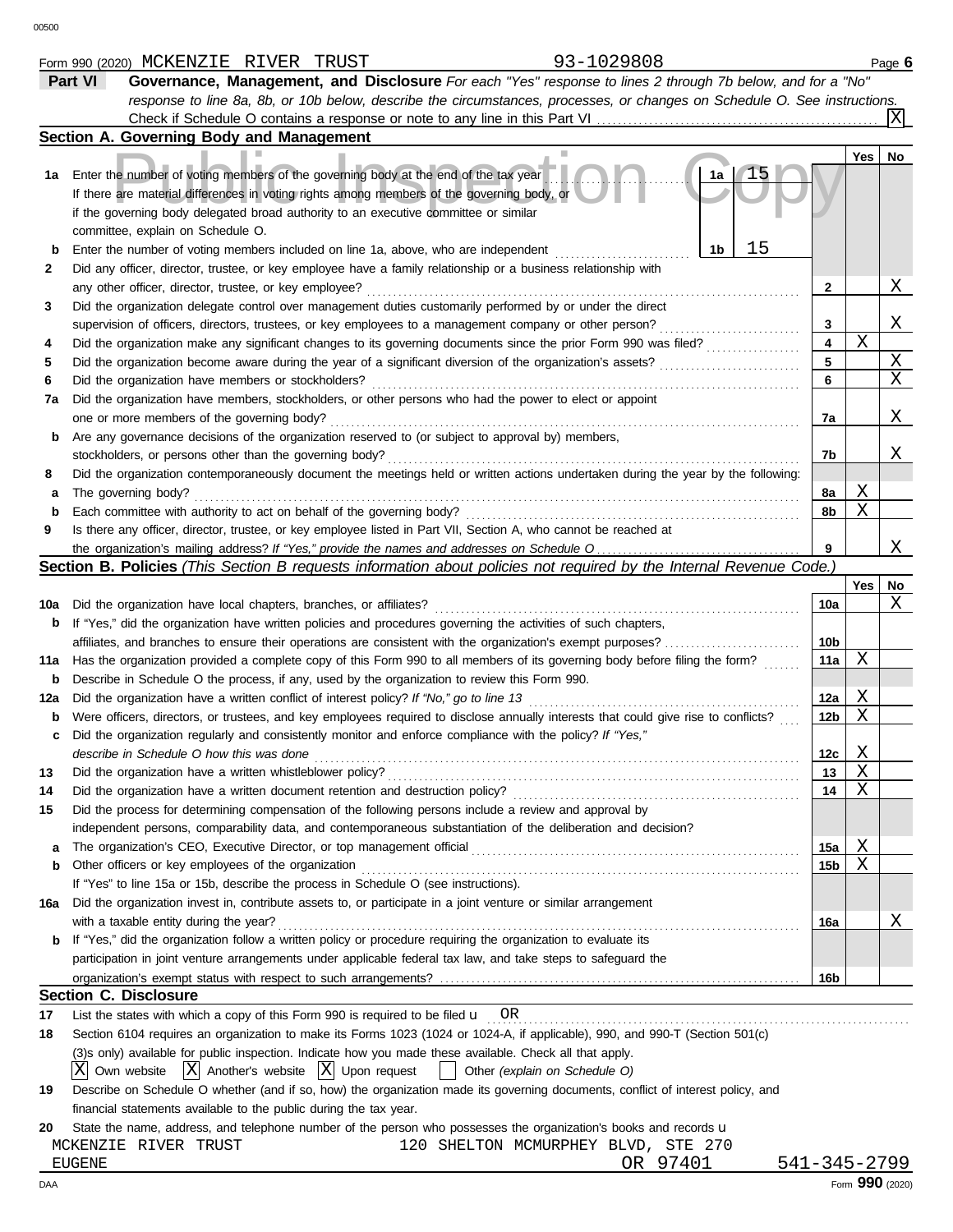Form 990 (2020) MCKENZIE RIVER TRUST 93-1029808 Page **6**

## Part VI Governance, Management, and Disclosure

*For each "Yes" response to lines 2 through 7b below, and for a "No" response to line 8a, 8b, or 10b below, describe the circumstances, processes, or changes on Schedule O. See instructions.*

Check if Schedule O contains a response or note to any line in this Part VI . . . [X]

### Section A. Governing Body and Management

| | | | | Yes | No |
|---|---|---|---|---|---|
| **1a** | Enter the number of voting members of the governing body at the end of the tax year. If there are material differences in voting rights among members of the governing body, or if the governing body delegated broad authority to an executive committee or similar committee, explain on Schedule O. | 1a | 15 | | |
| **b** | Enter the number of voting members included on line 1a, above, who are independent | 1b | 15 | | |
| **2** | Did any officer, director, trustee, or key employee have a family relationship or a business relationship with any other officer, director, trustee, or key employee? | 2 | | | X |
| **3** | Did the organization delegate control over management duties customarily performed by or under the direct supervision of officers, directors, trustees, or key employees to a management company or other person? | 3 | | | X |
| **4** | Did the organization make any significant changes to its governing documents since the prior Form 990 was filed? | 4 | | X | |
| **5** | Did the organization become aware during the year of a significant diversion of the organization's assets? | 5 | | | X |
| **6** | Did the organization have members or stockholders? | 6 | | | X |
| **7a** | Did the organization have members, stockholders, or other persons who had the power to elect or appoint one or more members of the governing body? | 7a | | | X |
| **b** | Are any governance decisions of the organization reserved to (or subject to approval by) members, stockholders, or persons other than the governing body? | 7b | | | X |
| **8** | Did the organization contemporaneously document the meetings held or written actions undertaken during the year by the following: | | | | |
| **a** | The governing body? | 8a | | X | |
| **b** | Each committee with authority to act on behalf of the governing body? | 8b | | X | |
| **9** | Is there any officer, director, trustee, or key employee listed in Part VII, Section A, who cannot be reached at the organization's mailing address? *If "Yes," provide the names and addresses on Schedule O* | 9 | | | X |

### Section B. Policies *(This Section B requests information about policies not required by the Internal Revenue Code.)*

| | | | Yes | No |
|---|---|---|---|---|
| **10a** | Did the organization have local chapters, branches, or affiliates? | 10a | | X |
| **b** | If "Yes," did the organization have written policies and procedures governing the activities of such chapters, affiliates, and branches to ensure their operations are consistent with the organization's exempt purposes? | 10b | | |
| **11a** | Has the organization provided a complete copy of this Form 990 to all members of its governing body before filing the form? | 11a | X | |
| **b** | Describe in Schedule O the process, if any, used by the organization to review this Form 990. | | | |
| **12a** | Did the organization have a written conflict of interest policy? *If "No," go to line 13* | 12a | X | |
| **b** | Were officers, directors, or trustees, and key employees required to disclose annually interests that could give rise to conflicts? | 12b | X | |
| **c** | Did the organization regularly and consistently monitor and enforce compliance with the policy? *If "Yes," describe in Schedule O how this was done* | 12c | X | |
| **13** | Did the organization have a written whistleblower policy? | 13 | X | |
| **14** | Did the organization have a written document retention and destruction policy? | 14 | X | |
| **15** | Did the process for determining compensation of the following persons include a review and approval by independent persons, comparability data, and contemporaneous substantiation of the deliberation and decision? | | | |
| **a** | The organization's CEO, Executive Director, or top management official | 15a | X | |
| **b** | Other officers or key employees of the organization | 15b | X | |
| | If "Yes" to line 15a or 15b, describe the process in Schedule O (see instructions). | | | |
| **16a** | Did the organization invest in, contribute assets to, or participate in a joint venture or similar arrangement with a taxable entity during the year? | 16a | | X |
| **b** | If "Yes," did the organization follow a written policy or procedure requiring the organization to evaluate its participation in joint venture arrangements under applicable federal tax law, and take steps to safeguard the organization's exempt status with respect to such arrangements? | 16b | | |

### Section C. Disclosure

**17** List the states with which a copy of this Form 990 is required to be filed u OR

**18** Section 6104 requires an organization to make its Forms 1023 (1024 or 1024-A, if applicable), 990, and 990-T (Section 501(c)(3)s only) available for public inspection. Indicate how you made these available. Check all that apply.

[X] Own website [X] Another's website [X] Upon request [ ] Other *(explain on Schedule O)*

**19** Describe on Schedule O whether (and if so, how) the organization made its governing documents, conflict of interest policy, and financial statements available to the public during the tax year.

**20** State the name, address, and telephone number of the person who possesses the organization's books and records u

MCKENZIE RIVER TRUST 120 SHELTON MCMURPHEY BLVD, STE 270
EUGENE OR 97401 541-345-2799

Form **990** (2020)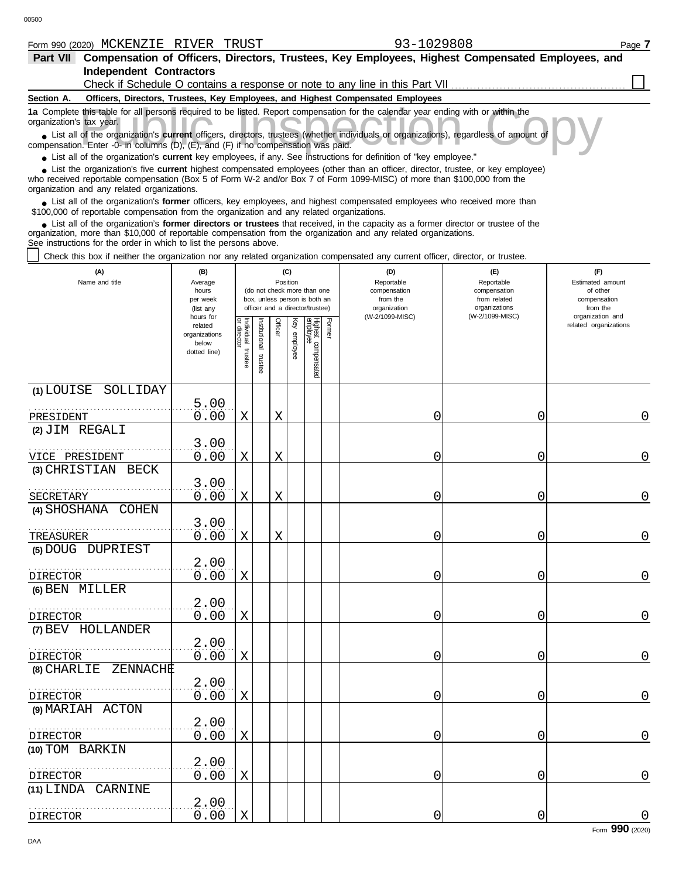Form 990 (2020) MCKENZIE RIVER TRUST 93-1029808

## Part VII Compensation of Officers, Directors, Trustees, Key Employees, Highest Compensated Employees, and Independent Contractors

Check if Schedule O contains a response or note to any line in this Part VII ☐

### Section A. Officers, Directors, Trustees, Key Employees, and Highest Compensated Employees

**1a** Complete this table for all persons required to be listed. Report compensation for the calendar year ending with or within the organization's tax year.

- List all of the organization's **current** officers, directors, trustees (whether individuals or organizations), regardless of amount of compensation. Enter -0- in columns (D), (E), and (F) if no compensation was paid.
- List all of the organization's **current** key employees, if any. See instructions for definition of "key employee."
- List the organization's five **current** highest compensated employees (other than an officer, director, trustee, or key employee) who received reportable compensation (Box 5 of Form W-2 and/or Box 7 of Form 1099-MISC) of more than $100,000 from the organization and any related organizations.
- List all of the organization's **former** officers, key employees, and highest compensated employees who received more than $100,000 of reportable compensation from the organization and any related organizations.
- List all of the organization's **former directors or trustees** that received, in the capacity as a former director or trustee of the organization, more than $10,000 of reportable compensation from the organization and any related organizations.

See instructions for the order in which to list the persons above.

☐ Check this box if neither the organization nor any related organization compensated any current officer, director, or trustee.

| (A) Name and title | (B) Average hours per week (list any hours for related organizations below dotted line) | (C) Position (do not check more than one box, unless person is both an officer and a director/trustee) | | | | | | (D) Reportable compensation from the organization (W-2/1099-MISC) | (E) Reportable compensation from related organizations (W-2/1099-MISC) | (F) Estimated amount of other compensation from the organization and related organizations |
|---|---|---|---|---|---|---|---|---|---|---|
| | | Individual trustee or director | Institutional trustee | Officer | Key employee | Highest compensated employee | Former | | | |
| (1) LOUISE SOLLIDAY<br>PRESIDENT | 5.00<br>0.00 | X | | X | | | | 0 | 0 | 0 |
| (2) JIM REGALI<br>VICE PRESIDENT | 3.00<br>0.00 | X | | X | | | | 0 | 0 | 0 |
| (3) CHRISTIAN BECK<br>SECRETARY | 3.00<br>0.00 | X | | X | | | | 0 | 0 | 0 |
| (4) SHOSHANA COHEN<br>TREASURER | 3.00<br>0.00 | X | | X | | | | 0 | 0 | 0 |
| (5) DOUG DUPRIEST<br>DIRECTOR | 2.00<br>0.00 | X | | | | | | 0 | 0 | 0 |
| (6) BEN MILLER<br>DIRECTOR | 2.00<br>0.00 | X | | | | | | 0 | 0 | 0 |
| (7) BEV HOLLANDER<br>DIRECTOR | 2.00<br>0.00 | X | | | | | | 0 | 0 | 0 |
| (8) CHARLIE ZENNACHE<br>DIRECTOR | 2.00<br>0.00 | X | | | | | | 0 | 0 | 0 |
| (9) MARIAH ACTON<br>DIRECTOR | 2.00<br>0.00 | X | | | | | | 0 | 0 | 0 |
| (10) TOM BARKIN<br>DIRECTOR | 2.00<br>0.00 | X | | | | | | 0 | 0 | 0 |
| (11) LINDA CARNINE<br>DIRECTOR | 2.00<br>0.00 | X | | | | | | 0 | 0 | 0 |

Form **990** (2020)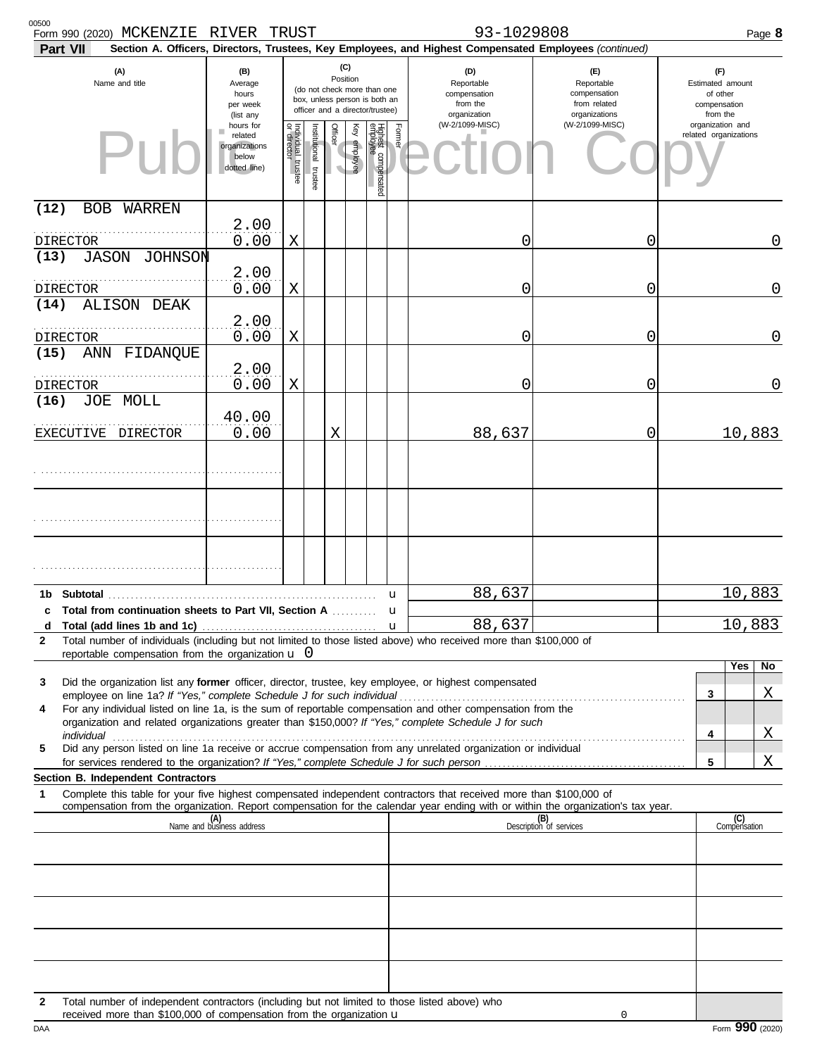Form 990 (2020) MCKENZIE RIVER TRUST 93-1029808

**Part VII Section A. Officers, Directors, Trustees, Key Employees, and Highest Compensated Employees** *(continued)*

| (A) Name and title | (B) Average hours per week (list any hours for related organizations below dotted line) | (C) Individual trustee or director | Institutional trustee | Officer | Key employee | Highest compensated employee | Former | (D) Reportable compensation from the organization (W-2/1099-MISC) | (E) Reportable compensation from related organizations (W-2/1099-MISC) | (F) Estimated amount of other compensation from the organization and related organizations |
|---|---|---|---|---|---|---|---|---|---|---|
| (12) BOB WARREN<br>DIRECTOR | 2.00<br>0.00 | X | | | | | | 0 | 0 | 0 |
| (13) JASON JOHNSON<br>DIRECTOR | 2.00<br>0.00 | X | | | | | | 0 | 0 | 0 |
| (14) ALISON DEAK<br>DIRECTOR | 2.00<br>0.00 | X | | | | | | 0 | 0 | 0 |
| (15) ANN FIDANQUE<br>DIRECTOR | 2.00<br>0.00 | X | | | | | | 0 | 0 | 0 |
| (16) JOE MOLL<br>EXECUTIVE DIRECTOR | 40.00<br>0.00 | | | X | | | | 88,637 | 0 | 10,883 |
| | | | | | | | | | | |
| | | | | | | | | | | |
| | | | | | | | | | | |
| **1b Subtotal** | | | | | | | | 88,637 | | 10,883 |
| **c Total from continuation sheets to Part VII, Section A** | | | | | | | | | | |
| **d Total (add lines 1b and 1c)** | | | | | | | | 88,637 | | 10,883 |

**2** Total number of individuals (including but not limited to those listed above) who received more than $100,000 of reportable compensation from the organization u 0

| | | Yes | No |
|---|---|---|---|
| **3** Did the organization list any **former** officer, director, trustee, key employee, or highest compensated employee on line 1a? *If "Yes," complete Schedule J for such individual* | 3 | | X |
| **4** For any individual listed on line 1a, is the sum of reportable compensation and other compensation from the organization and related organizations greater than $150,000? *If "Yes," complete Schedule J for such individual* | 4 | | X |
| **5** Did any person listed on line 1a receive or accrue compensation from any unrelated organization or individual for services rendered to the organization? *If "Yes," complete Schedule J for such person* | 5 | | X |

**Section B. Independent Contractors**

**1** Complete this table for your five highest compensated independent contractors that received more than $100,000 of compensation from the organization. Report compensation for the calendar year ending with or within the organization's tax year.

| (A) Name and business address | (B) Description of services | (C) Compensation |
|---|---|---|
| | | |
| | | |
| | | |
| | | |
| | | |

**2** Total number of independent contractors (including but not limited to those listed above) who received more than $100,000 of compensation from the organization u 0

Form **990** (2020)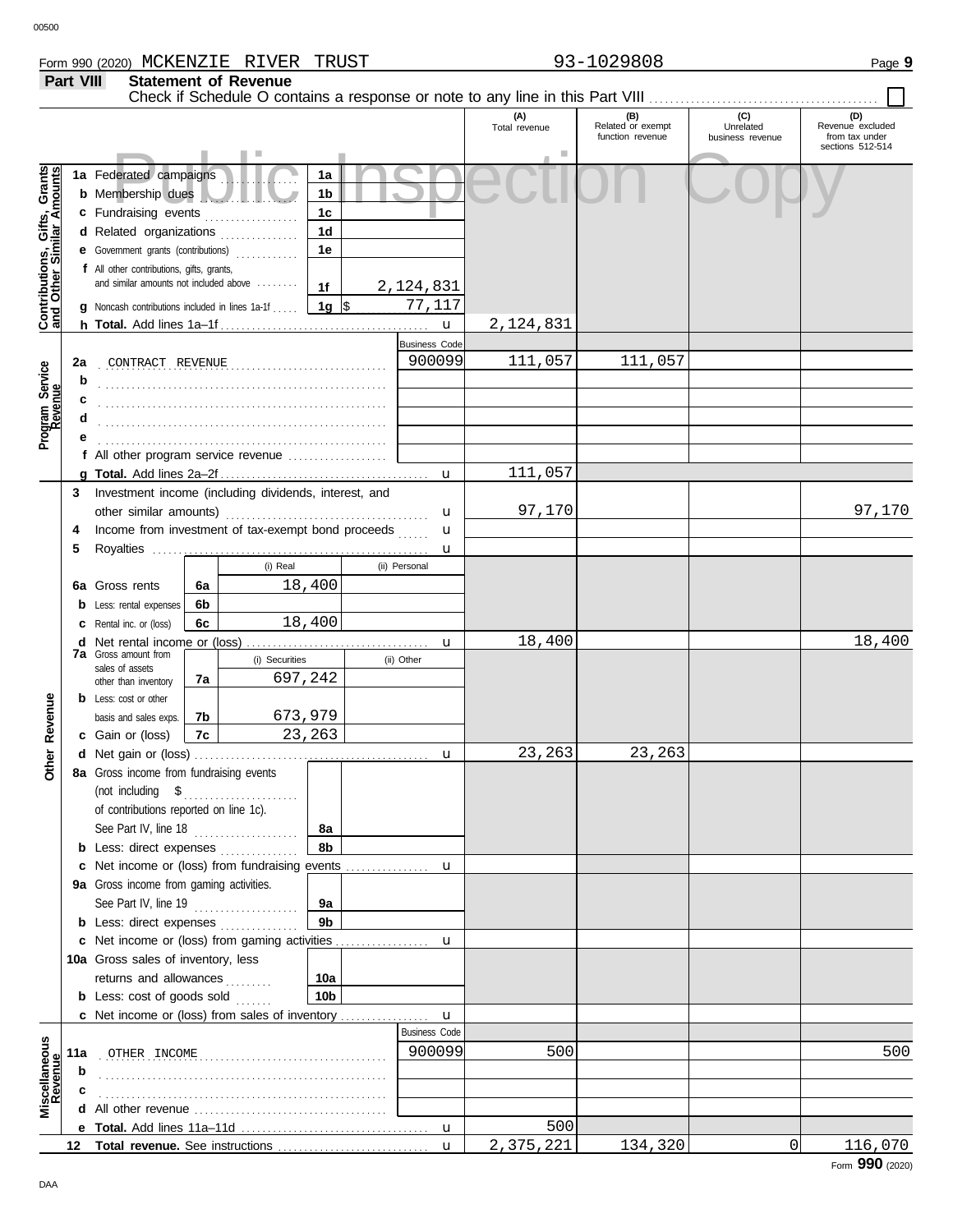Form 990 (2020) MCKENZIE RIVER TRUST 93-1029808

## Part VIII Statement of Revenue

Check if Schedule O contains a response or note to any line in this Part VIII . . . ☐

| | | | | (A) Total revenue | (B) Related or exempt function revenue | (C) Unrelated business revenue | (D) Revenue excluded from tax under sections 512-514 |
|---|---|---|---|---|---|---|---|
| **Contributions, Gifts, Grants and Other Similar Amounts** | 1a Federated campaigns | 1a | | | | | |
| | b Membership dues | 1b | | | | | |
| | c Fundraising events | 1c | | | | | |
| | d Related organizations | 1d | | | | | |
| | e Government grants (contributions) | 1e | | | | | |
| | f All other contributions, gifts, grants, and similar amounts not included above | 1f | 2,124,831 | | | | |
| | g Noncash contributions included in lines 1a-1f | 1g | $ 77,117 | | | | |
| | h **Total.** Add lines 1a–1f | | | 2,124,831 | | | |
| **Program Service Revenue** | | | Business Code | | | | |
| | 2a CONTRACT REVENUE | | 900099 | 111,057 | 111,057 | | |
| | b | | | | | | |
| | c | | | | | | |
| | d | | | | | | |
| | e | | | | | | |
| | f All other program service revenue | | | | | | |
| | g **Total.** Add lines 2a–2f | | | 111,057 | | | |
| **Other Revenue** | 3 Investment income (including dividends, interest, and other similar amounts) | | | 97,170 | | | 97,170 |
| | 4 Income from investment of tax-exempt bond proceeds | | | | | | |
| | 5 Royalties | | | | | | |
| | | | (i) Real / (ii) Personal | | | | |
| | 6a Gross rents | 6a | (i) 18,400 | | | | |
| | b Less: rental expenses | 6b | | | | | |
| | c Rental inc. or (loss) | 6c | (i) 18,400 | | | | |
| | d Net rental income or (loss) | | | 18,400 | | | 18,400 |
| | | | (i) Securities / (ii) Other | | | | |
| | 7a Gross amount from sales of assets other than inventory | 7a | (i) 697,242 | | | | |
| | b Less: cost or other basis and sales exps. | 7b | (i) 673,979 | | | | |
| | c Gain or (loss) | 7c | (i) 23,263 | | | | |
| | d Net gain or (loss) | | | 23,263 | 23,263 | | |
| | 8a Gross income from fundraising events (not including $ ............ of contributions reported on line 1c). See Part IV, line 18 | 8a | | | | | |
| | b Less: direct expenses | 8b | | | | | |
| | c Net income or (loss) from fundraising events | | | | | | |
| | 9a Gross income from gaming activities. See Part IV, line 19 | 9a | | | | | |
| | b Less: direct expenses | 9b | | | | | |
| | c Net income or (loss) from gaming activities | | | | | | |
| | 10a Gross sales of inventory, less returns and allowances | 10a | | | | | |
| | b Less: cost of goods sold | 10b | | | | | |
| | c Net income or (loss) from sales of inventory | | | | | | |
| **Miscellaneous Revenue** | | | Business Code | | | | |
| | 11a OTHER INCOME | | 900099 | 500 | | | 500 |
| | b | | | | | | |
| | c | | | | | | |
| | d All other revenue | | | | | | |
| | e **Total.** Add lines 11a–11d | | | 500 | | | |
| | 12 **Total revenue.** See instructions | | | 2,375,221 | 134,320 | 0 | 116,070 |

Form **990** (2020)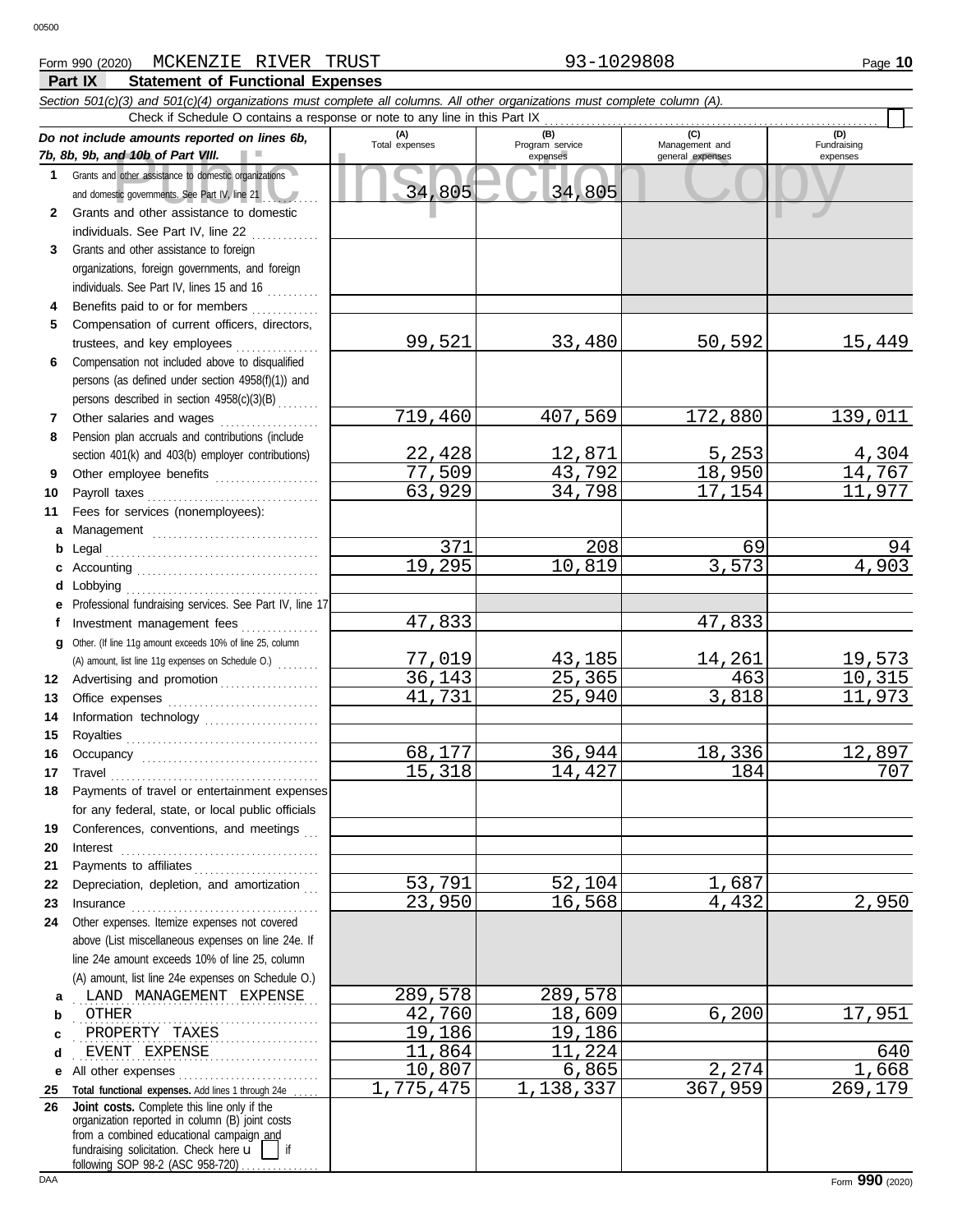Form 990 (2020) MCKENZIE RIVER TRUST 93-1029808

## Part IX Statement of Functional Expenses

*Section 501(c)(3) and 501(c)(4) organizations must complete all columns. All other organizations must complete column (A).*

Check if Schedule O contains a response or note to any line in this Part IX ☐

| *Do not include amounts reported on lines 6b, 7b, 8b, 9b, and 10b of Part VIII.* | (A) Total expenses | (B) Program service expenses | (C) Management and general expenses | (D) Fundraising expenses |
|---|---|---|---|---|
| **1** Grants and other assistance to domestic organizations and domestic governments. See Part IV, line 21 | 34,805 | 34,805 | | |
| **2** Grants and other assistance to domestic individuals. See Part IV, line 22 | | | | |
| **3** Grants and other assistance to foreign organizations, foreign governments, and foreign individuals. See Part IV, lines 15 and 16 | | | | |
| **4** Benefits paid to or for members | | | | |
| **5** Compensation of current officers, directors, trustees, and key employees | 99,521 | 33,480 | 50,592 | 15,449 |
| **6** Compensation not included above to disqualified persons (as defined under section 4958(f)(1)) and persons described in section 4958(c)(3)(B) | | | | |
| **7** Other salaries and wages | 719,460 | 407,569 | 172,880 | 139,011 |
| **8** Pension plan accruals and contributions (include section 401(k) and 403(b) employer contributions) | 22,428 | 12,871 | 5,253 | 4,304 |
| **9** Other employee benefits | 77,509 | 43,792 | 18,950 | 14,767 |
| **10** Payroll taxes | 63,929 | 34,798 | 17,154 | 11,977 |
| **11** Fees for services (nonemployees): | | | | |
| **a** Management | | | | |
| **b** Legal | 371 | 208 | 69 | 94 |
| **c** Accounting | 19,295 | 10,819 | 3,573 | 4,903 |
| **d** Lobbying | | | | |
| **e** Professional fundraising services. See Part IV, line 17 | | | | |
| **f** Investment management fees | 47,833 | | 47,833 | |
| **g** Other. (If line 11g amount exceeds 10% of line 25, column (A) amount, list line 11g expenses on Schedule O.) | 77,019 | 43,185 | 14,261 | 19,573 |
| **12** Advertising and promotion | 36,143 | 25,365 | 463 | 10,315 |
| **13** Office expenses | 41,731 | 25,940 | 3,818 | 11,973 |
| **14** Information technology | | | | |
| **15** Royalties | | | | |
| **16** Occupancy | 68,177 | 36,944 | 18,336 | 12,897 |
| **17** Travel | 15,318 | 14,427 | 184 | 707 |
| **18** Payments of travel or entertainment expenses for any federal, state, or local public officials | | | | |
| **19** Conferences, conventions, and meetings | | | | |
| **20** Interest | | | | |
| **21** Payments to affiliates | | | | |
| **22** Depreciation, depletion, and amortization | 53,791 | 52,104 | 1,687 | |
| **23** Insurance | 23,950 | 16,568 | 4,432 | 2,950 |
| **24** Other expenses. Itemize expenses not covered above (List miscellaneous expenses on line 24e. If line 24e amount exceeds 10% of line 25, column (A) amount, list line 24e expenses on Schedule O.) | | | | |
| **a** LAND MANAGEMENT EXPENSE | 289,578 | 289,578 | | |
| **b** OTHER | 42,760 | 18,609 | 6,200 | 17,951 |
| **c** PROPERTY TAXES | 19,186 | 19,186 | | |
| **d** EVENT EXPENSE | 11,864 | 11,224 | | 640 |
| **e** All other expenses | 10,807 | 6,865 | 2,274 | 1,668 |
| **25** **Total functional expenses.** Add lines 1 through 24e | 1,775,475 | 1,138,337 | 367,959 | 269,179 |
| **26** **Joint costs.** Complete this line only if the organization reported in column (B) joint costs from a combined educational campaign and fundraising solicitation. Check here ☐ if following SOP 98-2 (ASC 958-720) | | | | |

Form **990** (2020)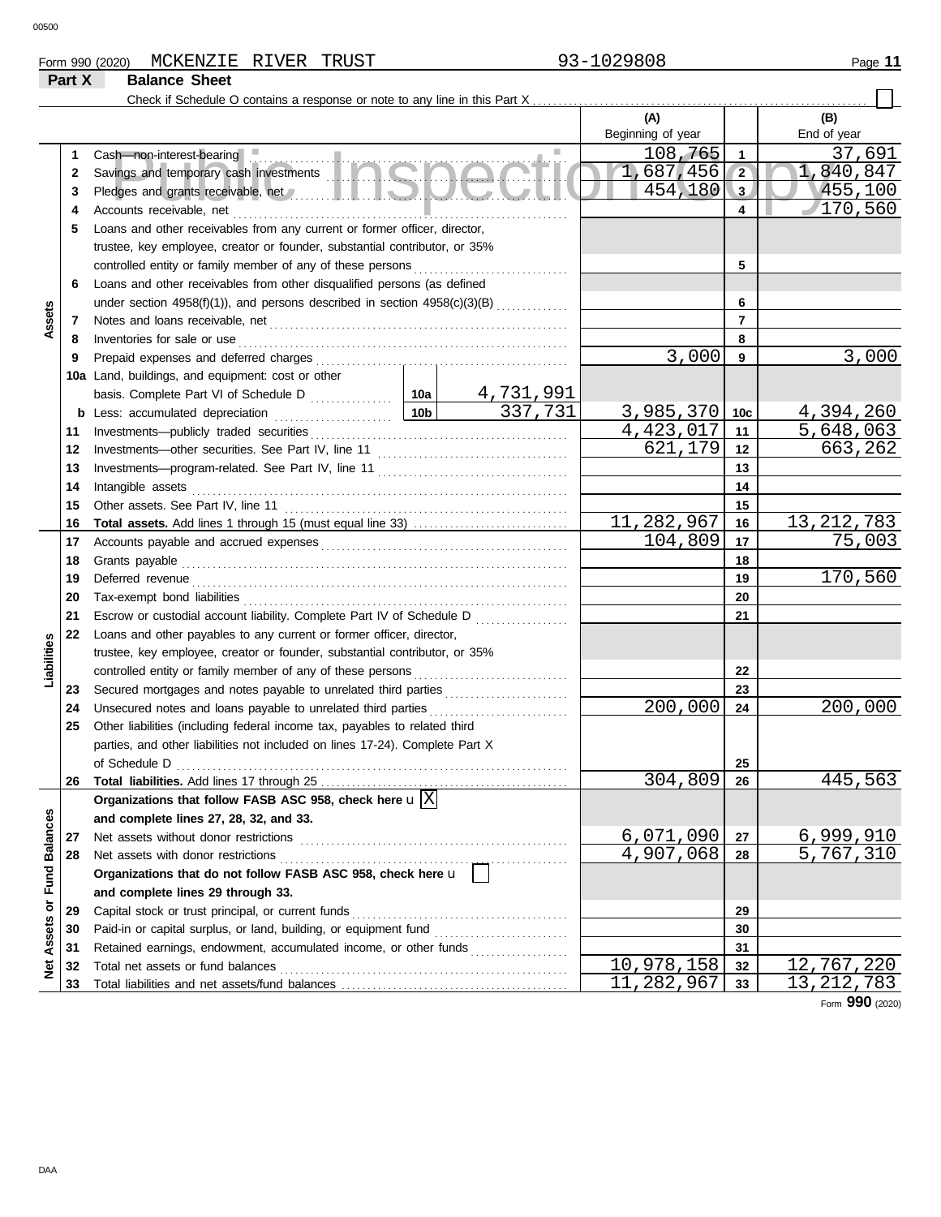Form 990 (2020) MCKENZIE RIVER TRUST 93-1029808

## Part X Balance Sheet

Check if Schedule O contains a response or note to any line in this Part X ☐

| | | | | (A) Beginning of year | | (B) End of year |
|---|---|---|---|---|---|---|
| **Assets** | 1 | Cash—non-interest-bearing | | 108,765 | 1 | 37,691 |
| | 2 | Savings and temporary cash investments | | 1,687,456 | 2 | 1,840,847 |
| | 3 | Pledges and grants receivable, net | | 454,180 | 3 | 455,100 |
| | 4 | Accounts receivable, net | | | 4 | 170,560 |
| | 5 | Loans and other receivables from any current or former officer, director, trustee, key employee, creator or founder, substantial contributor, or 35% controlled entity or family member of any of these persons | | | 5 | |
| | 6 | Loans and other receivables from other disqualified persons (as defined under section 4958(f)(1)), and persons described in section 4958(c)(3)(B) | | | 6 | |
| | 7 | Notes and loans receivable, net | | | 7 | |
| | 8 | Inventories for sale or use | | | 8 | |
| | 9 | Prepaid expenses and deferred charges | | 3,000 | 9 | 3,000 |
| | 10a | Land, buildings, and equipment: cost or other basis. Complete Part VI of Schedule D | 10a 4,731,991 | | | |
| | b | Less: accumulated depreciation | 10b 337,731 | 3,985,370 | 10c | 4,394,260 |
| | 11 | Investments—publicly traded securities | | 4,423,017 | 11 | 5,648,063 |
| | 12 | Investments—other securities. See Part IV, line 11 | | 621,179 | 12 | 663,262 |
| | 13 | Investments—program-related. See Part IV, line 11 | | | 13 | |
| | 14 | Intangible assets | | | 14 | |
| | 15 | Other assets. See Part IV, line 11 | | | 15 | |
| | 16 | **Total assets.** Add lines 1 through 15 (must equal line 33) | | 11,282,967 | 16 | 13,212,783 |
| **Liabilities** | 17 | Accounts payable and accrued expenses | | 104,809 | 17 | 75,003 |
| | 18 | Grants payable | | | 18 | |
| | 19 | Deferred revenue | | | 19 | 170,560 |
| | 20 | Tax-exempt bond liabilities | | | 20 | |
| | 21 | Escrow or custodial account liability. Complete Part IV of Schedule D | | | 21 | |
| | 22 | Loans and other payables to any current or former officer, director, trustee, key employee, creator or founder, substantial contributor, or 35% controlled entity or family member of any of these persons | | | 22 | |
| | 23 | Secured mortgages and notes payable to unrelated third parties | | | 23 | |
| | 24 | Unsecured notes and loans payable to unrelated third parties | | 200,000 | 24 | 200,000 |
| | 25 | Other liabilities (including federal income tax, payables to related third parties, and other liabilities not included on lines 17-24). Complete Part X of Schedule D | | | 25 | |
| | 26 | **Total liabilities.** Add lines 17 through 25 | | 304,809 | 26 | 445,563 |
| **Net Assets or Fund Balances** | | **Organizations that follow FASB ASC 958, check here** ☒ **and complete lines 27, 28, 32, and 33.** | | | | |
| | 27 | Net assets without donor restrictions | | 6,071,090 | 27 | 6,999,910 |
| | 28 | Net assets with donor restrictions | | 4,907,068 | 28 | 5,767,310 |
| | | **Organizations that do not follow FASB ASC 958, check here** ☐ **and complete lines 29 through 33.** | | | | |
| | 29 | Capital stock or trust principal, or current funds | | | 29 | |
| | 30 | Paid-in or capital surplus, or land, building, or equipment fund | | | 30 | |
| | 31 | Retained earnings, endowment, accumulated income, or other funds | | | 31 | |
| | 32 | Total net assets or fund balances | | 10,978,158 | 32 | 12,767,220 |
| | 33 | Total liabilities and net assets/fund balances | | 11,282,967 | 33 | 13,212,783 |

Form **990** (2020)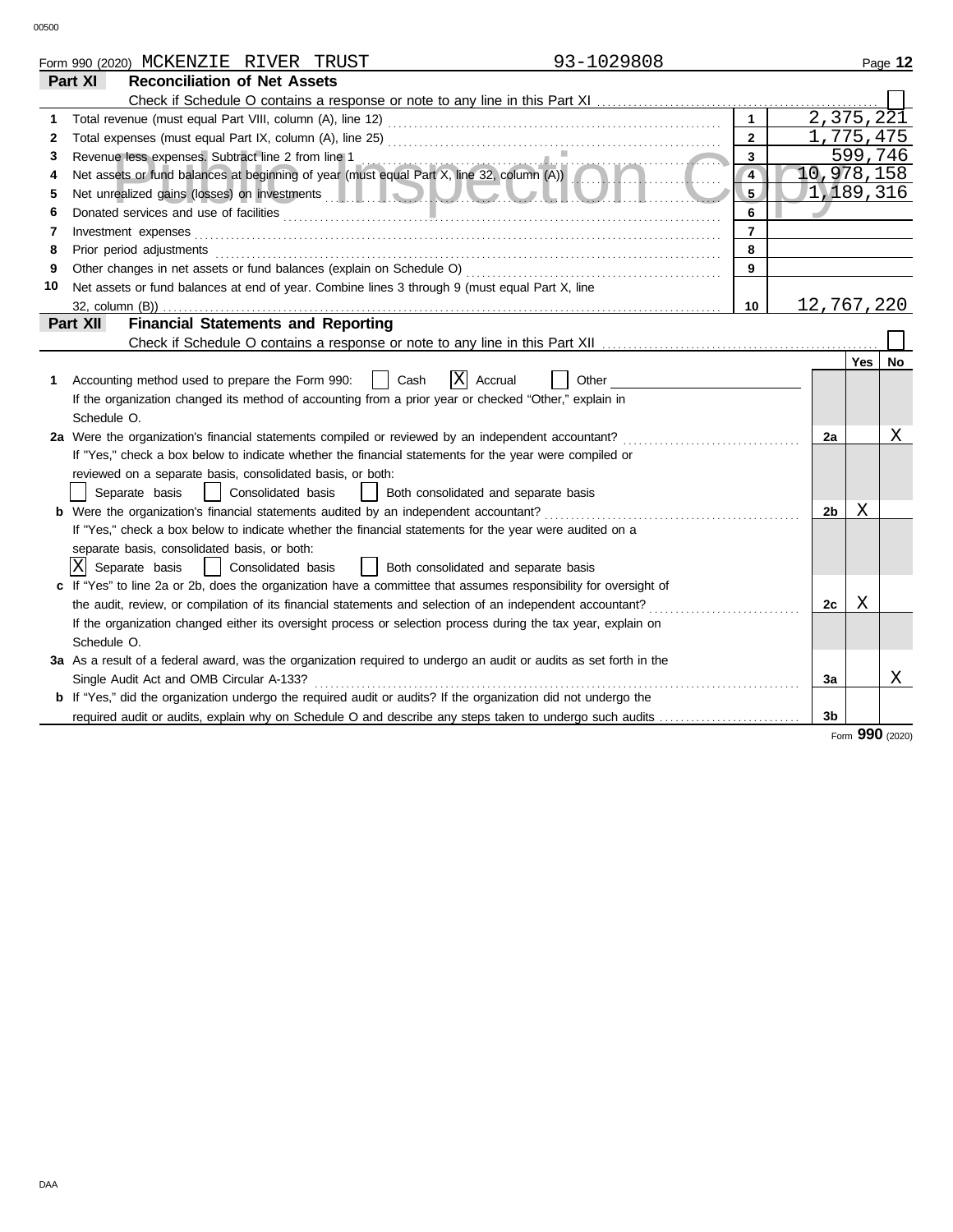Form 990 (2020) MCKENZIE RIVER TRUST 93-1029808

## Part XI Reconciliation of Net Assets

Check if Schedule O contains a response or note to any line in this Part XI . . . . . . ☐

| | | | |
|---|---|---|---|
| 1 | Total revenue (must equal Part VIII, column (A), line 12) | 1 | 2,375,221 |
| 2 | Total expenses (must equal Part IX, column (A), line 25) | 2 | 1,775,475 |
| 3 | Revenue less expenses. Subtract line 2 from line 1 | 3 | 599,746 |
| 4 | Net assets or fund balances at beginning of year (must equal Part X, line 32, column (A)) | 4 | 10,978,158 |
| 5 | Net unrealized gains (losses) on investments | 5 | 1,189,316 |
| 6 | Donated services and use of facilities | 6 | |
| 7 | Investment expenses | 7 | |
| 8 | Prior period adjustments | 8 | |
| 9 | Other changes in net assets or fund balances (explain on Schedule O) | 9 | |
| 10 | Net assets or fund balances at end of year. Combine lines 3 through 9 (must equal Part X, line 32, column (B)) | 10 | 12,767,220 |

## Part XII Financial Statements and Reporting

Check if Schedule O contains a response or note to any line in this Part XII . . . . . . ☐

| | | | Yes | No |
|---|---|---|---|---|
| 1 | Accounting method used to prepare the Form 990: ☐ Cash ☒ Accrual ☐ Other<br>If the organization changed its method of accounting from a prior year or checked "Other," explain in Schedule O. | | | |
| 2a | Were the organization's financial statements compiled or reviewed by an independent accountant?<br>If "Yes," check a box below to indicate whether the financial statements for the year were compiled or reviewed on a separate basis, consolidated basis, or both:<br>☐ Separate basis ☐ Consolidated basis ☐ Both consolidated and separate basis | 2a | | X |
| b | Were the organization's financial statements audited by an independent accountant?<br>If "Yes," check a box below to indicate whether the financial statements for the year were audited on a separate basis, consolidated basis, or both:<br>☒ Separate basis ☐ Consolidated basis ☐ Both consolidated and separate basis | 2b | X | |
| c | If "Yes" to line 2a or 2b, does the organization have a committee that assumes responsibility for oversight of the audit, review, or compilation of its financial statements and selection of an independent accountant?<br>If the organization changed either its oversight process or selection process during the tax year, explain on Schedule O. | 2c | X | |
| 3a | As a result of a federal award, was the organization required to undergo an audit or audits as set forth in the Single Audit Act and OMB Circular A-133? | 3a | | X |
| b | If "Yes," did the organization undergo the required audit or audits? If the organization did not undergo the required audit or audits, explain why on Schedule O and describe any steps taken to undergo such audits | 3b | | |

Form 990 (2020)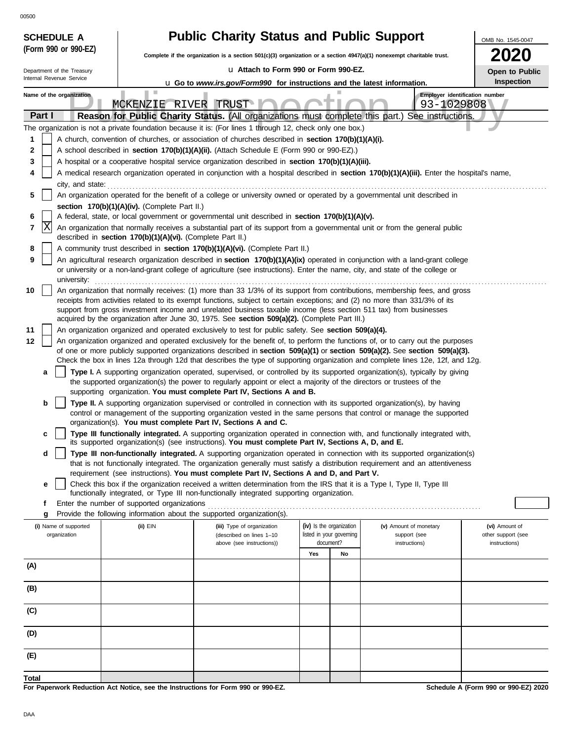00500

**SCHEDULE A (Form 990 or 990-EZ)**

Department of the Treasury
Internal Revenue Service

# Public Charity Status and Public Support

**Complete if the organization is a section 501(c)(3) organization or a section 4947(a)(1) nonexempt charitable trust.**

u Attach to Form 990 or Form 990-EZ.

u Go to *www.irs.gov/Form990* for instructions and the latest information.

OMB No. 1545-0047

**2020**

**Open to Public Inspection**

**Name of the organization:** MCKENZIE RIVER TRUST

**Employer identification number:** 93-1029808

## Part I Reason for Public Charity Status. (All organizations must complete this part.) See instructions.

The organization is not a private foundation because it is: (For lines 1 through 12, check only one box.)

1 [ ] A church, convention of churches, or association of churches described in **section 170(b)(1)(A)(i).**

2 [ ] A school described in **section 170(b)(1)(A)(ii).** (Attach Schedule E (Form 990 or 990-EZ).)

3 [ ] A hospital or a cooperative hospital service organization described in **section 170(b)(1)(A)(iii).**

4 [ ] A medical research organization operated in conjunction with a hospital described in **section 170(b)(1)(A)(iii).** Enter the hospital's name, city, and state:

5 [ ] An organization operated for the benefit of a college or university owned or operated by a governmental unit described in **section 170(b)(1)(A)(iv).** (Complete Part II.)

6 [ ] A federal, state, or local government or governmental unit described in **section 170(b)(1)(A)(v).**

7 [X] An organization that normally receives a substantial part of its support from a governmental unit or from the general public described in **section 170(b)(1)(A)(vi).** (Complete Part II.)

8 [ ] A community trust described in **section 170(b)(1)(A)(vi).** (Complete Part II.)

9 [ ] An agricultural research organization described in **section 170(b)(1)(A)(ix)** operated in conjunction with a land-grant college or university or a non-land-grant college of agriculture (see instructions). Enter the name, city, and state of the college or university:

10 [ ] An organization that normally receives: (1) more than 33 1/3% of its support from contributions, membership fees, and gross receipts from activities related to its exempt functions, subject to certain exceptions; and (2) no more than 331/3% of its support from gross investment income and unrelated business taxable income (less section 511 tax) from businesses acquired by the organization after June 30, 1975. See **section 509(a)(2).** (Complete Part III.)

11 [ ] An organization organized and operated exclusively to test for public safety. See **section 509(a)(4).**

12 [ ] An organization organized and operated exclusively for the benefit of, to perform the functions of, or to carry out the purposes of one or more publicly supported organizations described in **section 509(a)(1)** or **section 509(a)(2).** See **section 509(a)(3).** Check the box in lines 12a through 12d that describes the type of supporting organization and complete lines 12e, 12f, and 12g.

a [ ] **Type I.** A supporting organization operated, supervised, or controlled by its supported organization(s), typically by giving the supported organization(s) the power to regularly appoint or elect a majority of the directors or trustees of the supporting organization. **You must complete Part IV, Sections A and B.**

b [ ] **Type II.** A supporting organization supervised or controlled in connection with its supported organization(s), by having control or management of the supporting organization vested in the same persons that control or manage the supported organization(s). **You must complete Part IV, Sections A and C.**

c [ ] **Type III functionally integrated.** A supporting organization operated in connection with, and functionally integrated with, its supported organization(s) (see instructions). **You must complete Part IV, Sections A, D, and E.**

d [ ] **Type III non-functionally integrated.** A supporting organization operated in connection with its supported organization(s) that is not functionally integrated. The organization generally must satisfy a distribution requirement and an attentiveness requirement (see instructions). **You must complete Part IV, Sections A and D, and Part V.**

e [ ] Check this box if the organization received a written determination from the IRS that it is a Type I, Type II, Type III functionally integrated, or Type III non-functionally integrated supporting organization.

f Enter the number of supported organizations

g Provide the following information about the supported organization(s).

| (i) Name of supported organization | (ii) EIN | (iii) Type of organization (described on lines 1–10 above (see instructions)) | (iv) Is the organization listed in your governing document? | | (v) Amount of monetary support (see instructions) | (vi) Amount of other support (see instructions) |
|---|---|---|---|---|---|---|
| | | | Yes | No | | |
| (A) | | | | | | |
| (B) | | | | | | |
| (C) | | | | | | |
| (D) | | | | | | |
| (E) | | | | | | |
| **Total** | | | | | | |

**For Paperwork Reduction Act Notice, see the Instructions for Form 990 or 990-EZ.**

**Schedule A (Form 990 or 990-EZ) 2020**

DAA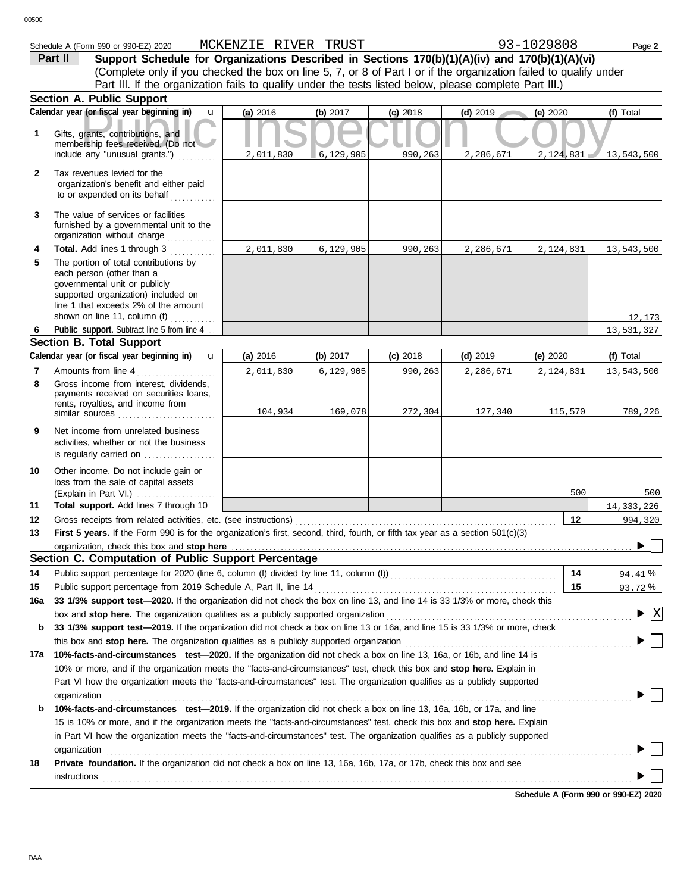Schedule A (Form 990 or 990-EZ) 2020 MCKENZIE RIVER TRUST 93-1029808 Page **2**

**Part II** **Support Schedule for Organizations Described in Sections 170(b)(1)(A)(iv) and 170(b)(1)(A)(vi)**
(Complete only if you checked the box on line 5, 7, or 8 of Part I or if the organization failed to qualify under Part III. If the organization fails to qualify under the tests listed below, please complete Part III.)

## Section A. Public Support

| Calendar year (or fiscal year beginning in) | (a) 2016 | (b) 2017 | (c) 2018 | (d) 2019 | (e) 2020 | (f) Total |
|---|---|---|---|---|---|---|
| **1** Gifts, grants, contributions, and membership fees received. (Do not include any "unusual grants.") | 2,011,830 | 6,129,905 | 990,263 | 2,286,671 | 2,124,831 | 13,543,500 |
| **2** Tax revenues levied for the organization's benefit and either paid to or expended on its behalf | | | | | | |
| **3** The value of services or facilities furnished by a governmental unit to the organization without charge | | | | | | |
| **4** **Total.** Add lines 1 through 3 | 2,011,830 | 6,129,905 | 990,263 | 2,286,671 | 2,124,831 | 13,543,500 |
| **5** The portion of total contributions by each person (other than a governmental unit or publicly supported organization) included on line 1 that exceeds 2% of the amount shown on line 11, column (f) | | | | | | 12,173 |
| **6** **Public support.** Subtract line 5 from line 4 | | | | | | 13,531,327 |

## Section B. Total Support

| Calendar year (or fiscal year beginning in) | (a) 2016 | (b) 2017 | (c) 2018 | (d) 2019 | (e) 2020 | (f) Total |
|---|---|---|---|---|---|---|
| **7** Amounts from line 4 | 2,011,830 | 6,129,905 | 990,263 | 2,286,671 | 2,124,831 | 13,543,500 |
| **8** Gross income from interest, dividends, payments received on securities loans, rents, royalties, and income from similar sources | 104,934 | 169,078 | 272,304 | 127,340 | 115,570 | 789,226 |
| **9** Net income from unrelated business activities, whether or not the business is regularly carried on | | | | | | |
| **10** Other income. Do not include gain or loss from the sale of capital assets (Explain in Part VI.) | | | | | 500 | 500 |
| **11** **Total support.** Add lines 7 through 10 | | | | | | 14,333,226 |

**12** Gross receipts from related activities, etc. (see instructions) — **12** — 994,320

**13** **First 5 years.** If the Form 990 is for the organization's first, second, third, fourth, or fifth tax year as a section 501(c)(3) organization, check this box and **stop here** ☐

## Section C. Computation of Public Support Percentage

**14** Public support percentage for 2020 (line 6, column (f) divided by line 11, column (f)) — **14** — 94.41 %

**15** Public support percentage from 2019 Schedule A, Part II, line 14 — **15** — 93.72 %

**16a** **33 1/3% support test—2020.** If the organization did not check the box on line 13, and line 14 is 33 1/3% or more, check this box and **stop here.** The organization qualifies as a publicly supported organization ☒

**b** **33 1/3% support test—2019.** If the organization did not check a box on line 13 or 16a, and line 15 is 33 1/3% or more, check this box and **stop here.** The organization qualifies as a publicly supported organization ☐

**17a** **10%-facts-and-circumstances test—2020.** If the organization did not check a box on line 13, 16a, or 16b, and line 14 is 10% or more, and if the organization meets the "facts-and-circumstances" test, check this box and **stop here.** Explain in Part VI how the organization meets the "facts-and-circumstances" test. The organization qualifies as a publicly supported organization ☐

**b** **10%-facts-and-circumstances test—2019.** If the organization did not check a box on line 13, 16a, 16b, or 17a, and line 15 is 10% or more, and if the organization meets the "facts-and-circumstances" test, check this box and **stop here.** Explain in Part VI how the organization meets the "facts-and-circumstances" test. The organization qualifies as a publicly supported organization ☐

**18** **Private foundation.** If the organization did not check a box on line 13, 16a, 16b, 17a, or 17b, check this box and see instructions ☐

**Schedule A (Form 990 or 990-EZ) 2020**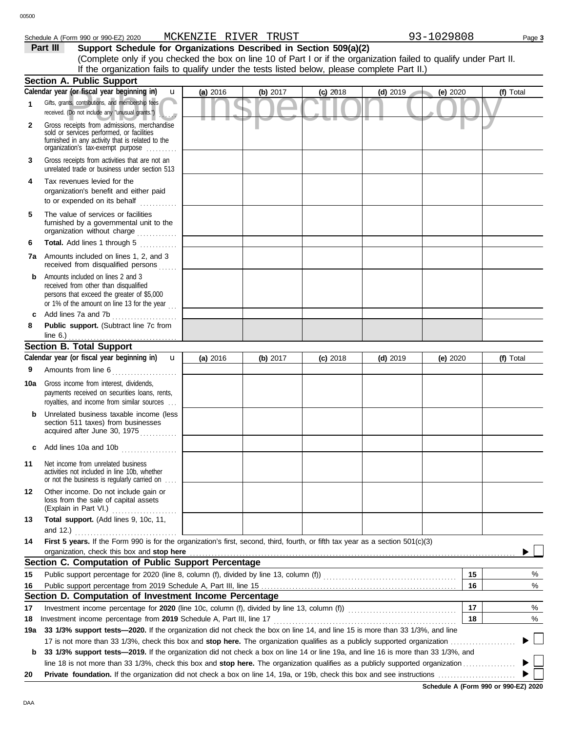Schedule A (Form 990 or 990-EZ) 2020 MCKENZIE RIVER TRUST 93-1029808

**Part III Support Schedule for Organizations Described in Section 509(a)(2)**

(Complete only if you checked the box on line 10 of Part I or if the organization failed to qualify under Part II. If the organization fails to qualify under the tests listed below, please complete Part II.)

## Section A. Public Support

| Calendar year (or fiscal year beginning in) u | (a) 2016 | (b) 2017 | (c) 2018 | (d) 2019 | (e) 2020 | (f) Total |
|---|---|---|---|---|---|---|
| 1 Gifts, grants, contributions, and membership fees received. (Do not include any "unusual grants.") | | | | | | |
| 2 Gross receipts from admissions, merchandise sold or services performed, or facilities furnished in any activity that is related to the organization's tax-exempt purpose | | | | | | |
| 3 Gross receipts from activities that are not an unrelated trade or business under section 513 | | | | | | |
| 4 Tax revenues levied for the organization's benefit and either paid to or expended on its behalf | | | | | | |
| 5 The value of services or facilities furnished by a governmental unit to the organization without charge | | | | | | |
| 6 **Total.** Add lines 1 through 5 | | | | | | |
| 7a Amounts included on lines 1, 2, and 3 received from disqualified persons | | | | | | |
| b Amounts included on lines 2 and 3 received from other than disqualified persons that exceed the greater of $5,000 or 1% of the amount on line 13 for the year | | | | | | |
| c Add lines 7a and 7b | | | | | | |
| 8 **Public support.** (Subtract line 7c from line 6.) | | | | | | |

## Section B. Total Support

| Calendar year (or fiscal year beginning in) u | (a) 2016 | (b) 2017 | (c) 2018 | (d) 2019 | (e) 2020 | (f) Total |
|---|---|---|---|---|---|---|
| 9 Amounts from line 6 | | | | | | |
| 10a Gross income from interest, dividends, payments received on securities loans, rents, royalties, and income from similar sources | | | | | | |
| b Unrelated business taxable income (less section 511 taxes) from businesses acquired after June 30, 1975 | | | | | | |
| c Add lines 10a and 10b | | | | | | |
| 11 Net income from unrelated business activities not included in line 10b, whether or not the business is regularly carried on | | | | | | |
| 12 Other income. Do not include gain or loss from the sale of capital assets (Explain in Part VI.) | | | | | | |
| 13 **Total support.** (Add lines 9, 10c, 11, and 12.) | | | | | | |

14 **First 5 years.** If the Form 990 is for the organization's first, second, third, fourth, or fifth tax year as a section 501(c)(3) organization, check this box and **stop here** ☐

## Section C. Computation of Public Support Percentage

15 Public support percentage for 2020 (line 8, column (f), divided by line 13, column (f)) — 15 — %

16 Public support percentage from 2019 Schedule A, Part III, line 15 — 16 — %

## Section D. Computation of Investment Income Percentage

17 Investment income percentage for **2020** (line 10c, column (f), divided by line 13, column (f)) — 17 — %

18 Investment income percentage from **2019** Schedule A, Part III, line 17 — 18 — %

19a **33 1/3% support tests—2020.** If the organization did not check the box on line 14, and line 15 is more than 33 1/3%, and line 17 is not more than 33 1/3%, check this box and **stop here.** The organization qualifies as a publicly supported organization ☐

b **33 1/3% support tests—2019.** If the organization did not check a box on line 14 or line 19a, and line 16 is more than 33 1/3%, and line 18 is not more than 33 1/3%, check this box and **stop here.** The organization qualifies as a publicly supported organization ☐

20 **Private foundation.** If the organization did not check a box on line 14, 19a, or 19b, check this box and see instructions ☐

**Schedule A (Form 990 or 990-EZ) 2020**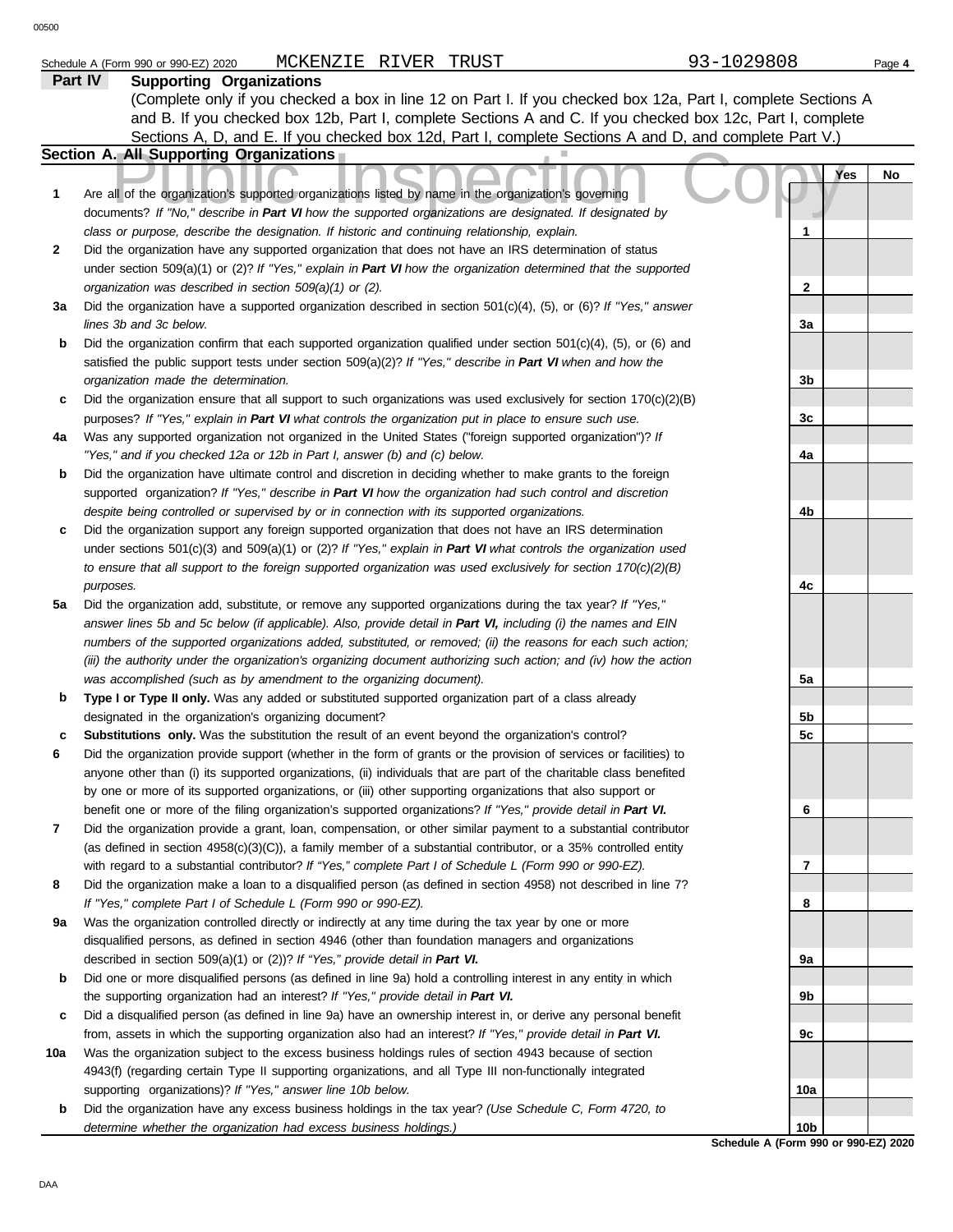Schedule A (Form 990 or 990-EZ) 2020 MCKENZIE RIVER TRUST 93-1029808

**Part IV Supporting Organizations**

(Complete only if you checked a box in line 12 on Part I. If you checked box 12a, Part I, complete Sections A and B. If you checked box 12b, Part I, complete Sections A and C. If you checked box 12c, Part I, complete Sections A, D, and E. If you checked box 12d, Part I, complete Sections A and D, and complete Part V.)

**Section A. All Supporting Organizations**

Public Inspection Copy

| | | | Yes | No |
|---|---|---|---|---|
| **1** | Are all of the organization's supported organizations listed by name in the organization's governing documents? *If "No," describe in **Part VI** how the supported organizations are designated. If designated by class or purpose, describe the designation. If historic and continuing relationship, explain.* | 1 | | |
| **2** | Did the organization have any supported organization that does not have an IRS determination of status under section 509(a)(1) or (2)? *If "Yes," explain in **Part VI** how the organization determined that the supported organization was described in section 509(a)(1) or (2).* | 2 | | |
| **3a** | Did the organization have a supported organization described in section 501(c)(4), (5), or (6)? *If "Yes," answer lines 3b and 3c below.* | 3a | | |
| **b** | Did the organization confirm that each supported organization qualified under section 501(c)(4), (5), or (6) and satisfied the public support tests under section 509(a)(2)? *If "Yes," describe in **Part VI** when and how the organization made the determination.* | 3b | | |
| **c** | Did the organization ensure that all support to such organizations was used exclusively for section 170(c)(2)(B) purposes? *If "Yes," explain in **Part VI** what controls the organization put in place to ensure such use.* | 3c | | |
| **4a** | Was any supported organization not organized in the United States ("foreign supported organization")? *If "Yes," and if you checked 12a or 12b in Part I, answer (b) and (c) below.* | 4a | | |
| **b** | Did the organization have ultimate control and discretion in deciding whether to make grants to the foreign supported organization? *If "Yes," describe in **Part VI** how the organization had such control and discretion despite being controlled or supervised by or in connection with its supported organizations.* | 4b | | |
| **c** | Did the organization support any foreign supported organization that does not have an IRS determination under sections 501(c)(3) and 509(a)(1) or (2)? *If "Yes," explain in **Part VI** what controls the organization used to ensure that all support to the foreign supported organization was used exclusively for section 170(c)(2)(B) purposes.* | 4c | | |
| **5a** | Did the organization add, substitute, or remove any supported organizations during the tax year? *If "Yes," answer lines 5b and 5c below (if applicable). Also, provide detail in **Part VI,** including (i) the names and EIN numbers of the supported organizations added, substituted, or removed; (ii) the reasons for each such action; (iii) the authority under the organization's organizing document authorizing such action; and (iv) how the action was accomplished (such as by amendment to the organizing document).* | 5a | | |
| **b** | **Type I or Type II only.** Was any added or substituted supported organization part of a class already designated in the organization's organizing document? | 5b | | |
| **c** | **Substitutions only.** Was the substitution the result of an event beyond the organization's control? | 5c | | |
| **6** | Did the organization provide support (whether in the form of grants or the provision of services or facilities) to anyone other than (i) its supported organizations, (ii) individuals that are part of the charitable class benefited by one or more of its supported organizations, or (iii) other supporting organizations that also support or benefit one or more of the filing organization's supported organizations? *If "Yes," provide detail in **Part VI.*** | 6 | | |
| **7** | Did the organization provide a grant, loan, compensation, or other similar payment to a substantial contributor (as defined in section 4958(c)(3)(C)), a family member of a substantial contributor, or a 35% controlled entity with regard to a substantial contributor? *If "Yes," complete Part I of Schedule L (Form 990 or 990-EZ).* | 7 | | |
| **8** | Did the organization make a loan to a disqualified person (as defined in section 4958) not described in line 7? *If "Yes," complete Part I of Schedule L (Form 990 or 990-EZ).* | 8 | | |
| **9a** | Was the organization controlled directly or indirectly at any time during the tax year by one or more disqualified persons, as defined in section 4946 (other than foundation managers and organizations described in section 509(a)(1) or (2))? *If "Yes," provide detail in **Part VI.*** | 9a | | |
| **b** | Did one or more disqualified persons (as defined in line 9a) hold a controlling interest in any entity in which the supporting organization had an interest? *If "Yes," provide detail in **Part VI.*** | 9b | | |
| **c** | Did a disqualified person (as defined in line 9a) have an ownership interest in, or derive any personal benefit from, assets in which the supporting organization also had an interest? *If "Yes," provide detail in **Part VI.*** | 9c | | |
| **10a** | Was the organization subject to the excess business holdings rules of section 4943 because of section 4943(f) (regarding certain Type II supporting organizations, and all Type III non-functionally integrated supporting organizations)? *If "Yes," answer line 10b below.* | 10a | | |
| **b** | Did the organization have any excess business holdings in the tax year? *(Use Schedule C, Form 4720, to determine whether the organization had excess business holdings.)* | 10b | | |

**Schedule A (Form 990 or 990-EZ) 2020**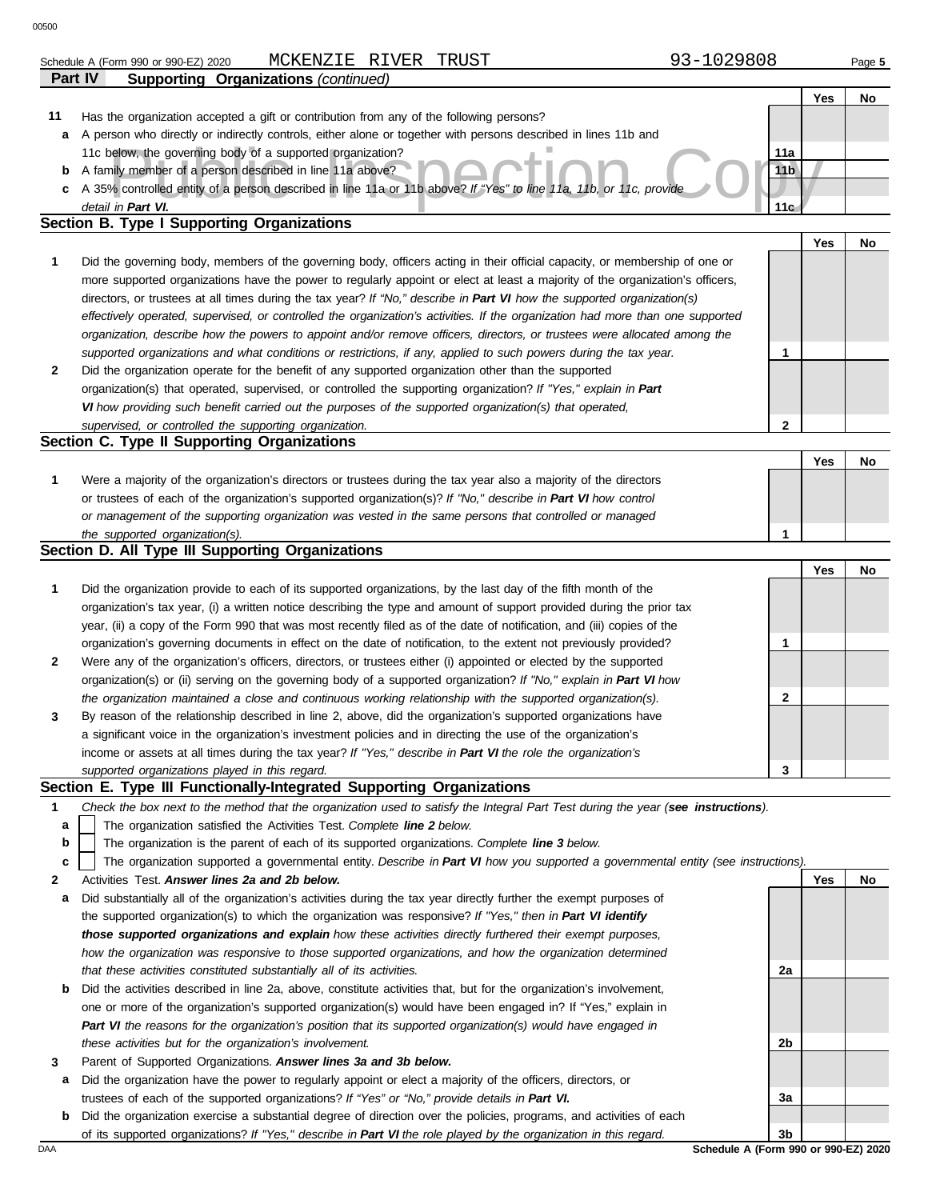Schedule A (Form 990 or 990-EZ) 2020 MCKENZIE RIVER TRUST 93-1029808

## Part IV Supporting Organizations *(continued)*

| | | | Yes | No |
|---|---|---|---|---|
| **11** | Has the organization accepted a gift or contribution from any of the following persons? | | | |
| **a** | A person who directly or indirectly controls, either alone or together with persons described in lines 11b and 11c below, the governing body of a supported organization? | 11a | | |
| **b** | A family member of a person described in line 11a above? | 11b | | |
| **c** | A 35% controlled entity of a person described in line 11a or 11b above? *If "Yes" to line 11a, 11b, or 11c, provide detail in **Part VI.*** | 11c | | |

### Section B. Type I Supporting Organizations

| | | | Yes | No |
|---|---|---|---|---|
| **1** | Did the governing body, members of the governing body, officers acting in their official capacity, or membership of one or more supported organizations have the power to regularly appoint or elect at least a majority of the organization's officers, directors, or trustees at all times during the tax year? *If "No," describe in **Part VI** how the supported organization(s) effectively operated, supervised, or controlled the organization's activities. If the organization had more than one supported organization, describe how the powers to appoint and/or remove officers, directors, or trustees were allocated among the supported organizations and what conditions or restrictions, if any, applied to such powers during the tax year.* | 1 | | |
| **2** | Did the organization operate for the benefit of any supported organization other than the supported organization(s) that operated, supervised, or controlled the supporting organization? *If "Yes," explain in **Part VI** how providing such benefit carried out the purposes of the supported organization(s) that operated, supervised, or controlled the supporting organization.* | 2 | | |

### Section C. Type II Supporting Organizations

| | | | Yes | No |
|---|---|---|---|---|
| **1** | Were a majority of the organization's directors or trustees during the tax year also a majority of the directors or trustees of each of the organization's supported organization(s)? *If "No," describe in **Part VI** how control or management of the supporting organization was vested in the same persons that controlled or managed the supported organization(s).* | 1 | | |

### Section D. All Type III Supporting Organizations

| | | | Yes | No |
|---|---|---|---|---|
| **1** | Did the organization provide to each of its supported organizations, by the last day of the fifth month of the organization's tax year, (i) a written notice describing the type and amount of support provided during the prior tax year, (ii) a copy of the Form 990 that was most recently filed as of the date of notification, and (iii) copies of the organization's governing documents in effect on the date of notification, to the extent not previously provided? | 1 | | |
| **2** | Were any of the organization's officers, directors, or trustees either (i) appointed or elected by the supported organization(s) or (ii) serving on the governing body of a supported organization? *If "No," explain in **Part VI** how the organization maintained a close and continuous working relationship with the supported organization(s).* | 2 | | |
| **3** | By reason of the relationship described in line 2, above, did the organization's supported organizations have a significant voice in the organization's investment policies and in directing the use of the organization's income or assets at all times during the tax year? *If "Yes," describe in **Part VI** the role the organization's supported organizations played in this regard.* | 3 | | |

### Section E. Type III Functionally-Integrated Supporting Organizations

**1** *Check the box next to the method that the organization used to satisfy the Integral Part Test during the year (**see instructions**).*

- **a** ☐ The organization satisfied the Activities Test. *Complete **line 2** below.*
- **b** ☐ The organization is the parent of each of its supported organizations. *Complete **line 3** below.*
- **c** ☐ The organization supported a governmental entity. *Describe in **Part VI** how you supported a governmental entity (see instructions).*

| | | | Yes | No |
|---|---|---|---|---|
| **2** | Activities Test. ***Answer lines 2a and 2b below.*** | | | |
| **a** | Did substantially all of the organization's activities during the tax year directly further the exempt purposes of the supported organization(s) to which the organization was responsive? *If "Yes," then in **Part VI identify those supported organizations and explain** how these activities directly furthered their exempt purposes, how the organization was responsive to those supported organizations, and how the organization determined that these activities constituted substantially all of its activities.* | 2a | | |
| **b** | Did the activities described in line 2a, above, constitute activities that, but for the organization's involvement, one or more of the organization's supported organization(s) would have been engaged in? If "Yes," explain in ***Part VI** the reasons for the organization's position that its supported organization(s) would have engaged in these activities but for the organization's involvement.* | 2b | | |
| **3** | Parent of Supported Organizations. ***Answer lines 3a and 3b below.*** | | | |
| **a** | Did the organization have the power to regularly appoint or elect a majority of the officers, directors, or trustees of each of the supported organizations? *If "Yes" or "No," provide details in **Part VI.*** | 3a | | |
| **b** | Did the organization exercise a substantial degree of direction over the policies, programs, and activities of each of its supported organizations? *If "Yes," describe in **Part VI** the role played by the organization in this regard.* | 3b | | |

Schedule A (Form 990 or 990-EZ) 2020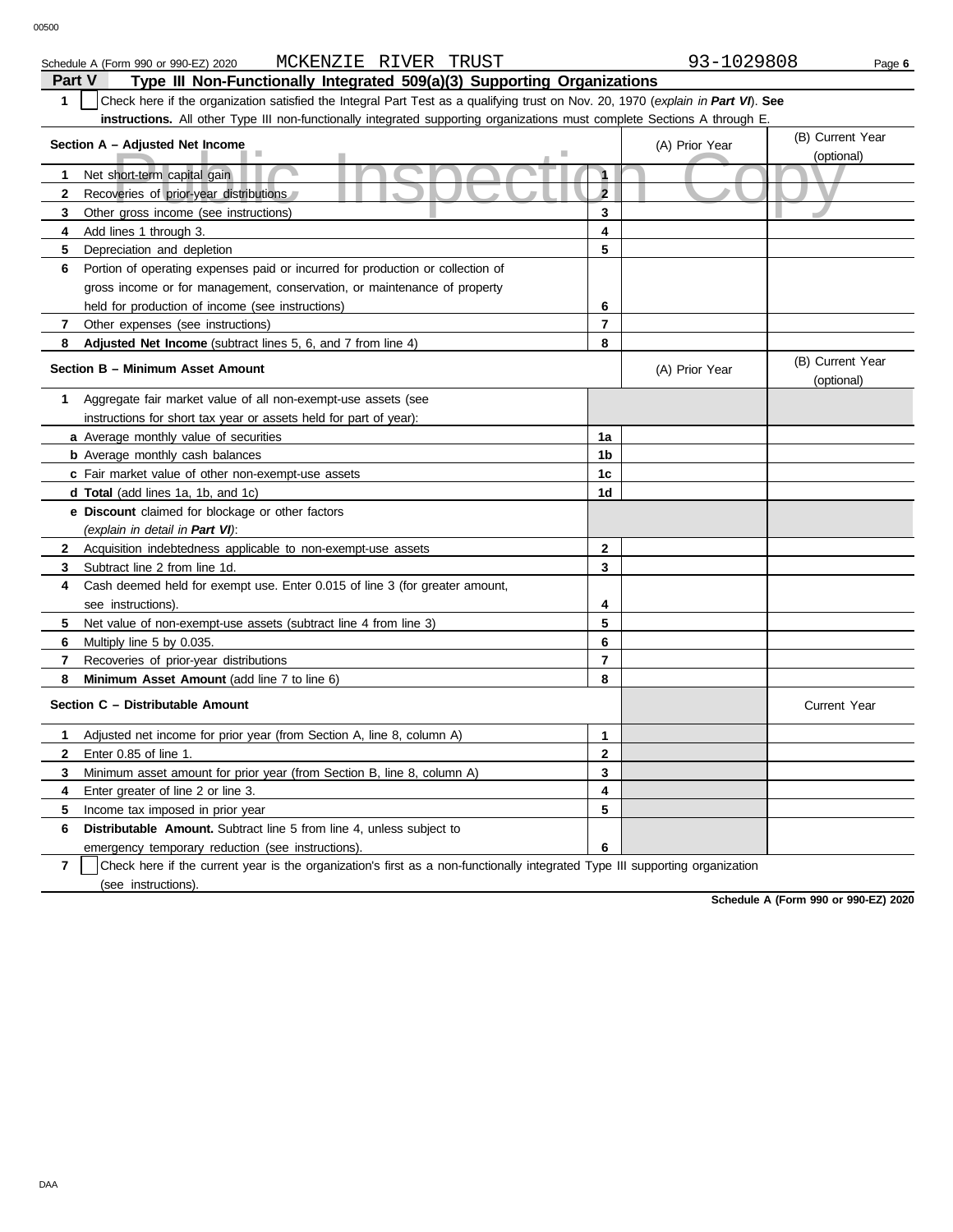Schedule A (Form 990 or 990-EZ) 2020 MCKENZIE RIVER TRUST 93-1029808 Page 6

## Part V Type III Non-Functionally Integrated 509(a)(3) Supporting Organizations

**1** ☐ Check here if the organization satisfied the Integral Part Test as a qualifying trust on Nov. 20, 1970 (*explain in **Part VI***). **See instructions.** All other Type III non-functionally integrated supporting organizations must complete Sections A through E.

| Section A – Adjusted Net Income | | (A) Prior Year | (B) Current Year (optional) |
|---|---|---|---|
| **1** Net short-term capital gain | 1 | | |
| **2** Recoveries of prior-year distributions | 2 | | |
| **3** Other gross income (see instructions) | 3 | | |
| **4** Add lines 1 through 3. | 4 | | |
| **5** Depreciation and depletion | 5 | | |
| **6** Portion of operating expenses paid or incurred for production or collection of gross income or for management, conservation, or maintenance of property held for production of income (see instructions) | 6 | | |
| **7** Other expenses (see instructions) | 7 | | |
| **8** **Adjusted Net Income** (subtract lines 5, 6, and 7 from line 4) | 8 | | |

| Section B – Minimum Asset Amount | | (A) Prior Year | (B) Current Year (optional) |
|---|---|---|---|
| **1** Aggregate fair market value of all non-exempt-use assets (see instructions for short tax year or assets held for part of year): | | | |
| **a** Average monthly value of securities | 1a | | |
| **b** Average monthly cash balances | 1b | | |
| **c** Fair market value of other non-exempt-use assets | 1c | | |
| **d** **Total** (add lines 1a, 1b, and 1c) | 1d | | |
| **e** **Discount** claimed for blockage or other factors (*explain in detail in **Part VI***): | | | |
| **2** Acquisition indebtedness applicable to non-exempt-use assets | 2 | | |
| **3** Subtract line 2 from line 1d. | 3 | | |
| **4** Cash deemed held for exempt use. Enter 0.015 of line 3 (for greater amount, see instructions). | 4 | | |
| **5** Net value of non-exempt-use assets (subtract line 4 from line 3) | 5 | | |
| **6** Multiply line 5 by 0.035. | 6 | | |
| **7** Recoveries of prior-year distributions | 7 | | |
| **8** **Minimum Asset Amount** (add line 7 to line 6) | 8 | | |

| Section C – Distributable Amount | | | Current Year |
|---|---|---|---|
| **1** Adjusted net income for prior year (from Section A, line 8, column A) | 1 | | |
| **2** Enter 0.85 of line 1. | 2 | | |
| **3** Minimum asset amount for prior year (from Section B, line 8, column A) | 3 | | |
| **4** Enter greater of line 2 or line 3. | 4 | | |
| **5** Income tax imposed in prior year | 5 | | |
| **6** **Distributable Amount.** Subtract line 5 from line 4, unless subject to emergency temporary reduction (see instructions). | 6 | | |

**7** ☐ Check here if the current year is the organization's first as a non-functionally integrated Type III supporting organization (see instructions).

**Schedule A (Form 990 or 990-EZ) 2020**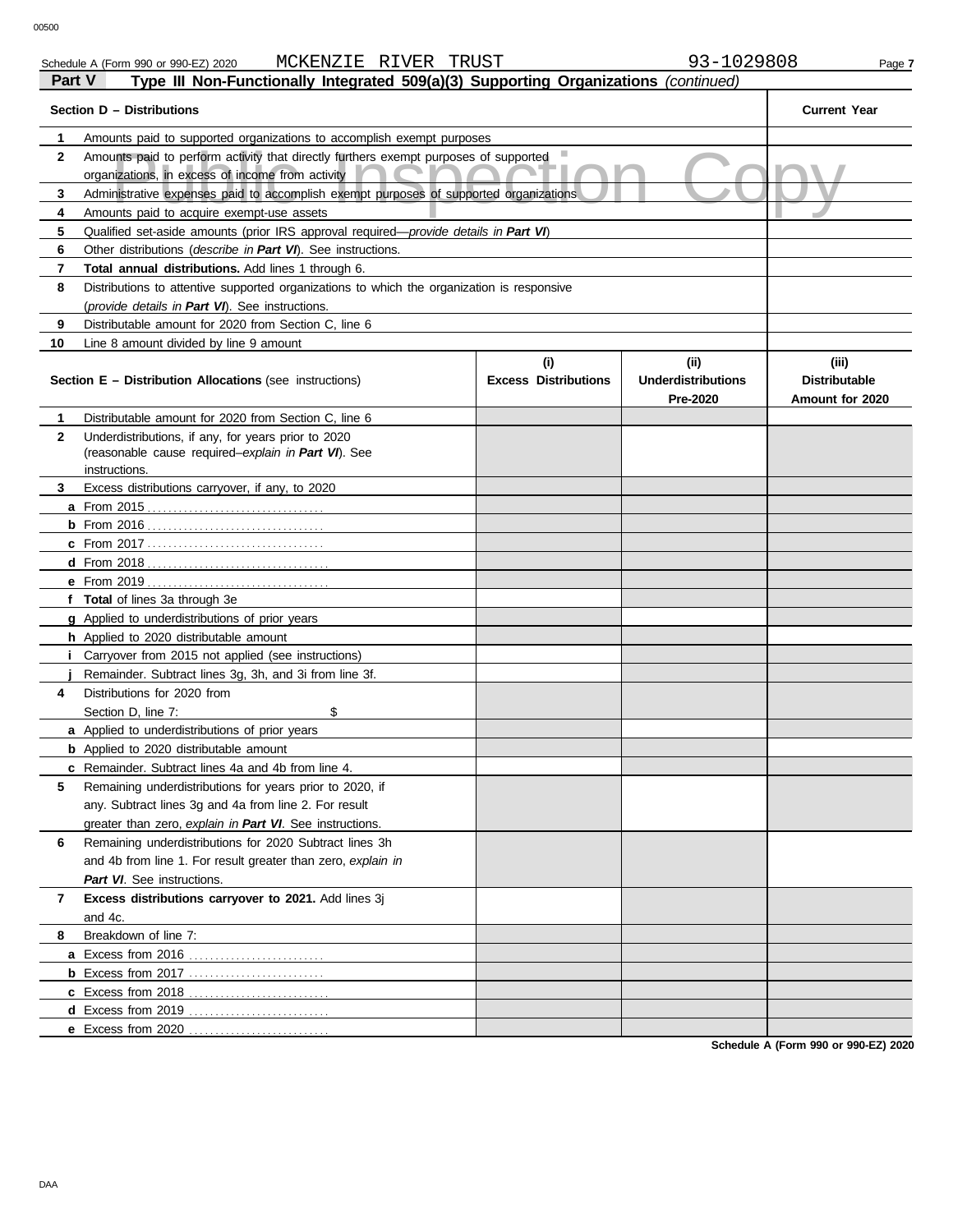Schedule A (Form 990 or 990-EZ) 2020 MCKENZIE RIVER TRUST 93-1029808

## Part V — Type III Non-Functionally Integrated 509(a)(3) Supporting Organizations *(continued)*

| Section D – Distributions | | Current Year |
|---|---|---|
| 1 | Amounts paid to supported organizations to accomplish exempt purposes | |
| 2 | Amounts paid to perform activity that directly furthers exempt purposes of supported organizations, in excess of income from activity | |
| 3 | Administrative expenses paid to accomplish exempt purposes of supported organizations | |
| 4 | Amounts paid to acquire exempt-use assets | |
| 5 | Qualified set-aside amounts (prior IRS approval required—*provide details in **Part VI***) | |
| 6 | Other distributions (*describe in **Part VI***). See instructions. | |
| 7 | **Total annual distributions.** Add lines 1 through 6. | |
| 8 | Distributions to attentive supported organizations to which the organization is responsive (*provide details in **Part VI***). See instructions. | |
| 9 | Distributable amount for 2020 from Section C, line 6 | |
| 10 | Line 8 amount divided by line 9 amount | |

| Section E – Distribution Allocations (see instructions) | | (i) Excess Distributions | (ii) Underdistributions Pre-2020 | (iii) Distributable Amount for 2020 |
|---|---|---|---|---|
| 1 | Distributable amount for 2020 from Section C, line 6 | | | |
| 2 | Underdistributions, if any, for years prior to 2020 (reasonable cause required–*explain in **Part VI***). See instructions. | | | |
| 3 | Excess distributions carryover, if any, to 2020 | | | |
| a | From 2015 | | | |
| b | From 2016 | | | |
| c | From 2017 | | | |
| d | From 2018 | | | |
| e | From 2019 | | | |
| f | **Total** of lines 3a through 3e | | | |
| g | Applied to underdistributions of prior years | | | |
| h | Applied to 2020 distributable amount | | | |
| i | Carryover from 2015 not applied (see instructions) | | | |
| j | Remainder. Subtract lines 3g, 3h, and 3i from line 3f. | | | |
| 4 | Distributions for 2020 from Section D, line 7: $ | | | |
| a | Applied to underdistributions of prior years | | | |
| b | Applied to 2020 distributable amount | | | |
| c | Remainder. Subtract lines 4a and 4b from line 4. | | | |
| 5 | Remaining underdistributions for years prior to 2020, if any. Subtract lines 3g and 4a from line 2. For result greater than zero, *explain in **Part VI***. See instructions. | | | |
| 6 | Remaining underdistributions for 2020 Subtract lines 3h and 4b from line 1. For result greater than zero, *explain in **Part VI***. See instructions. | | | |
| 7 | **Excess distributions carryover to 2021.** Add lines 3j and 4c. | | | |
| 8 | Breakdown of line 7: | | | |
| a | Excess from 2016 | | | |
| b | Excess from 2017 | | | |
| c | Excess from 2018 | | | |
| d | Excess from 2019 | | | |
| e | Excess from 2020 | | | |

**Schedule A (Form 990 or 990-EZ) 2020**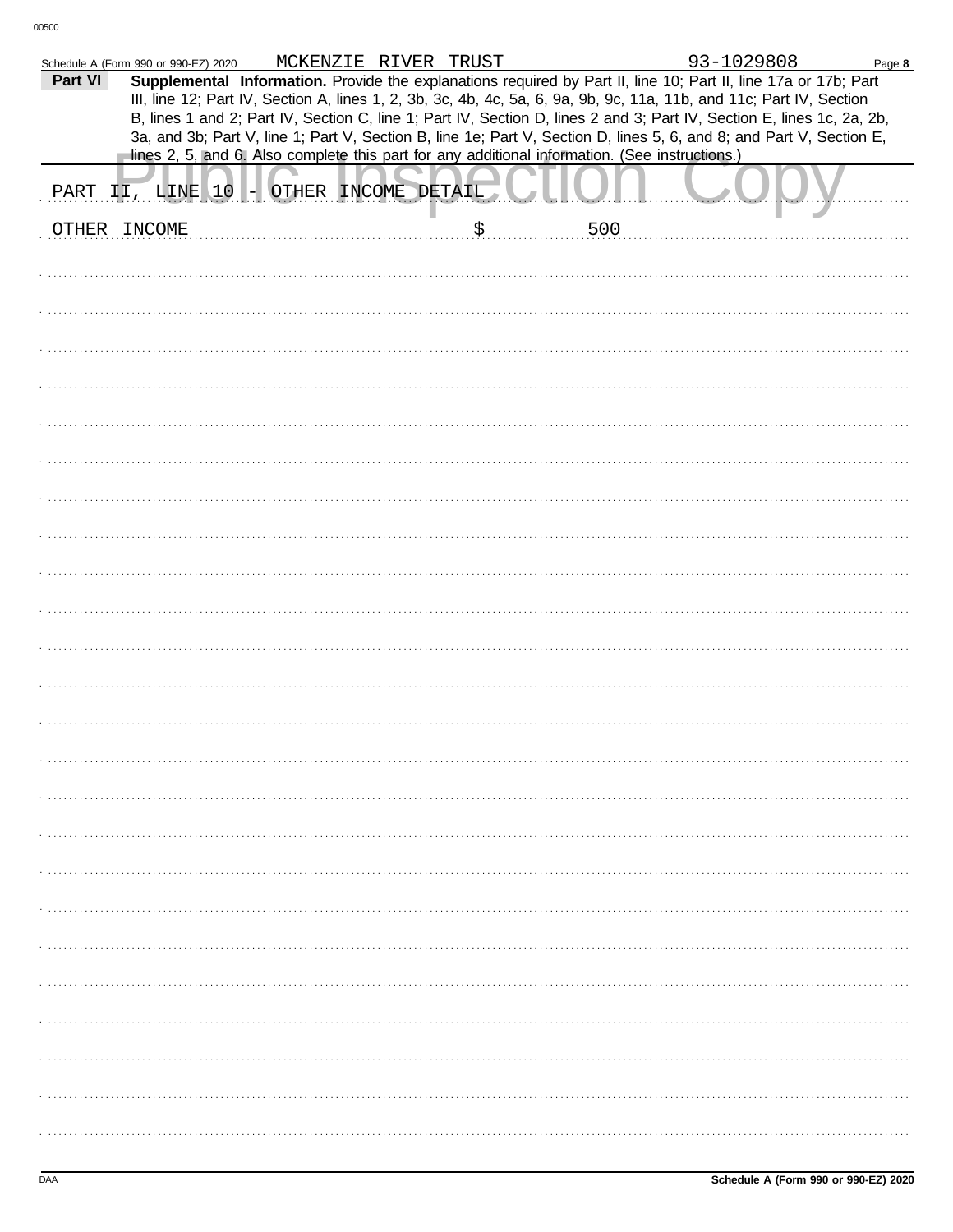Schedule A (Form 990 or 990-EZ) 2020 MCKENZIE RIVER TRUST 93-1029808

**Part VI** **Supplemental Information.** Provide the explanations required by Part II, line 10; Part II, line 17a or 17b; Part III, line 12; Part IV, Section A, lines 1, 2, 3b, 3c, 4b, 4c, 5a, 6, 9a, 9b, 9c, 11a, 11b, and 11c; Part IV, Section B, lines 1 and 2; Part IV, Section C, line 1; Part IV, Section D, lines 2 and 3; Part IV, Section E, lines 1c, 2a, 2b, 3a, and 3b; Part V, line 1; Part V, Section B, line 1e; Part V, Section D, lines 5, 6, and 8; and Part V, Section E, lines 2, 5, and 6. Also complete this part for any additional information. (See instructions.)

PART II, LINE 10 - OTHER INCOME DETAIL

OTHER INCOME $ 500

Schedule A (Form 990 or 990-EZ) 2020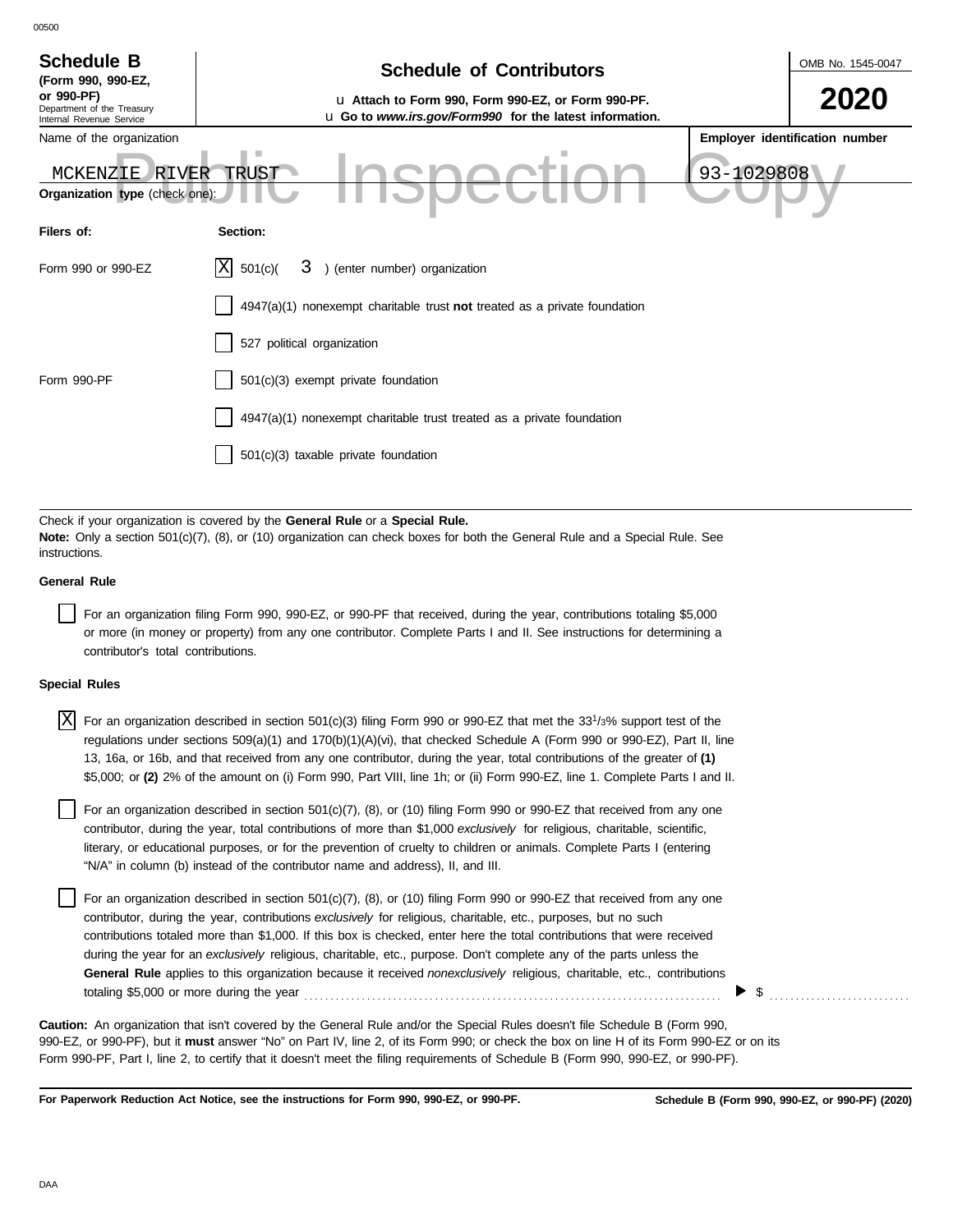00500

**Schedule B**
**(Form 990, 990-EZ, or 990-PF)**
Department of the Treasury
Internal Revenue Service

# Schedule of Contributors

u **Attach to Form 990, Form 990-EZ, or Form 990-PF.**
u **Go to *www.irs.gov/Form990* for the latest information.**

OMB No. 1545-0047

**2020**

Name of the organization: MCKENZIE RIVER TRUST

**Employer identification number:** 93-1029808

Public Inspection Copy

**Organization type** (check one):

| Filers of: | Section: |
|---|---|
| Form 990 or 990-EZ | [X] 501(c)( 3 ) (enter number) organization |
| | [ ] 4947(a)(1) nonexempt charitable trust **not** treated as a private foundation |
| | [ ] 527 political organization |
| Form 990-PF | [ ] 501(c)(3) exempt private foundation |
| | [ ] 4947(a)(1) nonexempt charitable trust treated as a private foundation |
| | [ ] 501(c)(3) taxable private foundation |

Check if your organization is covered by the **General Rule** or a **Special Rule.**
**Note:** Only a section 501(c)(7), (8), or (10) organization can check boxes for both the General Rule and a Special Rule. See instructions.

**General Rule**

[ ] For an organization filing Form 990, 990-EZ, or 990-PF that received, during the year, contributions totaling $5,000 or more (in money or property) from any one contributor. Complete Parts I and II. See instructions for determining a contributor's total contributions.

**Special Rules**

[X] For an organization described in section 501(c)(3) filing Form 990 or 990-EZ that met the 33 1/3% support test of the regulations under sections 509(a)(1) and 170(b)(1)(A)(vi), that checked Schedule A (Form 990 or 990-EZ), Part II, line 13, 16a, or 16b, and that received from any one contributor, during the year, total contributions of the greater of **(1)** $5,000; or **(2)** 2% of the amount on (i) Form 990, Part VIII, line 1h; or (ii) Form 990-EZ, line 1. Complete Parts I and II.

[ ] For an organization described in section 501(c)(7), (8), or (10) filing Form 990 or 990-EZ that received from any one contributor, during the year, total contributions of more than $1,000 *exclusively* for religious, charitable, scientific, literary, or educational purposes, or for the prevention of cruelty to children or animals. Complete Parts I (entering "N/A" in column (b) instead of the contributor name and address), II, and III.

[ ] For an organization described in section 501(c)(7), (8), or (10) filing Form 990 or 990-EZ that received from any one contributor, during the year, contributions *exclusively* for religious, charitable, etc., purposes, but no such contributions totaled more than $1,000. If this box is checked, enter here the total contributions that were received during the year for an *exclusively* religious, charitable, etc., purpose. Don't complete any of the parts unless the **General Rule** applies to this organization because it received *nonexclusively* religious, charitable, etc., contributions totaling $5,000 or more during the year . . . . . . . . . . ▶ $ . . . . . . . . . .

**Caution:** An organization that isn't covered by the General Rule and/or the Special Rules doesn't file Schedule B (Form 990, 990-EZ, or 990-PF), but it **must** answer "No" on Part IV, line 2, of its Form 990; or check the box on line H of its Form 990-EZ or on its Form 990-PF, Part I, line 2, to certify that it doesn't meet the filing requirements of Schedule B (Form 990, 990-EZ, or 990-PF).

**For Paperwork Reduction Act Notice, see the instructions for Form 990, 990-EZ, or 990-PF.** **Schedule B (Form 990, 990-EZ, or 990-PF) (2020)**

DAA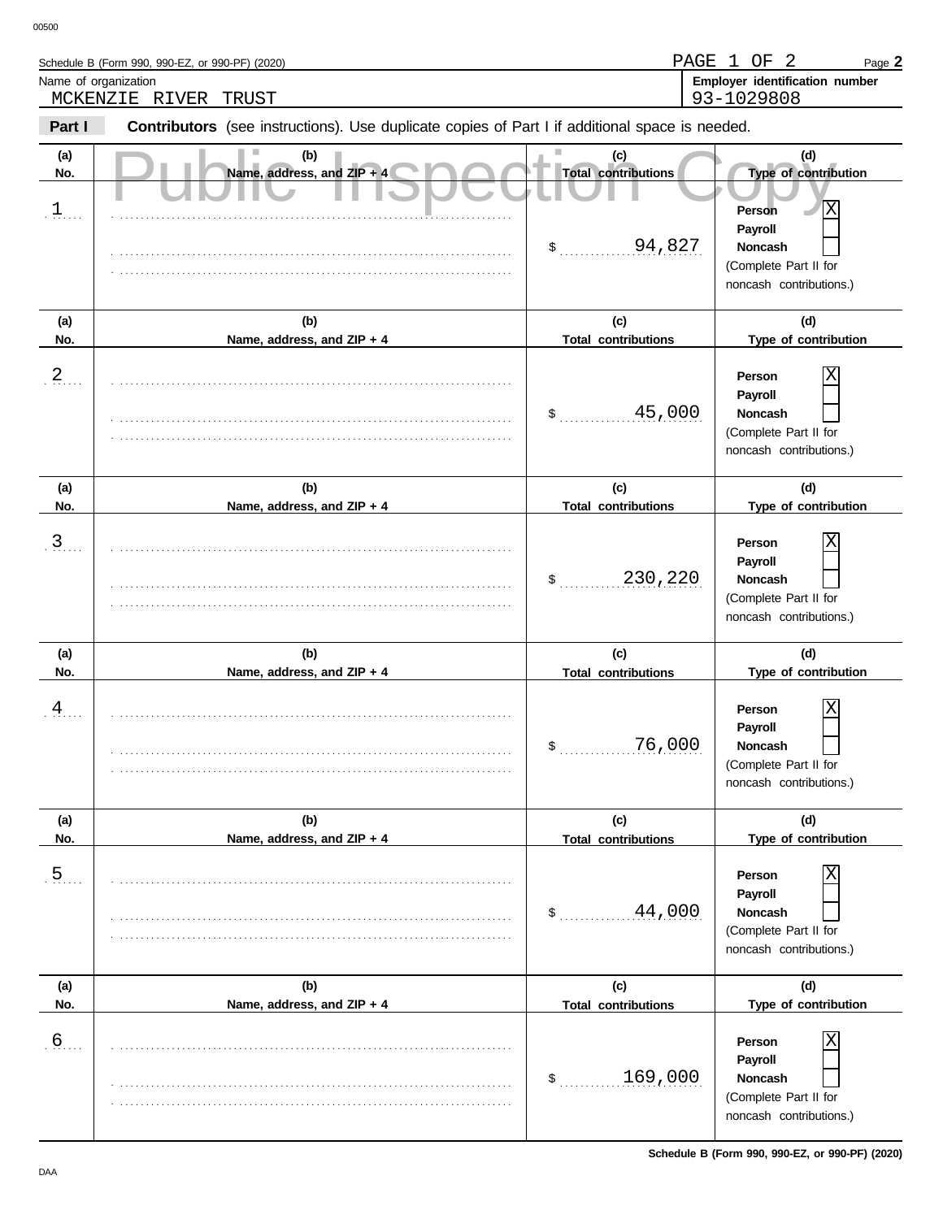Schedule B (Form 990, 990-EZ, or 990-PF) (2020)

PAGE 1 OF 2 — Page **2**

| Name of organization | Employer identification number |
|---|---|
| MCKENZIE RIVER TRUST | 93-1029808 |

**Part I** **Contributors** (see instructions). Use duplicate copies of Part I if additional space is needed.

Public Inspection Copy

| (a) No. | (b) Name, address, and ZIP + 4 | (c) Total contributions | (d) Type of contribution |
|---|---|---|---|
| 1 | | $ 94,827 | Person [X] Payroll [ ] Noncash [ ] (Complete Part II for noncash contributions.) |
| 2 | | $ 45,000 | Person [X] Payroll [ ] Noncash [ ] (Complete Part II for noncash contributions.) |
| 3 | | $ 230,220 | Person [X] Payroll [ ] Noncash [ ] (Complete Part II for noncash contributions.) |
| 4 | | $ 76,000 | Person [X] Payroll [ ] Noncash [ ] (Complete Part II for noncash contributions.) |
| 5 | | $ 44,000 | Person [X] Payroll [ ] Noncash [ ] (Complete Part II for noncash contributions.) |
| 6 | | $ 169,000 | Person [X] Payroll [ ] Noncash [ ] (Complete Part II for noncash contributions.) |

**Schedule B (Form 990, 990-EZ, or 990-PF) (2020)**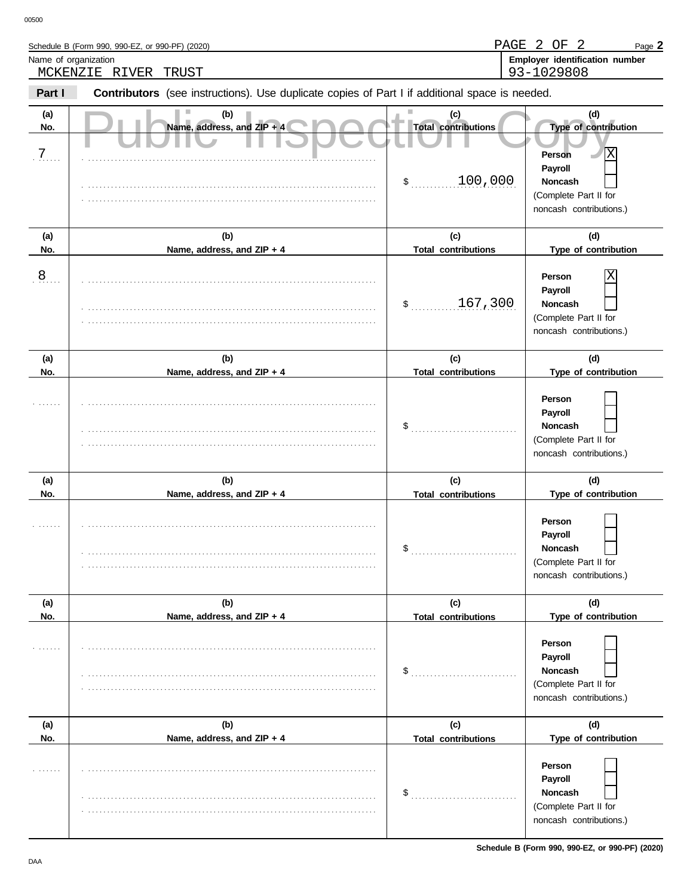Schedule B (Form 990, 990-EZ, or 990-PF) (2020)

Name of organization: MCKENZIE RIVER TRUST

Employer identification number: 93-1029808

**Part I** **Contributors** (see instructions). Use duplicate copies of Part I if additional space is needed.

Public Inspection Copy

| (a) No. | (b) Name, address, and ZIP + 4 | (c) Total contributions | (d) Type of contribution |
|---|---|---|---|
| 7 | | $ 100,000 | Person [X] Payroll [ ] Noncash [ ] (Complete Part II for noncash contributions.) |
| 8 | | $ 167,300 | Person [X] Payroll [ ] Noncash [ ] (Complete Part II for noncash contributions.) |
| | | $ | Person [ ] Payroll [ ] Noncash [ ] (Complete Part II for noncash contributions.) |
| | | $ | Person [ ] Payroll [ ] Noncash [ ] (Complete Part II for noncash contributions.) |
| | | $ | Person [ ] Payroll [ ] Noncash [ ] (Complete Part II for noncash contributions.) |
| | | $ | Person [ ] Payroll [ ] Noncash [ ] (Complete Part II for noncash contributions.) |

Schedule B (Form 990, 990-EZ, or 990-PF) (2020)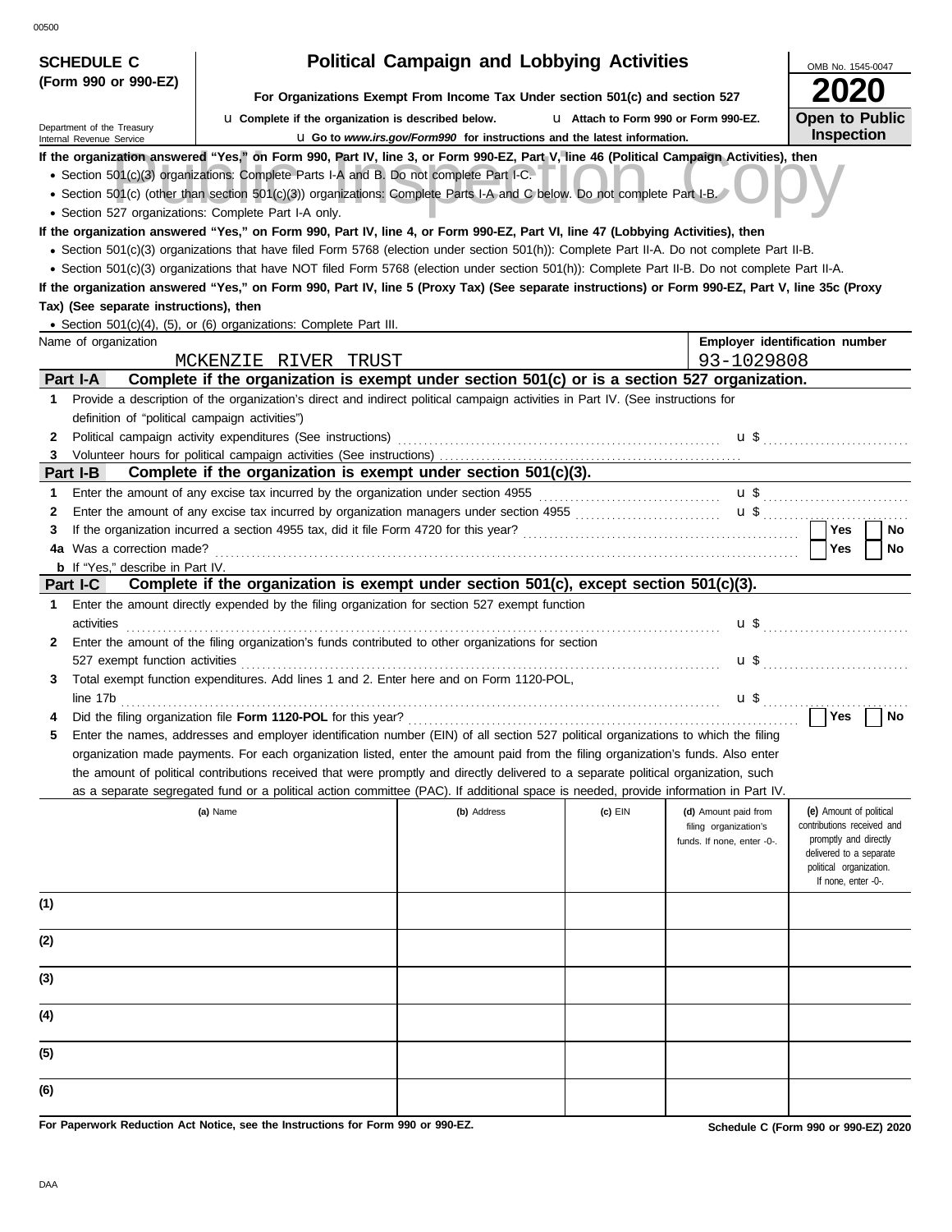00500

**SCHEDULE C (Form 990 or 990-EZ)**

Department of the Treasury
Internal Revenue Service

# Political Campaign and Lobbying Activities

**For Organizations Exempt From Income Tax Under section 501(c) and section 527**

u **Complete if the organization is described below.** u **Attach to Form 990 or Form 990-EZ.**

u **Go to *www.irs.gov/Form990* for instructions and the latest information.**

OMB No. 1545-0047

**2020**

**Open to Public Inspection**

Public Inspection Copy

**If the organization answered "Yes," on Form 990, Part IV, line 3, or Form 990-EZ, Part V, line 46 (Political Campaign Activities), then**

- Section 501(c)(3) organizations: Complete Parts I-A and B. Do not complete Part I-C.
- Section 501(c) (other than section 501(c)(3)) organizations: Complete Parts I-A and C below. Do not complete Part I-B.
- Section 527 organizations: Complete Part I-A only.

**If the organization answered "Yes," on Form 990, Part IV, line 4, or Form 990-EZ, Part VI, line 47 (Lobbying Activities), then**

- Section 501(c)(3) organizations that have filed Form 5768 (election under section 501(h)): Complete Part II-A. Do not complete Part II-B.
- Section 501(c)(3) organizations that have NOT filed Form 5768 (election under section 501(h)): Complete Part II-B. Do not complete Part II-A.

**If the organization answered "Yes," on Form 990, Part IV, line 5 (Proxy Tax) (See separate instructions) or Form 990-EZ, Part V, line 35c (Proxy Tax) (See separate instructions), then**

- Section 501(c)(4), (5), or (6) organizations: Complete Part III.

| Name of organization | Employer identification number |
|---|---|
| MCKENZIE RIVER TRUST | 93-1029808 |

## Part I-A Complete if the organization is exempt under section 501(c) or is a section 527 organization.

1 Provide a description of the organization's direct and indirect political campaign activities in Part IV. (See instructions for definition of "political campaign activities")

2 Political campaign activity expenditures (See instructions) u $

3 Volunteer hours for political campaign activities (See instructions)

## Part I-B Complete if the organization is exempt under section 501(c)(3).

1 Enter the amount of any excise tax incurred by the organization under section 4955 u $

2 Enter the amount of any excise tax incurred by organization managers under section 4955 u $

3 If the organization incurred a section 4955 tax, did it file Form 4720 for this year? Yes No

4a Was a correction made? Yes No

b If "Yes," describe in Part IV.

## Part I-C Complete if the organization is exempt under section 501(c), except section 501(c)(3).

1 Enter the amount directly expended by the filing organization for section 527 exempt function activities u $

2 Enter the amount of the filing organization's funds contributed to other organizations for section 527 exempt function activities u $

3 Total exempt function expenditures. Add lines 1 and 2. Enter here and on Form 1120-POL, line 17b u $

4 Did the filing organization file **Form 1120-POL** for this year? Yes No

5 Enter the names, addresses and employer identification number (EIN) of all section 527 political organizations to which the filing organization made payments. For each organization listed, enter the amount paid from the filing organization's funds. Also enter the amount of political contributions received that were promptly and directly delivered to a separate political organization, such as a separate segregated fund or a political action committee (PAC). If additional space is needed, provide information in Part IV.

| | (a) Name | (b) Address | (c) EIN | (d) Amount paid from filing organization's funds. If none, enter -0-. | (e) Amount of political contributions received and promptly and directly delivered to a separate political organization. If none, enter -0-. |
|---|---|---|---|---|---|
| (1) | | | | | |
| (2) | | | | | |
| (3) | | | | | |
| (4) | | | | | |
| (5) | | | | | |
| (6) | | | | | |

**For Paperwork Reduction Act Notice, see the Instructions for Form 990 or 990-EZ.**

**Schedule C (Form 990 or 990-EZ) 2020**

DAA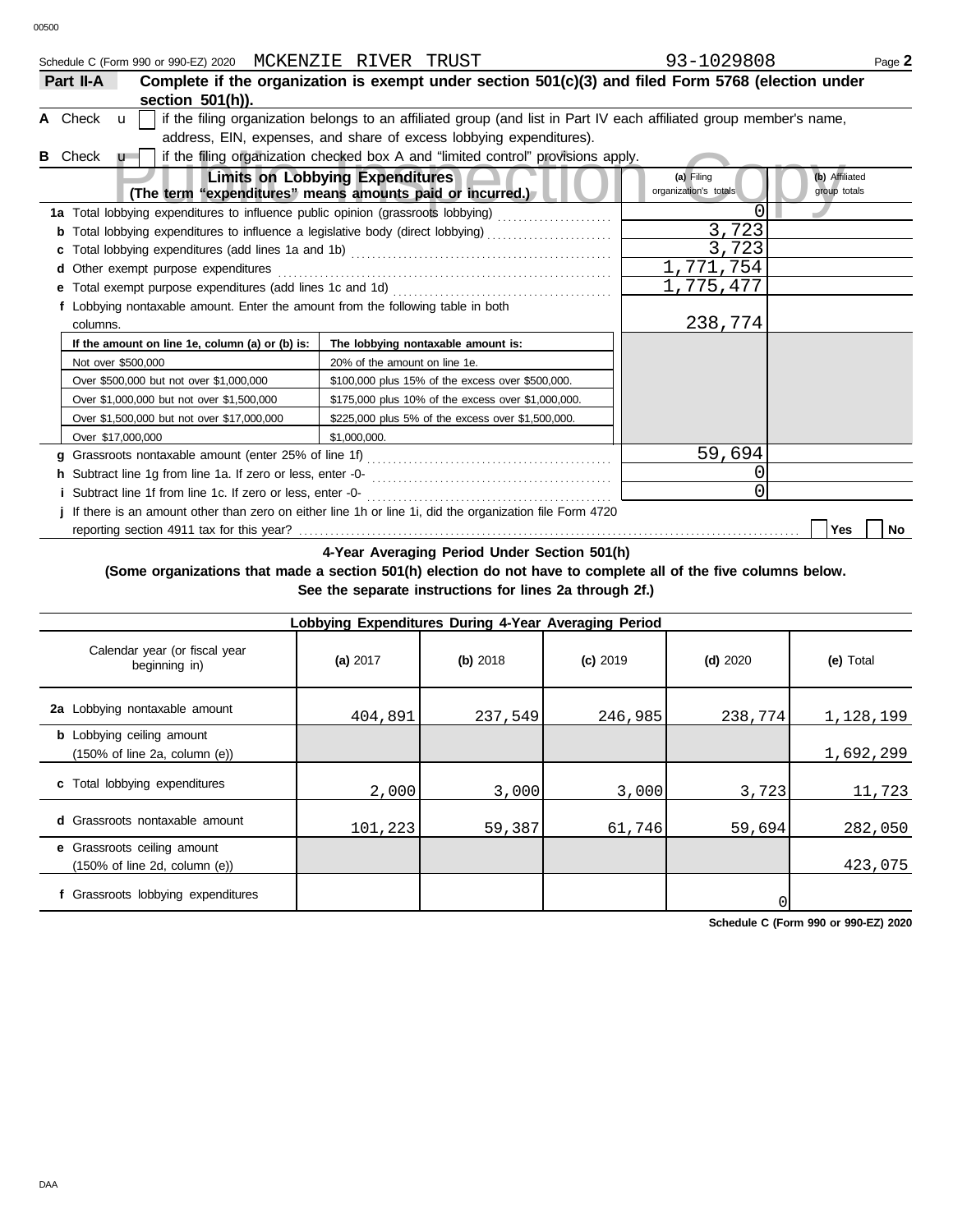Schedule C (Form 990 or 990-EZ) 2020 MCKENZIE RIVER TRUST 93-1029808

**Part II-A** **Complete if the organization is exempt under section 501(c)(3) and filed Form 5768 (election under section 501(h)).**

**A** Check u ☐ if the filing organization belongs to an affiliated group (and list in Part IV each affiliated group member's name, address, EIN, expenses, and share of excess lobbying expenditures).

**B** Check u ☐ if the filing organization checked box A and "limited control" provisions apply.

| **Limits on Lobbying Expenditures** (The term "expenditures" means amounts paid or incurred.) | (a) Filing organization's totals | (b) Affiliated group totals |
|---|---|---|
| **1a** Total lobbying expenditures to influence public opinion (grassroots lobbying) | 0 | |
| **b** Total lobbying expenditures to influence a legislative body (direct lobbying) | 3,723 | |
| **c** Total lobbying expenditures (add lines 1a and 1b) | 3,723 | |
| **d** Other exempt purpose expenditures | 1,771,754 | |
| **e** Total exempt purpose expenditures (add lines 1c and 1d) | 1,775,477 | |
| **f** Lobbying nontaxable amount. Enter the amount from the following table in both columns. | 238,774 | |

| If the amount on line 1e, column (a) or (b) is: | The lobbying nontaxable amount is: |
|---|---|
| Not over $500,000 | 20% of the amount on line 1e. |
| Over $500,000 but not over $1,000,000 | $100,000 plus 15% of the excess over $500,000. |
| Over $1,000,000 but not over $1,500,000 | $175,000 plus 10% of the excess over $1,000,000. |
| Over $1,500,000 but not over $17,000,000 | $225,000 plus 5% of the excess over $1,500,000. |
| Over $17,000,000 | $1,000,000. |

| | (a) | (b) |
|---|---|---|
| **g** Grassroots nontaxable amount (enter 25% of line 1f) | 59,694 | |
| **h** Subtract line 1g from line 1a. If zero or less, enter -0- | 0 | |
| **i** Subtract line 1f from line 1c. If zero or less, enter -0- | 0 | |

**j** If there is an amount other than zero on either line 1h or line 1i, did the organization file Form 4720 reporting section 4911 tax for this year? ☐ Yes ☐ No

**4-Year Averaging Period Under Section 501(h)**

**(Some organizations that made a section 501(h) election do not have to complete all of the five columns below. See the separate instructions for lines 2a through 2f.)**

| Lobbying Expenditures During 4-Year Averaging Period | | | | | |
|---|---|---|---|---|---|
| Calendar year (or fiscal year beginning in) | (a) 2017 | (b) 2018 | (c) 2019 | (d) 2020 | (e) Total |
| **2a** Lobbying nontaxable amount | 404,891 | 237,549 | 246,985 | 238,774 | 1,128,199 |
| **b** Lobbying ceiling amount (150% of line 2a, column (e)) | | | | | 1,692,299 |
| **c** Total lobbying expenditures | 2,000 | 3,000 | 3,000 | 3,723 | 11,723 |
| **d** Grassroots nontaxable amount | 101,223 | 59,387 | 61,746 | 59,694 | 282,050 |
| **e** Grassroots ceiling amount (150% of line 2d, column (e)) | | | | | 423,075 |
| **f** Grassroots lobbying expenditures | | | | 0 | |

**Schedule C (Form 990 or 990-EZ) 2020**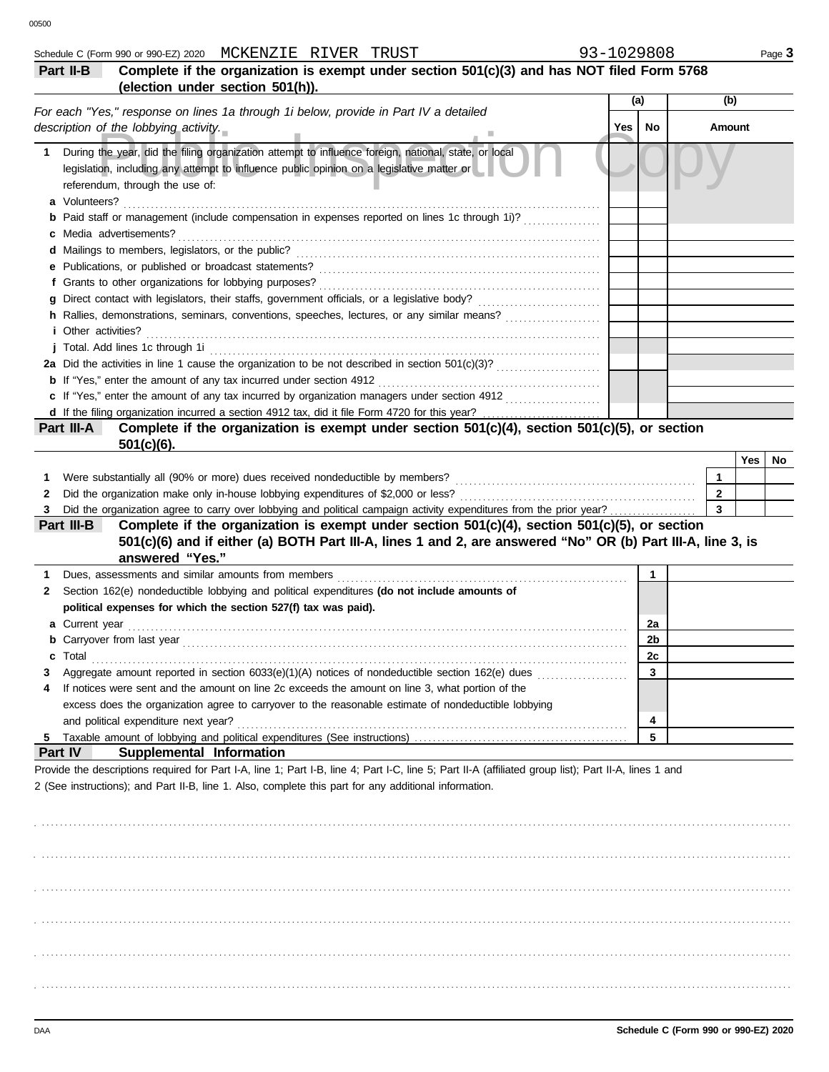Schedule C (Form 990 or 990-EZ) 2020 MCKENZIE RIVER TRUST 93-1029808 Page **3**

## Part II-B Complete if the organization is exempt under section 501(c)(3) and has NOT filed Form 5768 (election under section 501(h)).

| *For each "Yes," response on lines 1a through 1i below, provide in Part IV a detailed description of the lobbying activity.* | (a) Yes | (a) No | (b) Amount |
|---|---|---|---|
| **1** During the year, did the filing organization attempt to influence foreign, national, state, or local legislation, including any attempt to influence public opinion on a legislative matter or referendum, through the use of: | | | |
| **a** Volunteers? | | | |
| **b** Paid staff or management (include compensation in expenses reported on lines 1c through 1i)? | | | |
| **c** Media advertisements? | | | |
| **d** Mailings to members, legislators, or the public? | | | |
| **e** Publications, or published or broadcast statements? | | | |
| **f** Grants to other organizations for lobbying purposes? | | | |
| **g** Direct contact with legislators, their staffs, government officials, or a legislative body? | | | |
| **h** Rallies, demonstrations, seminars, conventions, speeches, lectures, or any similar means? | | | |
| **i** Other activities? | | | |
| **j** Total. Add lines 1c through 1i | | | |
| **2a** Did the activities in line 1 cause the organization to be not described in section 501(c)(3)? | | | |
| **b** If "Yes," enter the amount of any tax incurred under section 4912 | | | |
| **c** If "Yes," enter the amount of any tax incurred by organization managers under section 4912 | | | |
| **d** If the filing organization incurred a section 4912 tax, did it file Form 4720 for this year? | | | |

## Part III-A Complete if the organization is exempt under section 501(c)(4), section 501(c)(5), or section 501(c)(6).

| | | Yes | No |
|---|---|---|---|
| **1** Were substantially all (90% or more) dues received nondeductible by members? | 1 | | |
| **2** Did the organization make only in-house lobbying expenditures of $2,000 or less? | 2 | | |
| **3** Did the organization agree to carry over lobbying and political campaign activity expenditures from the prior year? | 3 | | |

## Part III-B Complete if the organization is exempt under section 501(c)(4), section 501(c)(5), or section 501(c)(6) and if either (a) BOTH Part III-A, lines 1 and 2, are answered "No" OR (b) Part III-A, line 3, is answered "Yes."

| | | |
|---|---|---|
| **1** Dues, assessments and similar amounts from members | 1 | |
| **2** Section 162(e) nondeductible lobbying and political expenditures **(do not include amounts of political expenses for which the section 527(f) tax was paid).** | | |
| **a** Current year | 2a | |
| **b** Carryover from last year | 2b | |
| **c** Total | 2c | |
| **3** Aggregate amount reported in section 6033(e)(1)(A) notices of nondeductible section 162(e) dues | 3 | |
| **4** If notices were sent and the amount on line 2c exceeds the amount on line 3, what portion of the excess does the organization agree to carryover to the reasonable estimate of nondeductible lobbying and political expenditure next year? | 4 | |
| **5** Taxable amount of lobbying and political expenditures (See instructions) | 5 | |

## Part IV Supplemental Information

Provide the descriptions required for Part I-A, line 1; Part I-B, line 4; Part I-C, line 5; Part II-A (affiliated group list); Part II-A, lines 1 and 2 (See instructions); and Part II-B, line 1. Also, complete this part for any additional information.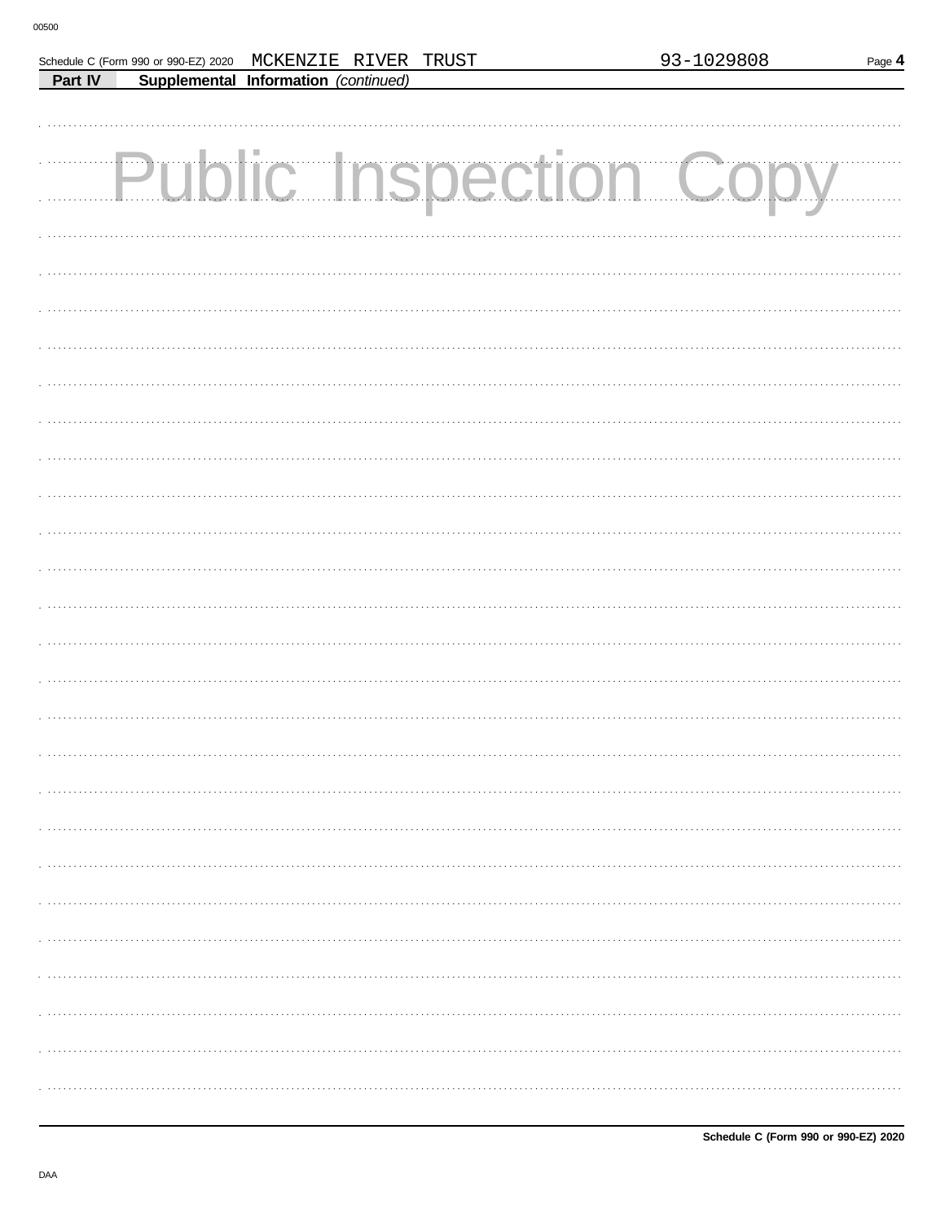Schedule C (Form 990 or 990-EZ) 2020 MCKENZIE RIVER TRUST 93-1029808

**Part IV** **Supplemental Information** *(continued)*

Public Inspection Copy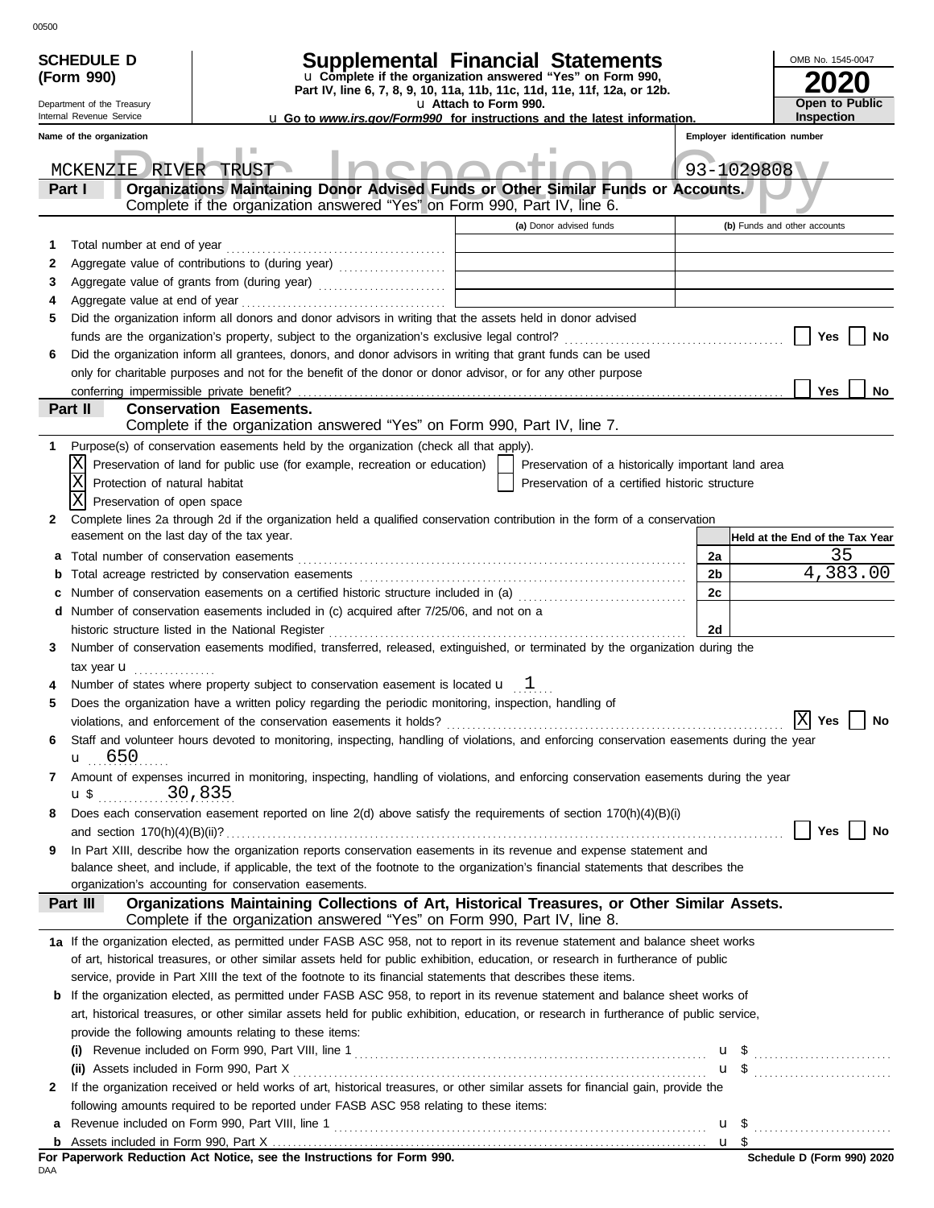**SCHEDULE D (Form 990)**

Department of the Treasury
Internal Revenue Service

# Supplemental Financial Statements

u Complete if the organization answered "Yes" on Form 990, Part IV, line 6, 7, 8, 9, 10, 11a, 11b, 11c, 11d, 11e, 11f, 12a, or 12b.
u Attach to Form 990.
u Go to *www.irs.gov/Form990* for instructions and the latest information.

OMB No. 1545-0047
**2020**
**Open to Public Inspection**

Name of the organization: MCKENZIE RIVER TRUST
Employer identification number: 93-1029808

## Part I Organizations Maintaining Donor Advised Funds or Other Similar Funds or Accounts.
Complete if the organization answered "Yes" on Form 990, Part IV, line 6.

| | | (a) Donor advised funds | (b) Funds and other accounts |
|---|---|---|---|
| 1 | Total number at end of year | | |
| 2 | Aggregate value of contributions to (during year) | | |
| 3 | Aggregate value of grants from (during year) | | |
| 4 | Aggregate value at end of year | | |

5 Did the organization inform all donors and donor advisors in writing that the assets held in donor advised funds are the organization's property, subject to the organization's exclusive legal control? ☐ Yes ☐ No

6 Did the organization inform all grantees, donors, and donor advisors in writing that grant funds can be used only for charitable purposes and not for the benefit of the donor or donor advisor, or for any other purpose conferring impermissible private benefit? ☐ Yes ☐ No

## Part II Conservation Easements.
Complete if the organization answered "Yes" on Form 990, Part IV, line 7.

1 Purpose(s) of conservation easements held by the organization (check all that apply).
- [X] Preservation of land for public use (for example, recreation or education)
- [ ] Preservation of a historically important land area
- [X] Protection of natural habitat
- [ ] Preservation of a certified historic structure
- [X] Preservation of open space

2 Complete lines 2a through 2d if the organization held a qualified conservation contribution in the form of a conservation easement on the last day of the tax year.

| | | | Held at the End of the Tax Year |
|---|---|---|---|
| a | Total number of conservation easements | 2a | 35 |
| b | Total acreage restricted by conservation easements | 2b | 4,383.00 |
| c | Number of conservation easements on a certified historic structure included in (a) | 2c | |
| d | Number of conservation easements included in (c) acquired after 7/25/06, and not on a historic structure listed in the National Register | 2d | |

3 Number of conservation easements modified, transferred, released, extinguished, or terminated by the organization during the tax year u

4 Number of states where property subject to conservation easement is located u 1

5 Does the organization have a written policy regarding the periodic monitoring, inspection, handling of violations, and enforcement of the conservation easements it holds? ☒ Yes ☐ No

6 Staff and volunteer hours devoted to monitoring, inspecting, handling of violations, and enforcing conservation easements during the year u 650

7 Amount of expenses incurred in monitoring, inspecting, handling of violations, and enforcing conservation easements during the year u $ 30,835

8 Does each conservation easement reported on line 2(d) above satisfy the requirements of section 170(h)(4)(B)(i) and section 170(h)(4)(B)(ii)? ☐ Yes ☐ No

9 In Part XIII, describe how the organization reports conservation easements in its revenue and expense statement and balance sheet, and include, if applicable, the text of the footnote to the organization's financial statements that describes the organization's accounting for conservation easements.

## Part III Organizations Maintaining Collections of Art, Historical Treasures, or Other Similar Assets.
Complete if the organization answered "Yes" on Form 990, Part IV, line 8.

1a If the organization elected, as permitted under FASB ASC 958, not to report in its revenue statement and balance sheet works of art, historical treasures, or other similar assets held for public exhibition, education, or research in furtherance of public service, provide in Part XIII the text of the footnote to its financial statements that describes these items.

b If the organization elected, as permitted under FASB ASC 958, to report in its revenue statement and balance sheet works of art, historical treasures, or other similar assets held for public exhibition, education, or research in furtherance of public service, provide the following amounts relating to these items:

(i) Revenue included on Form 990, Part VIII, line 1 u $

(ii) Assets included in Form 990, Part X u $

2 If the organization received or held works of art, historical treasures, or other similar assets for financial gain, provide the following amounts required to be reported under FASB ASC 958 relating to these items:

a Revenue included on Form 990, Part VIII, line 1 u $

b Assets included in Form 990, Part X u $

**For Paperwork Reduction Act Notice, see the Instructions for Form 990.**
**Schedule D (Form 990) 2020**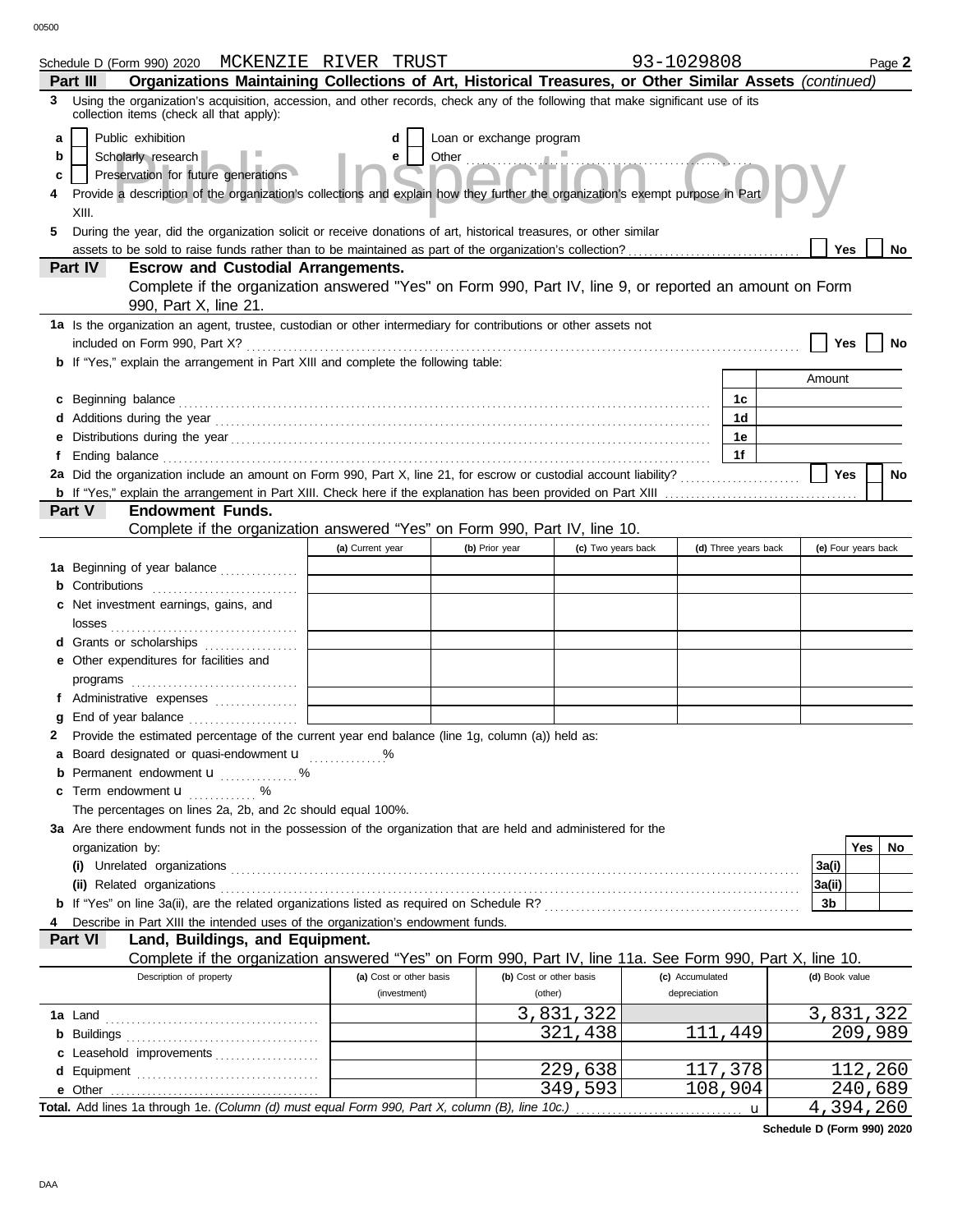Schedule D (Form 990) 2020 MCKENZIE RIVER TRUST 93-1029808 Page **2**

## Part III Organizations Maintaining Collections of Art, Historical Treasures, or Other Similar Assets *(continued)*

**3** Using the organization's acquisition, accession, and other records, check any of the following that make significant use of its collection items (check all that apply):

- **a** ☐ Public exhibition
- **b** ☐ Scholarly research
- **c** ☐ Preservation for future generations
- **d** ☐ Loan or exchange program
- **e** ☐ Other ..............................

**4** Provide a description of the organization's collections and explain how they further the organization's exempt purpose in Part XIII.

**5** During the year, did the organization solicit or receive donations of art, historical treasures, or other similar assets to be sold to raise funds rather than to be maintained as part of the organization's collection? ☐ Yes ☐ No

## Part IV Escrow and Custodial Arrangements.

Complete if the organization answered "Yes" on Form 990, Part IV, line 9, or reported an amount on Form 990, Part X, line 21.

**1a** Is the organization an agent, trustee, custodian or other intermediary for contributions or other assets not included on Form 990, Part X? ☐ Yes ☐ No

**b** If "Yes," explain the arrangement in Part XIII and complete the following table:

| | | Amount |
|---|---|---|
| **c** Beginning balance | 1c | |
| **d** Additions during the year | 1d | |
| **e** Distributions during the year | 1e | |
| **f** Ending balance | 1f | |

**2a** Did the organization include an amount on Form 990, Part X, line 21, for escrow or custodial account liability? ☐ Yes ☐ No

**b** If "Yes," explain the arrangement in Part XIII. Check here if the explanation has been provided on Part XIII ☐

## Part V Endowment Funds.

Complete if the organization answered "Yes" on Form 990, Part IV, line 10.

| | (a) Current year | (b) Prior year | (c) Two years back | (d) Three years back | (e) Four years back |
|---|---|---|---|---|---|
| **1a** Beginning of year balance | | | | | |
| **b** Contributions | | | | | |
| **c** Net investment earnings, gains, and losses | | | | | |
| **d** Grants or scholarships | | | | | |
| **e** Other expenditures for facilities and programs | | | | | |
| **f** Administrative expenses | | | | | |
| **g** End of year balance | | | | | |

**2** Provide the estimated percentage of the current year end balance (line 1g, column (a)) held as:

- **a** Board designated or quasi-endowment ........ %
- **b** Permanent endowment ........ %
- **c** Term endowment ........ %

The percentages on lines 2a, 2b, and 2c should equal 100%.

**3a** Are there endowment funds not in the possession of the organization that are held and administered for the organization by:

| | | Yes | No |
|---|---|---|---|
| **(i)** Unrelated organizations | 3a(i) | | |
| **(ii)** Related organizations | 3a(ii) | | |
| **b** If "Yes" on line 3a(ii), are the related organizations listed as required on Schedule R? | 3b | | |

**4** Describe in Part XIII the intended uses of the organization's endowment funds.

## Part VI Land, Buildings, and Equipment.

Complete if the organization answered "Yes" on Form 990, Part IV, line 11a. See Form 990, Part X, line 10.

| Description of property | (a) Cost or other basis (investment) | (b) Cost or other basis (other) | (c) Accumulated depreciation | (d) Book value |
|---|---|---|---|---|
| **1a** Land | | 3,831,322 | | 3,831,322 |
| **b** Buildings | | 321,438 | 111,449 | 209,989 |
| **c** Leasehold improvements | | | | |
| **d** Equipment | | 229,638 | 117,378 | 112,260 |
| **e** Other | | 349,593 | 108,904 | 240,689 |
| **Total.** Add lines 1a through 1e. *(Column (d) must equal Form 990, Part X, column (B), line 10c.)* | | | | 4,394,260 |

**Schedule D (Form 990) 2020**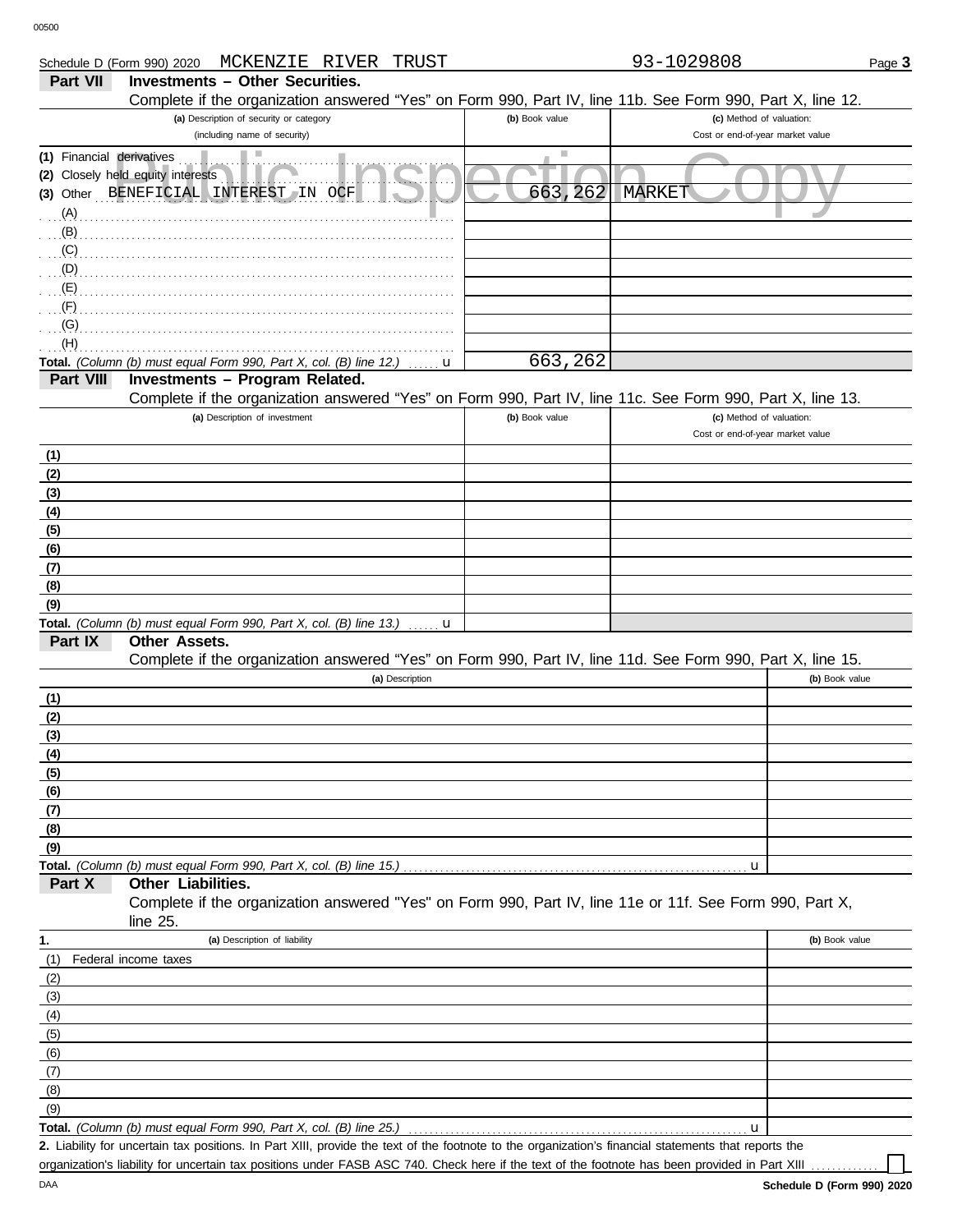Schedule D (Form 990) 2020 MCKENZIE RIVER TRUST 93-1029808

## Part VII Investments – Other Securities.

Complete if the organization answered "Yes" on Form 990, Part IV, line 11b. See Form 990, Part X, line 12.

| (a) Description of security or category (including name of security) | (b) Book value | (c) Method of valuation: Cost or end-of-year market value |
|---|---|---|
| (1) Financial derivatives | | |
| (2) Closely held equity interests | | |
| (3) Other BENEFICIAL INTEREST IN OCF | 663,262 | MARKET |
| (A) | | |
| (B) | | |
| (C) | | |
| (D) | | |
| (E) | | |
| (F) | | |
| (G) | | |
| (H) | | |
| **Total.** *(Column (b) must equal Form 990, Part X, col. (B) line 12.)* | 663,262 | |

## Part VIII Investments – Program Related.

Complete if the organization answered "Yes" on Form 990, Part IV, line 11c. See Form 990, Part X, line 13.

| (a) Description of investment | (b) Book value | (c) Method of valuation: Cost or end-of-year market value |
|---|---|---|
| (1) | | |
| (2) | | |
| (3) | | |
| (4) | | |
| (5) | | |
| (6) | | |
| (7) | | |
| (8) | | |
| (9) | | |
| **Total.** *(Column (b) must equal Form 990, Part X, col. (B) line 13.)* | | |

## Part IX Other Assets.

Complete if the organization answered "Yes" on Form 990, Part IV, line 11d. See Form 990, Part X, line 15.

| (a) Description | (b) Book value |
|---|---|
| (1) | |
| (2) | |
| (3) | |
| (4) | |
| (5) | |
| (6) | |
| (7) | |
| (8) | |
| (9) | |
| **Total.** *(Column (b) must equal Form 990, Part X, col. (B) line 15.)* | |

## Part X Other Liabilities.

Complete if the organization answered "Yes" on Form 990, Part IV, line 11e or 11f. See Form 990, Part X, line 25.

| 1. (a) Description of liability | (b) Book value |
|---|---|
| (1) Federal income taxes | |
| (2) | |
| (3) | |
| (4) | |
| (5) | |
| (6) | |
| (7) | |
| (8) | |
| (9) | |
| **Total.** *(Column (b) must equal Form 990, Part X, col. (B) line 25.)* | |

**2.** Liability for uncertain tax positions. In Part XIII, provide the text of the footnote to the organization's financial statements that reports the organization's liability for uncertain tax positions under FASB ASC 740. Check here if the text of the footnote has been provided in Part XIII ☐

Schedule D (Form 990) 2020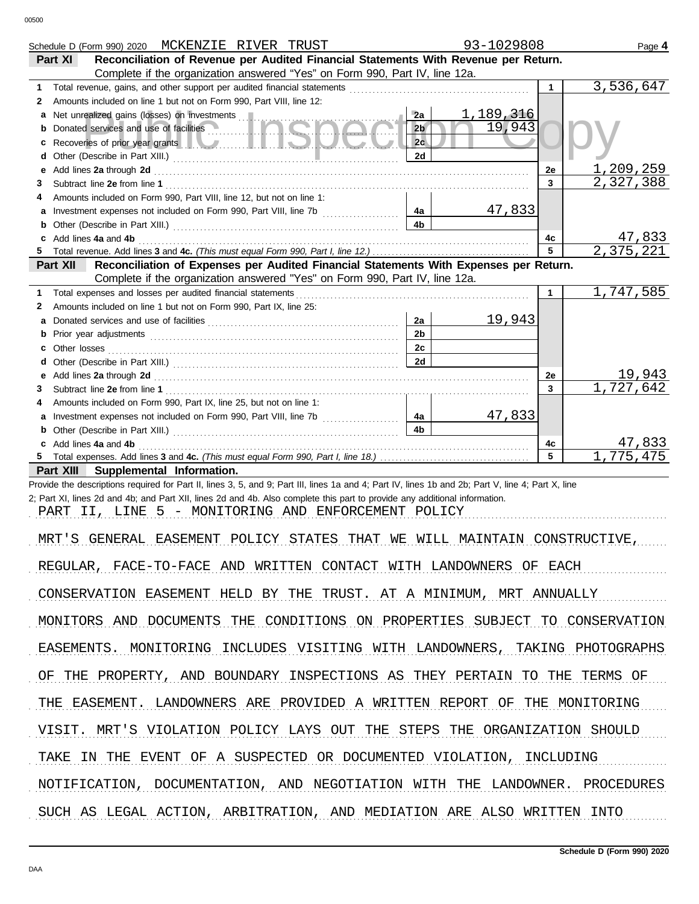Schedule D (Form 990) 2020 MCKENZIE RIVER TRUST 93-1029808 Page **4**

## Part XI Reconciliation of Revenue per Audited Financial Statements With Revenue per Return.

Complete if the organization answered "Yes" on Form 990, Part IV, line 12a.

| | | | | | |
|---|---|---|---|---|---|
| **1** | Total revenue, gains, and other support per audited financial statements | | | **1** | 3,536,647 |
| **2** | Amounts included on line 1 but not on Form 990, Part VIII, line 12: | | | | |
| **a** | Net unrealized gains (losses) on investments | **2a** | 1,189,316 | | |
| **b** | Donated services and use of facilities | **2b** | 19,943 | | |
| **c** | Recoveries of prior year grants | **2c** | | | |
| **d** | Other (Describe in Part XIII.) | **2d** | | | |
| **e** | Add lines **2a** through **2d** | | | **2e** | 1,209,259 |
| **3** | Subtract line **2e** from line **1** | | | **3** | 2,327,388 |
| **4** | Amounts included on Form 990, Part VIII, line 12, but not on line 1: | | | | |
| **a** | Investment expenses not included on Form 990, Part VIII, line 7b | **4a** | 47,833 | | |
| **b** | Other (Describe in Part XIII.) | **4b** | | | |
| **c** | Add lines **4a** and **4b** | | | **4c** | 47,833 |
| **5** | Total revenue. Add lines **3** and **4c.** *(This must equal Form 990, Part I, line 12.)* | | | **5** | 2,375,221 |

## Part XII Reconciliation of Expenses per Audited Financial Statements With Expenses per Return.

Complete if the organization answered "Yes" on Form 990, Part IV, line 12a.

| | | | | | |
|---|---|---|---|---|---|
| **1** | Total expenses and losses per audited financial statements | | | **1** | 1,747,585 |
| **2** | Amounts included on line 1 but not on Form 990, Part IX, line 25: | | | | |
| **a** | Donated services and use of facilities | **2a** | 19,943 | | |
| **b** | Prior year adjustments | **2b** | | | |
| **c** | Other losses | **2c** | | | |
| **d** | Other (Describe in Part XIII.) | **2d** | | | |
| **e** | Add lines **2a** through **2d** | | | **2e** | 19,943 |
| **3** | Subtract line **2e** from line **1** | | | **3** | 1,727,642 |
| **4** | Amounts included on Form 990, Part IX, line 25, but not on line 1: | | | | |
| **a** | Investment expenses not included on Form 990, Part VIII, line 7b | **4a** | 47,833 | | |
| **b** | Other (Describe in Part XIII.) | **4b** | | | |
| **c** | Add lines **4a** and **4b** | | | **4c** | 47,833 |
| **5** | Total expenses. Add lines **3** and **4c.** *(This must equal Form 990, Part I, line 18.)* | | | **5** | 1,775,475 |

## Part XIII Supplemental Information.

Provide the descriptions required for Part II, lines 3, 5, and 9; Part III, lines 1a and 4; Part IV, lines 1b and 2b; Part V, line 4; Part X, line 2; Part XI, lines 2d and 4b; and Part XII, lines 2d and 4b. Also complete this part to provide any additional information.

PART II, LINE 5 - MONITORING AND ENFORCEMENT POLICY

MRT'S GENERAL EASEMENT POLICY STATES THAT WE WILL MAINTAIN CONSTRUCTIVE, REGULAR, FACE-TO-FACE AND WRITTEN CONTACT WITH LANDOWNERS OF EACH CONSERVATION EASEMENT HELD BY THE TRUST. AT A MINIMUM, MRT ANNUALLY MONITORS AND DOCUMENTS THE CONDITIONS ON PROPERTIES SUBJECT TO CONSERVATION EASEMENTS. MONITORING INCLUDES VISITING WITH LANDOWNERS, TAKING PHOTOGRAPHS OF THE PROPERTY, AND BOUNDARY INSPECTIONS AS THEY PERTAIN TO THE TERMS OF THE EASEMENT. LANDOWNERS ARE PROVIDED A WRITTEN REPORT OF THE MONITORING VISIT. MRT'S VIOLATION POLICY LAYS OUT THE STEPS THE ORGANIZATION SHOULD TAKE IN THE EVENT OF A SUSPECTED OR DOCUMENTED VIOLATION, INCLUDING NOTIFICATION, DOCUMENTATION, AND NEGOTIATION WITH THE LANDOWNER. PROCEDURES SUCH AS LEGAL ACTION, ARBITRATION, AND MEDIATION ARE ALSO WRITTEN INTO

Schedule D (Form 990) 2020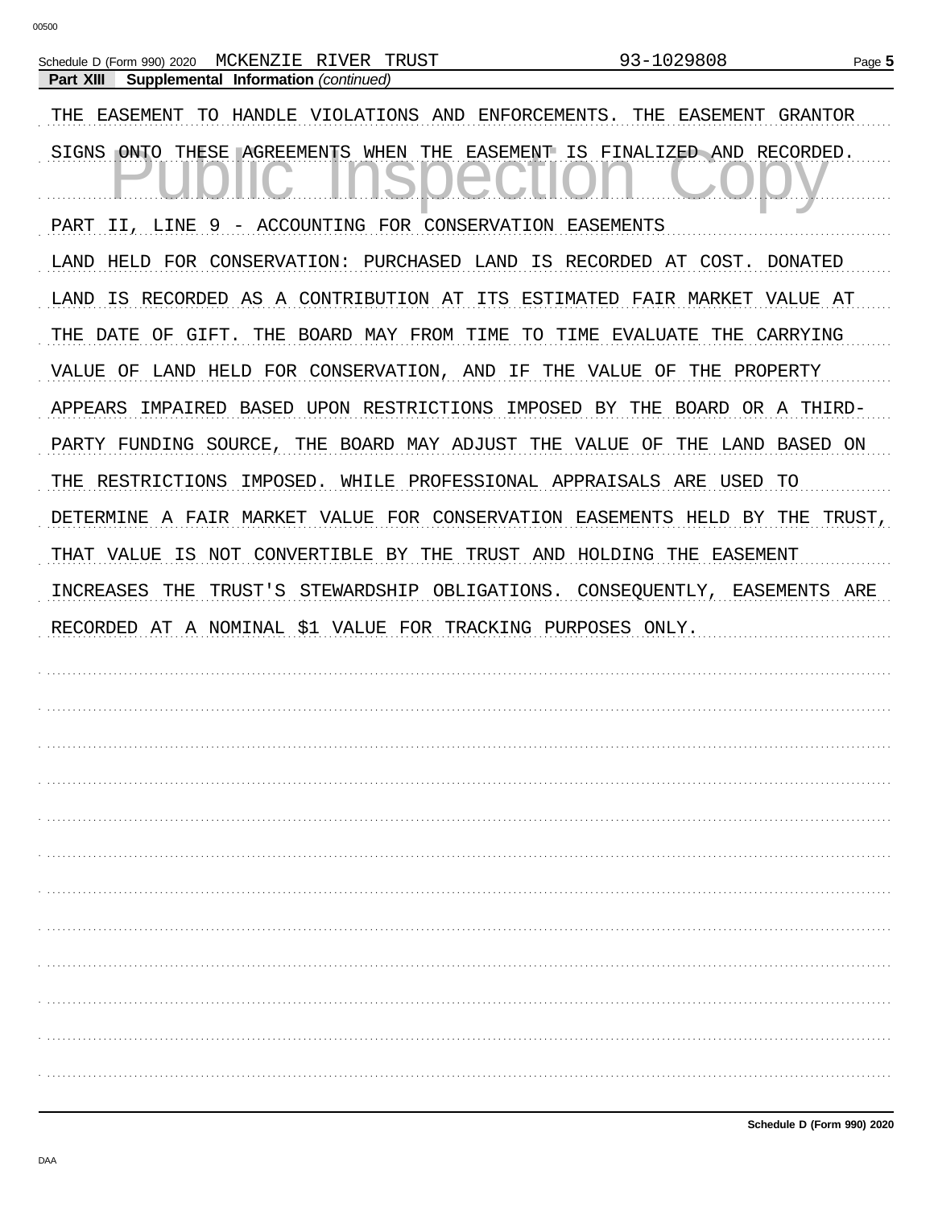Schedule D (Form 990) 2020 MCKENZIE RIVER TRUST 93-1029808

**Part XIII Supplemental Information** *(continued)*

THE EASEMENT TO HANDLE VIOLATIONS AND ENFORCEMENTS. THE EASEMENT GRANTOR SIGNS ONTO THESE AGREEMENTS WHEN THE EASEMENT IS FINALIZED AND RECORDED.

PART II, LINE 9 - ACCOUNTING FOR CONSERVATION EASEMENTS

LAND HELD FOR CONSERVATION: PURCHASED LAND IS RECORDED AT COST. DONATED LAND IS RECORDED AS A CONTRIBUTION AT ITS ESTIMATED FAIR MARKET VALUE AT THE DATE OF GIFT. THE BOARD MAY FROM TIME TO TIME EVALUATE THE CARRYING VALUE OF LAND HELD FOR CONSERVATION, AND IF THE VALUE OF THE PROPERTY APPEARS IMPAIRED BASED UPON RESTRICTIONS IMPOSED BY THE BOARD OR A THIRD-PARTY FUNDING SOURCE, THE BOARD MAY ADJUST THE VALUE OF THE LAND BASED ON THE RESTRICTIONS IMPOSED. WHILE PROFESSIONAL APPRAISALS ARE USED TO DETERMINE A FAIR MARKET VALUE FOR CONSERVATION EASEMENTS HELD BY THE TRUST, THAT VALUE IS NOT CONVERTIBLE BY THE TRUST AND HOLDING THE EASEMENT INCREASES THE TRUST'S STEWARDSHIP OBLIGATIONS. CONSEQUENTLY, EASEMENTS ARE RECORDED AT A NOMINAL $1 VALUE FOR TRACKING PURPOSES ONLY.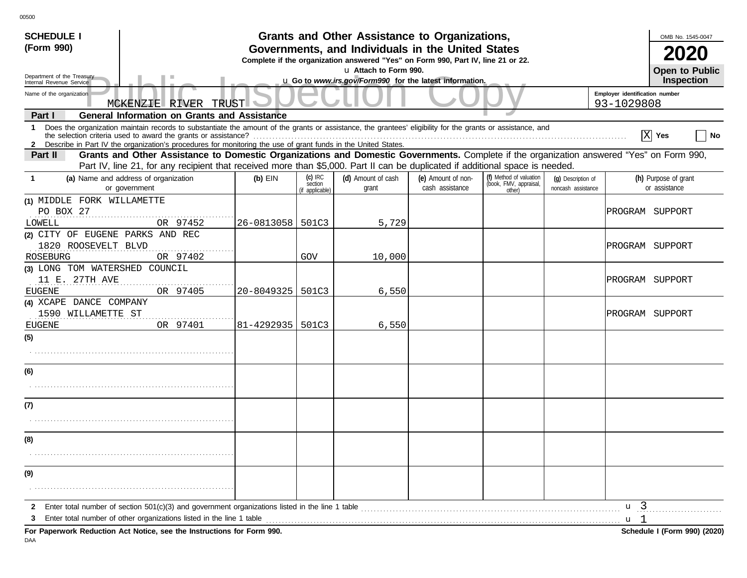**SCHEDULE I (Form 990)**

Department of the Treasury
Internal Revenue Service

# Grants and Other Assistance to Organizations, Governments, and Individuals in the United States

**Complete if the organization answered "Yes" on Form 990, Part IV, line 21 or 22.**

u **Attach to Form 990.**

u **Go to *www.irs.gov/Form990* for the latest information.**

OMB No. 1545-0047

**2020**

**Open to Public Inspection**

Public Inspection Copy

Name of the organization: MCKENZIE RIVER TRUST

Employer identification number: 93-1029808

**Part I — General Information on Grants and Assistance**

1 Does the organization maintain records to substantiate the amount of the grants or assistance, the grantees' eligibility for the grants or assistance, and the selection criteria used to award the grants or assistance? [X] Yes [ ] No

2 Describe in Part IV the organization's procedures for monitoring the use of grant funds in the United States.

**Part II — Grants and Other Assistance to Domestic Organizations and Domestic Governments.** Complete if the organization answered "Yes" on Form 990, Part IV, line 21, for any recipient that received more than $5,000. Part II can be duplicated if additional space is needed.

| 1 (a) Name and address of organization or government | (b) EIN | (c) IRC section (if applicable) | (d) Amount of cash grant | (e) Amount of non-cash assistance | (f) Method of valuation (book, FMV, appraisal, other) | (g) Description of noncash assistance | (h) Purpose of grant or assistance |
|---|---|---|---|---|---|---|---|
| (1) MIDDLE FORK WILLAMETTE<br>PO BOX 27<br>LOWELL OR 97452 | 26-0813058 | 501C3 | 5,729 | | | | PROGRAM SUPPORT |
| (2) CITY OF EUGENE PARKS AND REC<br>1820 ROOSEVELT BLVD<br>ROSEBURG OR 97402 | | GOV | 10,000 | | | | PROGRAM SUPPORT |
| (3) LONG TOM WATERSHED COUNCIL<br>11 E. 27TH AVE<br>EUGENE OR 97405 | 20-8049325 | 501C3 | 6,550 | | | | PROGRAM SUPPORT |
| (4) XCAPE DANCE COMPANY<br>1590 WILLAMETTE ST<br>EUGENE OR 97401 | 81-4292935 | 501C3 | 6,550 | | | | PROGRAM SUPPORT |
| (5) | | | | | | | |
| (6) | | | | | | | |
| (7) | | | | | | | |
| (8) | | | | | | | |
| (9) | | | | | | | |

2 Enter total number of section 501(c)(3) and government organizations listed in the line 1 table u 3

3 Enter total number of other organizations listed in the line 1 table u 1

**For Paperwork Reduction Act Notice, see the Instructions for Form 990.** **Schedule I (Form 990) (2020)**

DAA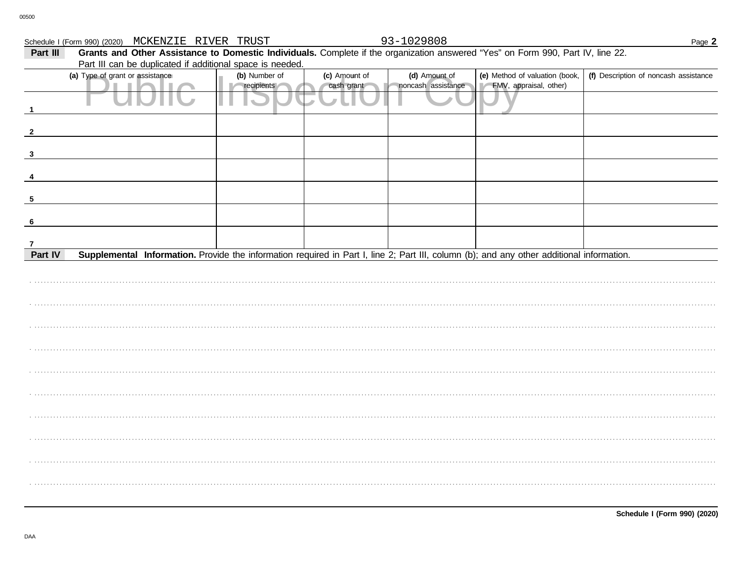Schedule I (Form 990) (2020) MCKENZIE RIVER TRUST 93-1029808

**Part III** **Grants and Other Assistance to Domestic Individuals.** Complete if the organization answered "Yes" on Form 990, Part IV, line 22. Part III can be duplicated if additional space is needed.

Public Inspection Copy

| | (a) Type of grant or assistance | (b) Number of recipients | (c) Amount of cash grant | (d) Amount of noncash assistance | (e) Method of valuation (book, FMV, appraisal, other) | (f) Description of noncash assistance |
|---|---|---|---|---|---|---|
| 1 | | | | | | |
| 2 | | | | | | |
| 3 | | | | | | |
| 4 | | | | | | |
| 5 | | | | | | |
| 6 | | | | | | |
| 7 | | | | | | |

**Part IV** **Supplemental Information.** Provide the information required in Part I, line 2; Part III, column (b); and any other additional information.

**Schedule I (Form 990) (2020)**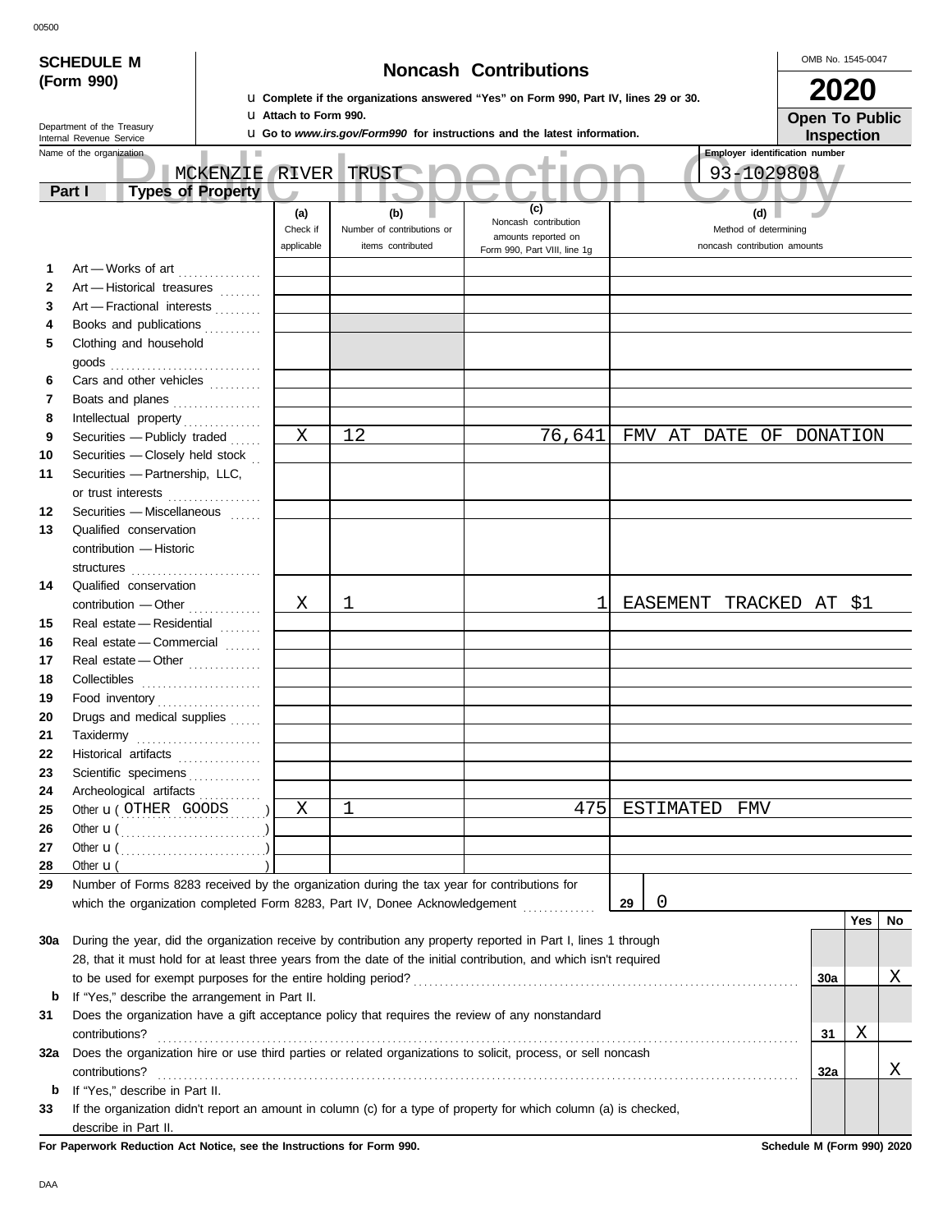00500

**SCHEDULE M (Form 990)**

Department of the Treasury
Internal Revenue Service

# Noncash Contributions

u Complete if the organizations answered "Yes" on Form 990, Part IV, lines 29 or 30.
u Attach to Form 990.
u Go to *www.irs.gov/Form990* for instructions and the latest information.

OMB No. 1545-0047

**2020**

**Open To Public Inspection**

Name of the organization: MCKENZIE RIVER TRUST

Employer identification number: 93-1029808

## Part I Types of Property

| | | (a) Check if applicable | (b) Number of contributions or items contributed | (c) Noncash contribution amounts reported on Form 990, Part VIII, line 1g | (d) Method of determining noncash contribution amounts |
|---|---|---|---|---|---|
| 1 | Art — Works of art | | | | |
| 2 | Art — Historical treasures | | | | |
| 3 | Art — Fractional interests | | | | |
| 4 | Books and publications | | | | |
| 5 | Clothing and household goods | | | | |
| 6 | Cars and other vehicles | | | | |
| 7 | Boats and planes | | | | |
| 8 | Intellectual property | | | | |
| 9 | Securities — Publicly traded | X | 12 | 76,641 | FMV AT DATE OF DONATION |
| 10 | Securities — Closely held stock | | | | |
| 11 | Securities — Partnership, LLC, or trust interests | | | | |
| 12 | Securities — Miscellaneous | | | | |
| 13 | Qualified conservation contribution — Historic structures | | | | |
| 14 | Qualified conservation contribution — Other | X | 1 | 1 | EASEMENT TRACKED AT $1 |
| 15 | Real estate — Residential | | | | |
| 16 | Real estate — Commercial | | | | |
| 17 | Real estate — Other | | | | |
| 18 | Collectibles | | | | |
| 19 | Food inventory | | | | |
| 20 | Drugs and medical supplies | | | | |
| 21 | Taxidermy | | | | |
| 22 | Historical artifacts | | | | |
| 23 | Scientific specimens | | | | |
| 24 | Archeological artifacts | | | | |
| 25 | Other u ( OTHER GOODS ) | X | 1 | 475 | ESTIMATED FMV |
| 26 | Other u ( ) | | | | |
| 27 | Other u ( ) | | | | |
| 28 | Other u ( ) | | | | |

29 Number of Forms 8283 received by the organization during the tax year for contributions for which the organization completed Form 8283, Part IV, Donee Acknowledgement ..... **29** 0

| | | | Yes | No |
|---|---|---|---|---|
| 30a | During the year, did the organization receive by contribution any property reported in Part I, lines 1 through 28, that it must hold for at least three years from the date of the initial contribution, and which isn't required to be used for exempt purposes for the entire holding period? | 30a | | X |
| b | If "Yes," describe the arrangement in Part II. | | | |
| 31 | Does the organization have a gift acceptance policy that requires the review of any nonstandard contributions? | 31 | X | |
| 32a | Does the organization hire or use third parties or related organizations to solicit, process, or sell noncash contributions? | 32a | | X |
| b | If "Yes," describe in Part II. | | | |
| 33 | If the organization didn't report an amount in column (c) for a type of property for which column (a) is checked, describe in Part II. | | | |

**For Paperwork Reduction Act Notice, see the Instructions for Form 990.** **Schedule M (Form 990) 2020**

DAA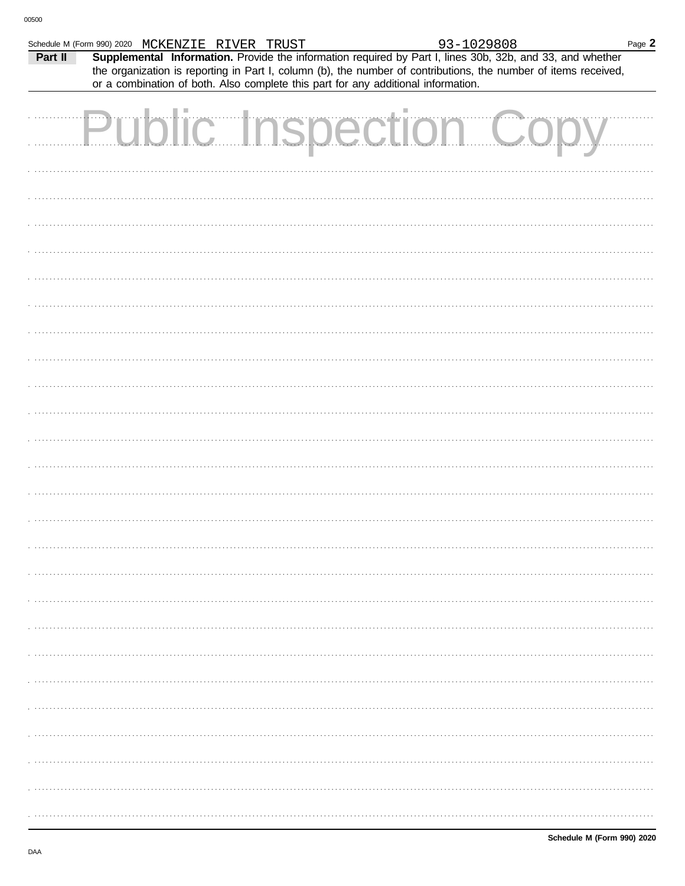00500

Schedule M (Form 990) 2020 MCKENZIE RIVER TRUST 93-1029808

**Part II** **Supplemental Information.** Provide the information required by Part I, lines 30b, 32b, and 33, and whether the organization is reporting in Part I, column (b), the number of contributions, the number of items received, or a combination of both. Also complete this part for any additional information.

Public Inspection Copy

**Schedule M (Form 990) 2020**

DAA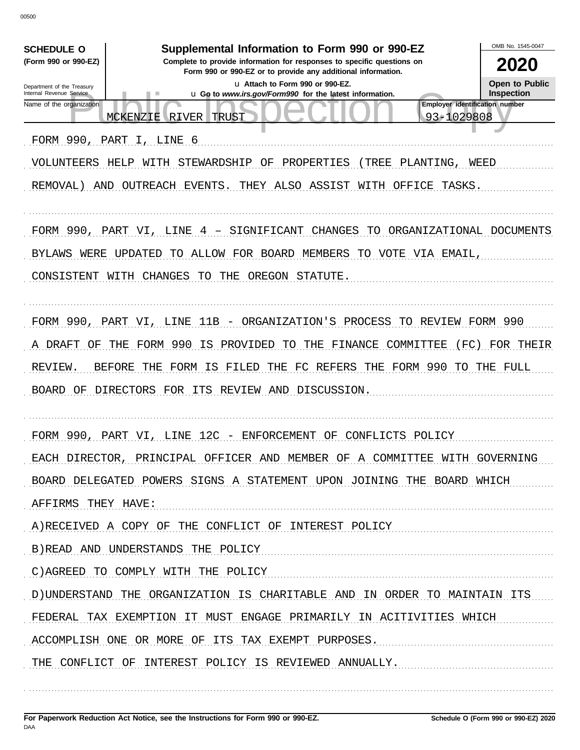00500

**SCHEDULE O**
**(Form 990 or 990-EZ)**

Department of the Treasury
Internal Revenue Service

# Supplemental Information to Form 990 or 990-EZ

**Complete to provide information for responses to specific questions on Form 990 or 990-EZ or to provide any additional information.**

u **Attach to Form 990 or 990-EZ.**

u **Go to *www.irs.gov/Form990* for the latest information.**

OMB No. 1545-0047

**2020**

**Open to Public Inspection**

Name of the organization: MCKENZIE RIVER TRUST

Employer identification number: 93-1029808

FORM 990, PART I, LINE 6

VOLUNTEERS HELP WITH STEWARDSHIP OF PROPERTIES (TREE PLANTING, WEED REMOVAL) AND OUTREACH EVENTS. THEY ALSO ASSIST WITH OFFICE TASKS.

FORM 990, PART VI, LINE 4 - SIGNIFICANT CHANGES TO ORGANIZATIONAL DOCUMENTS

BYLAWS WERE UPDATED TO ALLOW FOR BOARD MEMBERS TO VOTE VIA EMAIL, CONSISTENT WITH CHANGES TO THE OREGON STATUTE.

FORM 990, PART VI, LINE 11B - ORGANIZATION'S PROCESS TO REVIEW FORM 990

A DRAFT OF THE FORM 990 IS PROVIDED TO THE FINANCE COMMITTEE (FC) FOR THEIR REVIEW. BEFORE THE FORM IS FILED THE FC REFERS THE FORM 990 TO THE FULL BOARD OF DIRECTORS FOR ITS REVIEW AND DISCUSSION.

FORM 990, PART VI, LINE 12C - ENFORCEMENT OF CONFLICTS POLICY

EACH DIRECTOR, PRINCIPAL OFFICER AND MEMBER OF A COMMITTEE WITH GOVERNING BOARD DELEGATED POWERS SIGNS A STATEMENT UPON JOINING THE BOARD WHICH AFFIRMS THEY HAVE:

A)RECEIVED A COPY OF THE CONFLICT OF INTEREST POLICY

B)READ AND UNDERSTANDS THE POLICY

C)AGREED TO COMPLY WITH THE POLICY

D)UNDERSTAND THE ORGANIZATION IS CHARITABLE AND IN ORDER TO MAINTAIN ITS FEDERAL TAX EXEMPTION IT MUST ENGAGE PRIMARILY IN ACITIVITIES WHICH ACCOMPLISH ONE OR MORE OF ITS TAX EXEMPT PURPOSES.

THE CONFLICT OF INTEREST POLICY IS REVIEWED ANNUALLY.

**For Paperwork Reduction Act Notice, see the Instructions for Form 990 or 990-EZ.**
DAA

**Schedule O (Form 990 or 990-EZ) 2020**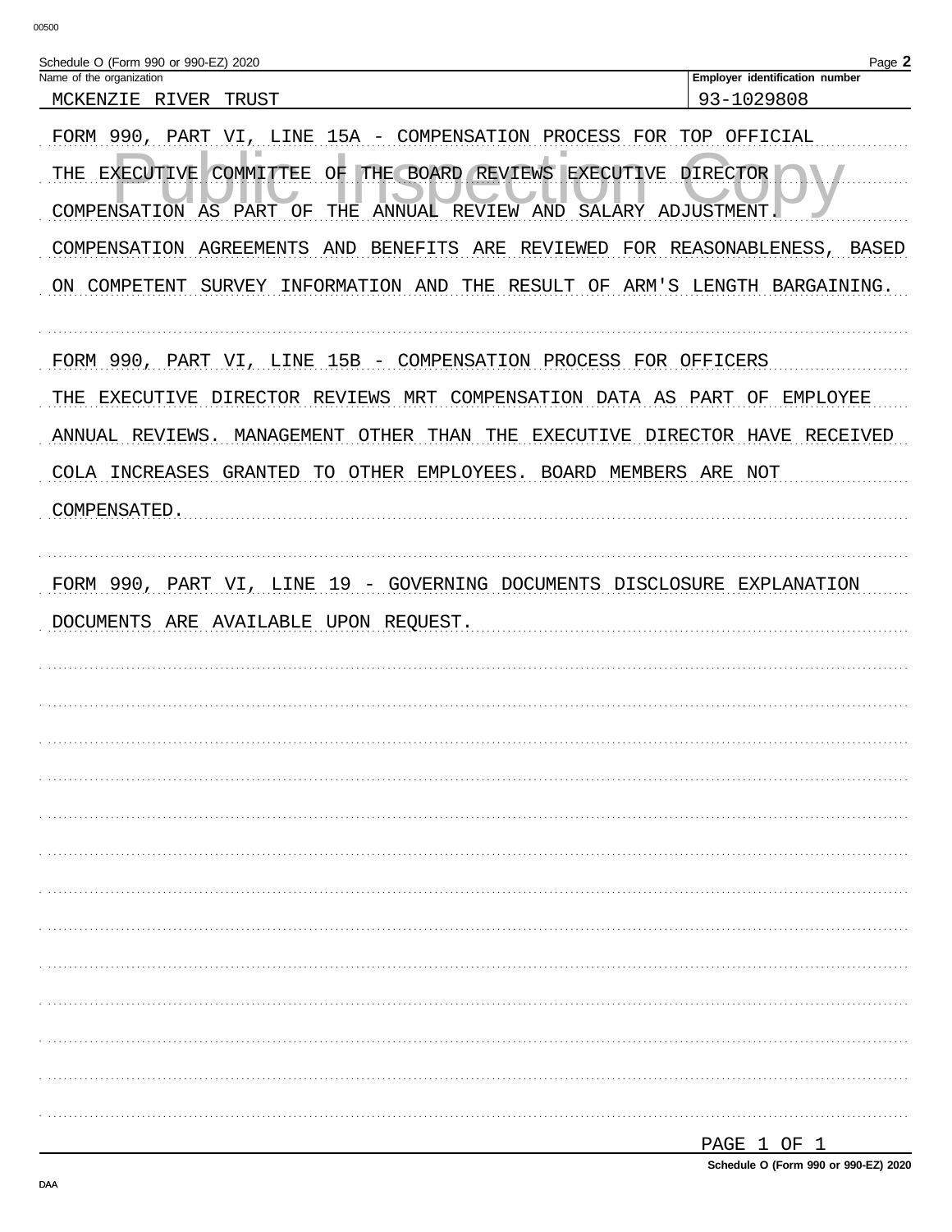Schedule O (Form 990 or 990-EZ) 2020

Name of the organization: MCKENZIE RIVER TRUST

Employer identification number: 93-1029808

FORM 990, PART VI, LINE 15A - COMPENSATION PROCESS FOR TOP OFFICIAL

THE EXECUTIVE COMMITTEE OF THE BOARD REVIEWS EXECUTIVE DIRECTOR COMPENSATION AS PART OF THE ANNUAL REVIEW AND SALARY ADJUSTMENT. COMPENSATION AGREEMENTS AND BENEFITS ARE REVIEWED FOR REASONABLENESS, BASED ON COMPETENT SURVEY INFORMATION AND THE RESULT OF ARM'S LENGTH BARGAINING.

FORM 990, PART VI, LINE 15B - COMPENSATION PROCESS FOR OFFICERS

THE EXECUTIVE DIRECTOR REVIEWS MRT COMPENSATION DATA AS PART OF EMPLOYEE ANNUAL REVIEWS. MANAGEMENT OTHER THAN THE EXECUTIVE DIRECTOR HAVE RECEIVED COLA INCREASES GRANTED TO OTHER EMPLOYEES. BOARD MEMBERS ARE NOT COMPENSATED.

FORM 990, PART VI, LINE 19 - GOVERNING DOCUMENTS DISCLOSURE EXPLANATION

DOCUMENTS ARE AVAILABLE UPON REQUEST.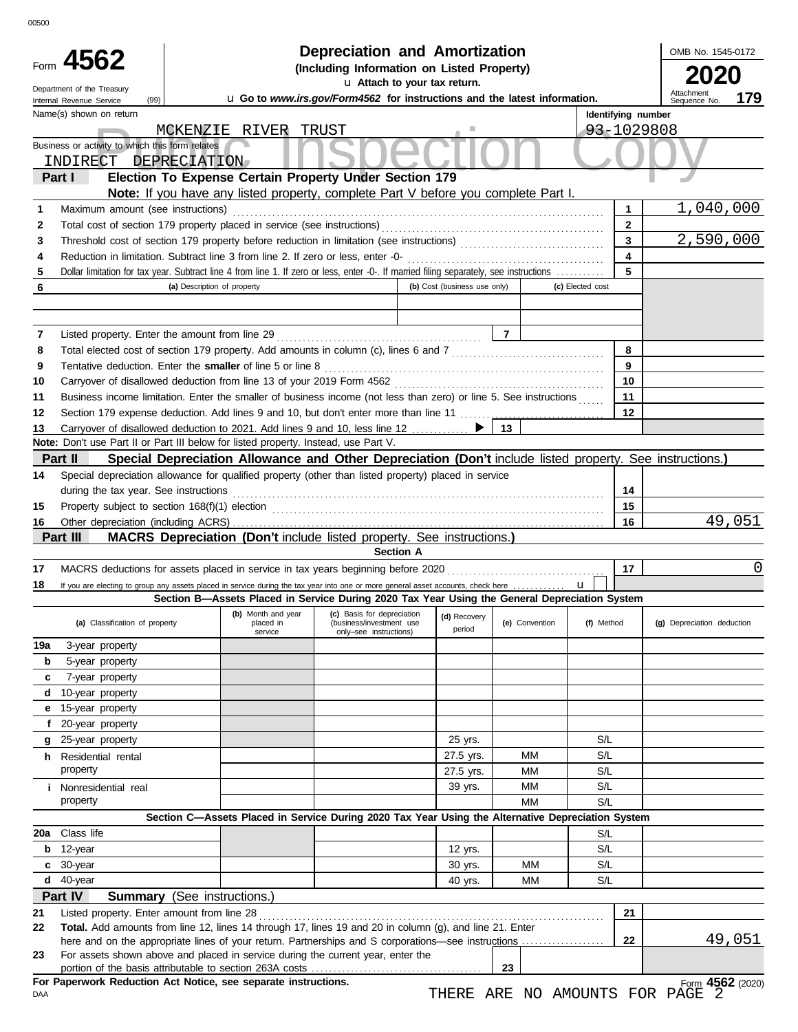00500

# Form 4562

## Depreciation and Amortization

**(Including Information on Listed Property)**

u Attach to your tax return.

u Go to *www.irs.gov/Form4562* for instructions and the latest information.

Department of the Treasury
Internal Revenue Service (99)

OMB No. 1545-0172

**2020**

Attachment Sequence No. **179**

Public Inspection Copy

| Name(s) shown on return | Identifying number |
|---|---|
| MCKENZIE RIVER TRUST | 93-1029808 |

Business or activity to which this form relates

INDIRECT DEPRECIATION

### Part I — Election To Expense Certain Property Under Section 179

**Note:** If you have any listed property, complete Part V before you complete Part I.

| | | | |
|---|---|---|---|
| 1 | Maximum amount (see instructions) | 1 | 1,040,000 |
| 2 | Total cost of section 179 property placed in service (see instructions) | 2 | |
| 3 | Threshold cost of section 179 property before reduction in limitation (see instructions) | 3 | 2,590,000 |
| 4 | Reduction in limitation. Subtract line 3 from line 2. If zero or less, enter -0- | 4 | |
| 5 | Dollar limitation for tax year. Subtract line 4 from line 1. If zero or less, enter -0-. If married filing separately, see instructions | 5 | |

| 6 (a) Description of property | (b) Cost (business use only) | (c) Elected cost |
|---|---|---|
| | | |
| | | |

| | | | |
|---|---|---|---|
| 7 | Listed property. Enter the amount from line 29 | 7 | |
| 8 | Total elected cost of section 179 property. Add amounts in column (c), lines 6 and 7 | 8 | |
| 9 | Tentative deduction. Enter the **smaller** of line 5 or line 8 | 9 | |
| 10 | Carryover of disallowed deduction from line 13 of your 2019 Form 4562 | 10 | |
| 11 | Business income limitation. Enter the smaller of business income (not less than zero) or line 5. See instructions | 11 | |
| 12 | Section 179 expense deduction. Add lines 9 and 10, but don't enter more than line 11 | 12 | |
| 13 | Carryover of disallowed deduction to 2021. Add lines 9 and 10, less line 12 ▶ | 13 | |

**Note:** Don't use Part II or Part III below for listed property. Instead, use Part V.

### Part II — Special Depreciation Allowance and Other Depreciation (Don't include listed property. See instructions.)

| | | | |
|---|---|---|---|
| 14 | Special depreciation allowance for qualified property (other than listed property) placed in service during the tax year. See instructions | 14 | |
| 15 | Property subject to section 168(f)(1) election | 15 | |
| 16 | Other depreciation (including ACRS) | 16 | 49,051 |

### Part III — MACRS Depreciation (Don't include listed property. See instructions.)

**Section A**

| | | | |
|---|---|---|---|
| 17 | MACRS deductions for assets placed in service in tax years beginning before 2020 | 17 | 0 |
| 18 | If you are electing to group any assets placed in service during the tax year into one or more general asset accounts, check here u ☐ | | |

**Section B—Assets Placed in Service During 2020 Tax Year Using the General Depreciation System**

| (a) Classification of property | (b) Month and year placed in service | (c) Basis for depreciation (business/investment use only–see instructions) | (d) Recovery period | (e) Convention | (f) Method | (g) Depreciation deduction |
|---|---|---|---|---|---|---|
| 19a 3-year property | | | | | | |
| b 5-year property | | | | | | |
| c 7-year property | | | | | | |
| d 10-year property | | | | | | |
| e 15-year property | | | | | | |
| f 20-year property | | | | | | |
| g 25-year property | | | 25 yrs. | | S/L | |
| h Residential rental property | | | 27.5 yrs. | MM | S/L | |
| | | | 27.5 yrs. | MM | S/L | |
| i Nonresidential real property | | | 39 yrs. | MM | S/L | |
| | | | | MM | S/L | |

**Section C—Assets Placed in Service During 2020 Tax Year Using the Alternative Depreciation System**

| (a) Classification of property | (b) Month and year placed in service | (c) Basis for depreciation | (d) Recovery period | (e) Convention | (f) Method | (g) Depreciation deduction |
|---|---|---|---|---|---|---|
| 20a Class life | | | | | S/L | |
| b 12-year | | | 12 yrs. | | S/L | |
| c 30-year | | | 30 yrs. | MM | S/L | |
| d 40-year | | | 40 yrs. | MM | S/L | |

### Part IV — Summary (See instructions.)

| | | | |
|---|---|---|---|
| 21 | Listed property. Enter amount from line 28 | 21 | |
| 22 | **Total.** Add amounts from line 12, lines 14 through 17, lines 19 and 20 in column (g), and line 21. Enter here and on the appropriate lines of your return. Partnerships and S corporations—see instructions | 22 | 49,051 |
| 23 | For assets shown above and placed in service during the current year, enter the portion of the basis attributable to section 263A costs | 23 | |

**For Paperwork Reduction Act Notice, see separate instructions.**

DAA

Form **4562** (2020)

THERE ARE NO AMOUNTS FOR PAGE 2